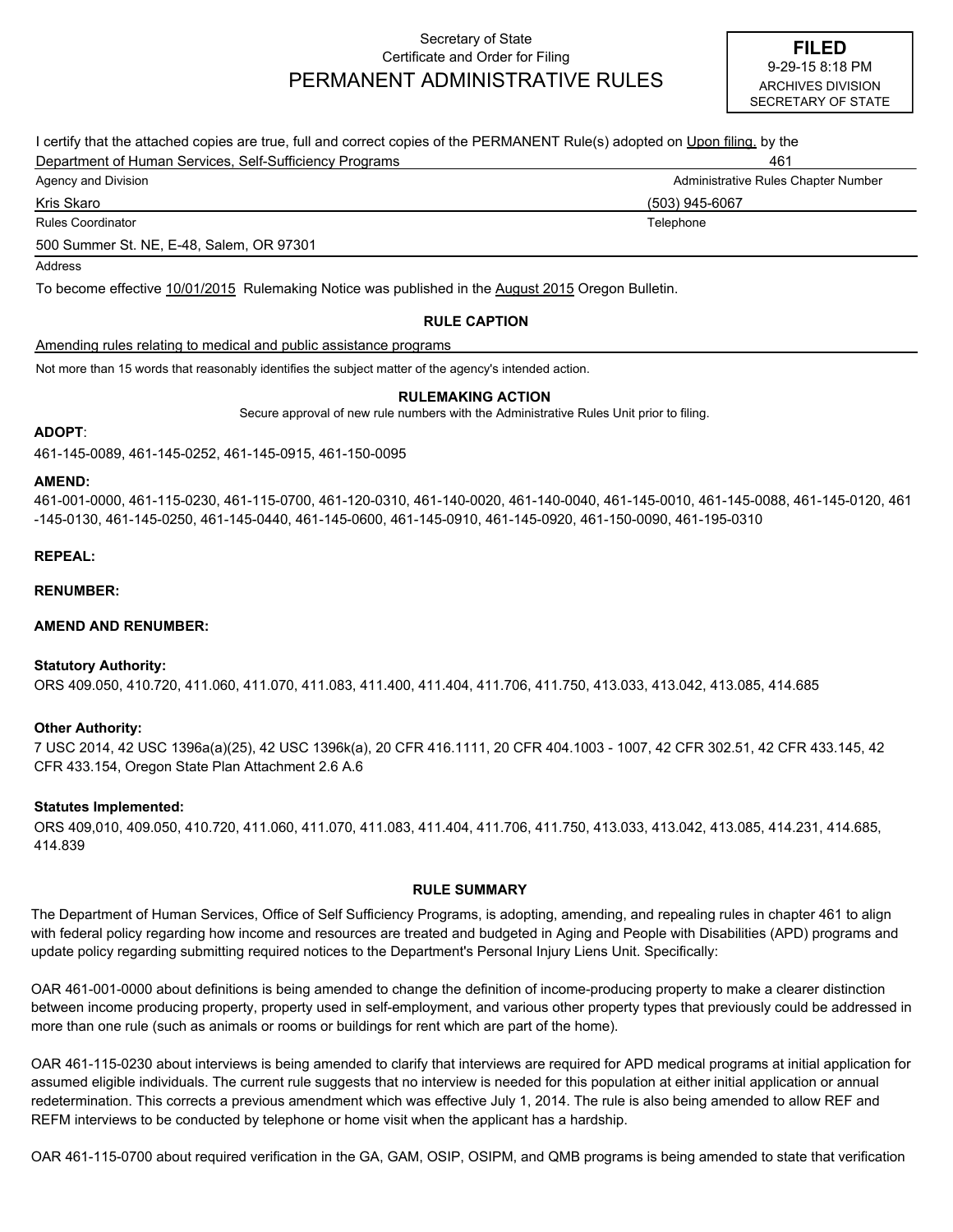Secretary of State
Certificate and Order for Filing

# PERMANENT ADMINISTRATIVE RULES

**FILED**
9-29-15 8:18 PM
ARCHIVES DIVISION
SECRETARY OF STATE

I certify that the attached copies are true, full and correct copies of the PERMANENT Rule(s) adopted on Upon filing. by the

Department of Human Services, Self-Sufficiency Programs — 461
Agency and Division — Administrative Rules Chapter Number

Kris Skaro — (503) 945-6067
Rules Coordinator — Telephone

500 Summer St. NE, E-48, Salem, OR 97301
Address

To become effective 10/01/2015 Rulemaking Notice was published in the August 2015 Oregon Bulletin.

### RULE CAPTION

Amending rules relating to medical and public assistance programs

Not more than 15 words that reasonably identifies the subject matter of the agency's intended action.

### RULEMAKING ACTION

Secure approval of new rule numbers with the Administrative Rules Unit prior to filing.

**ADOPT**:

461-145-0089, 461-145-0252, 461-145-0915, 461-150-0095

**AMEND:**

461-001-0000, 461-115-0230, 461-115-0700, 461-120-0310, 461-140-0020, 461-140-0040, 461-145-0010, 461-145-0088, 461-145-0120, 461-145-0130, 461-145-0250, 461-145-0440, 461-145-0600, 461-145-0910, 461-145-0920, 461-150-0090, 461-195-0310

**REPEAL:**

**RENUMBER:**

**AMEND AND RENUMBER:**

**Statutory Authority:**

ORS 409.050, 410.720, 411.060, 411.070, 411.083, 411.400, 411.404, 411.706, 411.750, 413.033, 413.042, 413.085, 414.685

**Other Authority:**

7 USC 2014, 42 USC 1396a(a)(25), 42 USC 1396k(a), 20 CFR 416.1111, 20 CFR 404.1003 - 1007, 42 CFR 302.51, 42 CFR 433.145, 42 CFR 433.154, Oregon State Plan Attachment 2.6 A.6

**Statutes Implemented:**

ORS 409,010, 409.050, 410.720, 411.060, 411.070, 411.083, 411.404, 411.706, 411.750, 413.033, 413.042, 413.085, 414.231, 414.685, 414.839

### RULE SUMMARY

The Department of Human Services, Office of Self Sufficiency Programs, is adopting, amending, and repealing rules in chapter 461 to align with federal policy regarding how income and resources are treated and budgeted in Aging and People with Disabilities (APD) programs and update policy regarding submitting required notices to the Department's Personal Injury Liens Unit. Specifically:

OAR 461-001-0000 about definitions is being amended to change the definition of income-producing property to make a clearer distinction between income producing property, property used in self-employment, and various other property types that previously could be addressed in more than one rule (such as animals or rooms or buildings for rent which are part of the home).

OAR 461-115-0230 about interviews is being amended to clarify that interviews are required for APD medical programs at initial application for assumed eligible individuals. The current rule suggests that no interview is needed for this population at either initial application or annual redetermination. This corrects a previous amendment which was effective July 1, 2014. The rule is also being amended to allow REF and REFM interviews to be conducted by telephone or home visit when the applicant has a hardship.

OAR 461-115-0700 about required verification in the GA, GAM, OSIP, OSIPM, and QMB programs is being amended to state that verification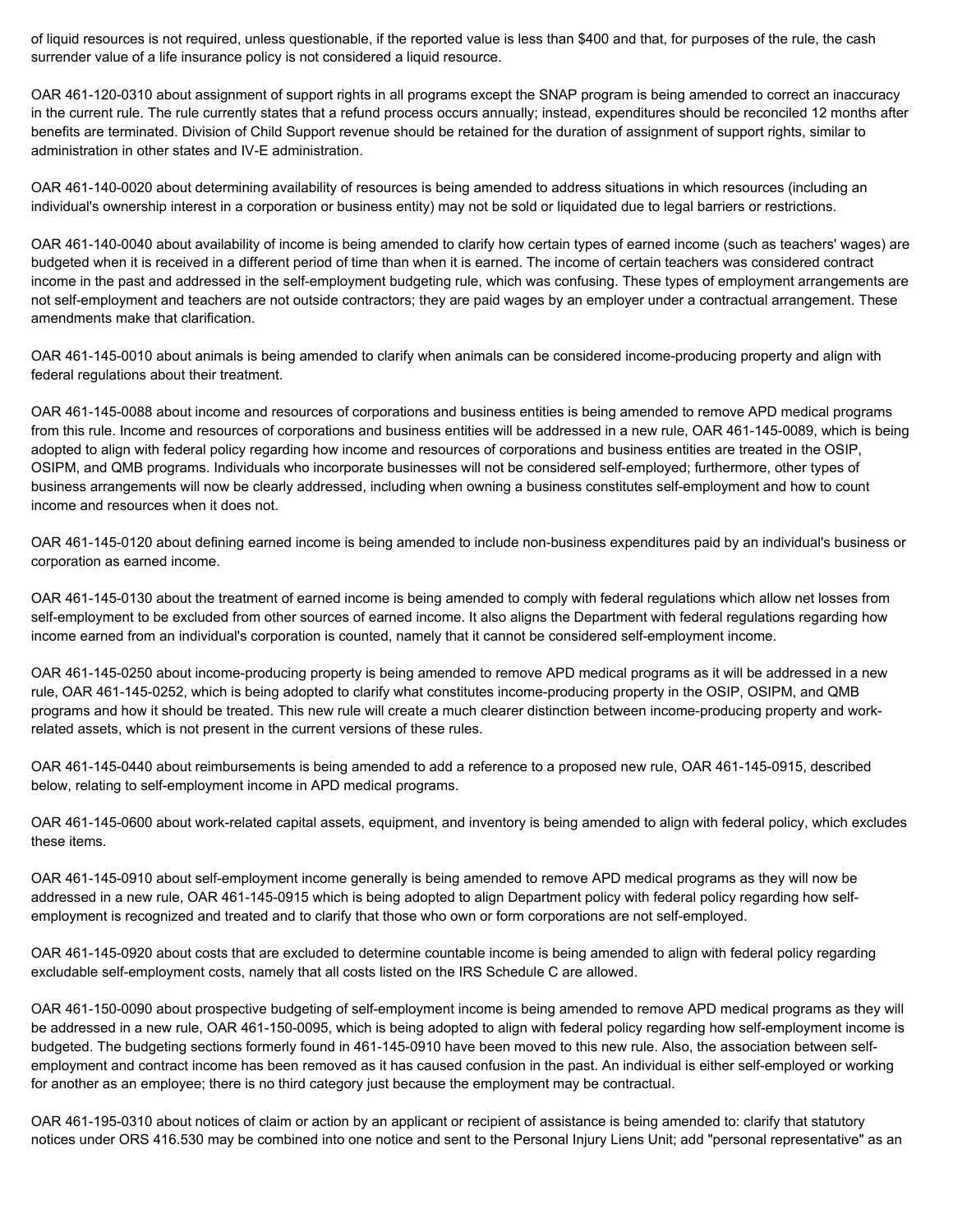of liquid resources is not required, unless questionable, if the reported value is less than $400 and that, for purposes of the rule, the cash surrender value of a life insurance policy is not considered a liquid resource.

OAR 461-120-0310 about assignment of support rights in all programs except the SNAP program is being amended to correct an inaccuracy in the current rule. The rule currently states that a refund process occurs annually; instead, expenditures should be reconciled 12 months after benefits are terminated. Division of Child Support revenue should be retained for the duration of assignment of support rights, similar to administration in other states and IV-E administration.

OAR 461-140-0020 about determining availability of resources is being amended to address situations in which resources (including an individual's ownership interest in a corporation or business entity) may not be sold or liquidated due to legal barriers or restrictions.

OAR 461-140-0040 about availability of income is being amended to clarify how certain types of earned income (such as teachers' wages) are budgeted when it is received in a different period of time than when it is earned. The income of certain teachers was considered contract income in the past and addressed in the self-employment budgeting rule, which was confusing. These types of employment arrangements are not self-employment and teachers are not outside contractors; they are paid wages by an employer under a contractual arrangement. These amendments make that clarification.

OAR 461-145-0010 about animals is being amended to clarify when animals can be considered income-producing property and align with federal regulations about their treatment.

OAR 461-145-0088 about income and resources of corporations and business entities is being amended to remove APD medical programs from this rule. Income and resources of corporations and business entities will be addressed in a new rule, OAR 461-145-0089, which is being adopted to align with federal policy regarding how income and resources of corporations and business entities are treated in the OSIP, OSIPM, and QMB programs. Individuals who incorporate businesses will not be considered self-employed; furthermore, other types of business arrangements will now be clearly addressed, including when owning a business constitutes self-employment and how to count income and resources when it does not.

OAR 461-145-0120 about defining earned income is being amended to include non-business expenditures paid by an individual's business or corporation as earned income.

OAR 461-145-0130 about the treatment of earned income is being amended to comply with federal regulations which allow net losses from self-employment to be excluded from other sources of earned income. It also aligns the Department with federal regulations regarding how income earned from an individual's corporation is counted, namely that it cannot be considered self-employment income.

OAR 461-145-0250 about income-producing property is being amended to remove APD medical programs as it will be addressed in a new rule, OAR 461-145-0252, which is being adopted to clarify what constitutes income-producing property in the OSIP, OSIPM, and QMB programs and how it should be treated. This new rule will create a much clearer distinction between income-producing property and work-related assets, which is not present in the current versions of these rules.

OAR 461-145-0440 about reimbursements is being amended to add a reference to a proposed new rule, OAR 461-145-0915, described below, relating to self-employment income in APD medical programs.

OAR 461-145-0600 about work-related capital assets, equipment, and inventory is being amended to align with federal policy, which excludes these items.

OAR 461-145-0910 about self-employment income generally is being amended to remove APD medical programs as they will now be addressed in a new rule, OAR 461-145-0915 which is being adopted to align Department policy with federal policy regarding how self-employment is recognized and treated and to clarify that those who own or form corporations are not self-employed.

OAR 461-145-0920 about costs that are excluded to determine countable income is being amended to align with federal policy regarding excludable self-employment costs, namely that all costs listed on the IRS Schedule C are allowed.

OAR 461-150-0090 about prospective budgeting of self-employment income is being amended to remove APD medical programs as they will be addressed in a new rule, OAR 461-150-0095, which is being adopted to align with federal policy regarding how self-employment income is budgeted. The budgeting sections formerly found in 461-145-0910 have been moved to this new rule. Also, the association between self-employment and contract income has been removed as it has caused confusion in the past. An individual is either self-employed or working for another as an employee; there is no third category just because the employment may be contractual.

OAR 461-195-0310 about notices of claim or action by an applicant or recipient of assistance is being amended to: clarify that statutory notices under ORS 416.530 may be combined into one notice and sent to the Personal Injury Liens Unit; add "personal representative" as an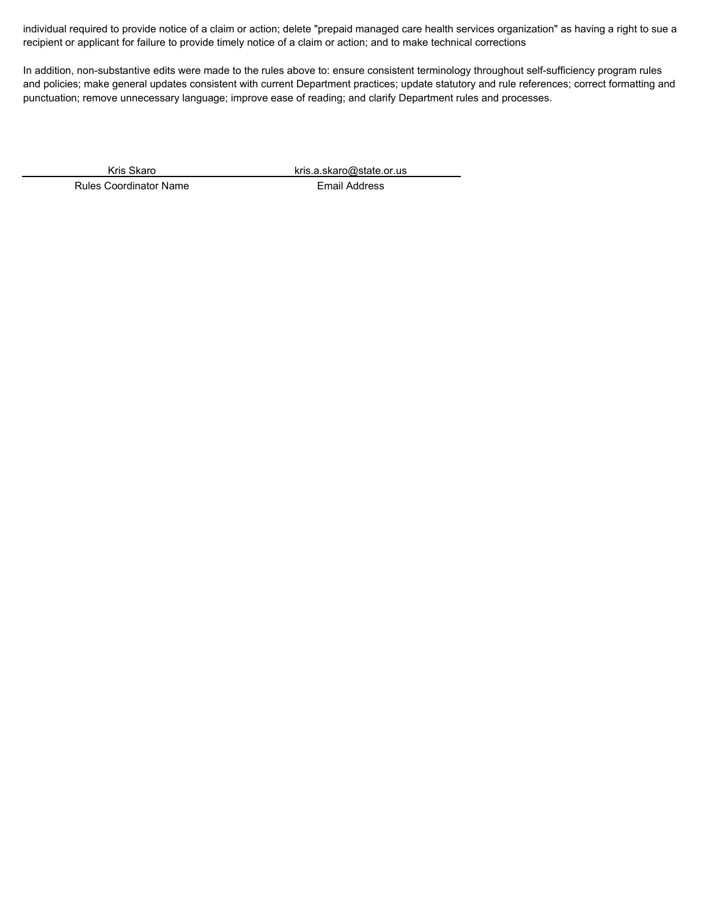individual required to provide notice of a claim or action; delete "prepaid managed care health services organization" as having a right to sue a recipient or applicant for failure to provide timely notice of a claim or action; and to make technical corrections

In addition, non-substantive edits were made to the rules above to: ensure consistent terminology throughout self-sufficiency program rules and policies; make general updates consistent with current Department practices; update statutory and rule references; correct formatting and punctuation; remove unnecessary language; improve ease of reading; and clarify Department rules and processes.

| Kris Skaro | kris.a.skaro@state.or.us |
| --- | --- |
| Rules Coordinator Name | Email Address |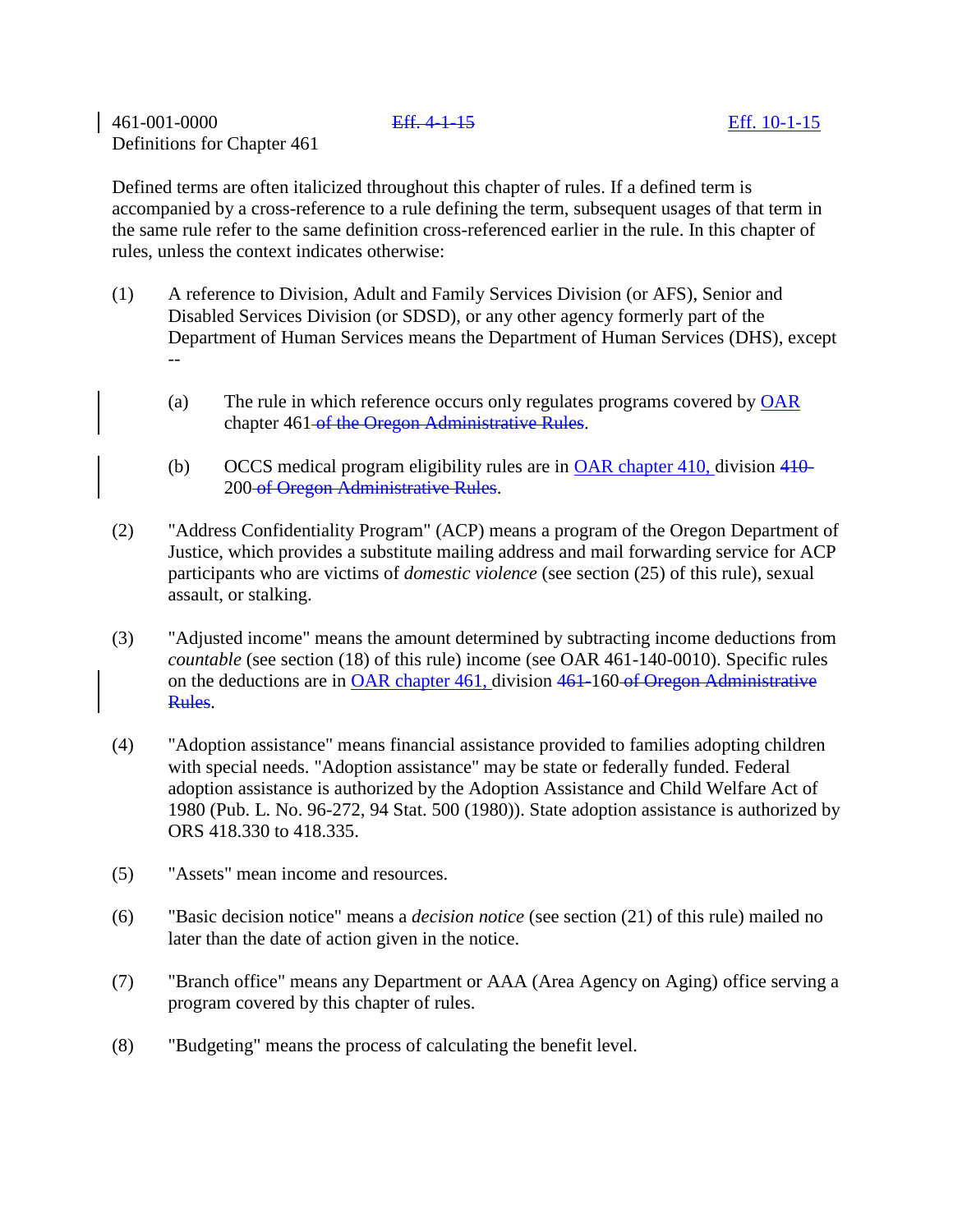461-001-0000 ~~Eff. 4-1-15~~ Eff. 10-1-15
Definitions for Chapter 461

Defined terms are often italicized throughout this chapter of rules. If a defined term is accompanied by a cross-reference to a rule defining the term, subsequent usages of that term in the same rule refer to the same definition cross-referenced earlier in the rule. In this chapter of rules, unless the context indicates otherwise:

(1) A reference to Division, Adult and Family Services Division (or AFS), Senior and Disabled Services Division (or SDSD), or any other agency formerly part of the Department of Human Services means the Department of Human Services (DHS), except --

   (a) The rule in which reference occurs only regulates programs covered by OAR chapter 461 ~~of the Oregon Administrative Rules~~.

   (b) OCCS medical program eligibility rules are in OAR chapter 410, division ~~410-~~200 ~~of Oregon Administrative Rules~~.

(2) "Address Confidentiality Program" (ACP) means a program of the Oregon Department of Justice, which provides a substitute mailing address and mail forwarding service for ACP participants who are victims of *domestic violence* (see section (25) of this rule), sexual assault, or stalking.

(3) "Adjusted income" means the amount determined by subtracting income deductions from *countable* (see section (18) of this rule) income (see OAR 461-140-0010). Specific rules on the deductions are in OAR chapter 461, division ~~461-~~160 ~~of Oregon Administrative Rules~~.

(4) "Adoption assistance" means financial assistance provided to families adopting children with special needs. "Adoption assistance" may be state or federally funded. Federal adoption assistance is authorized by the Adoption Assistance and Child Welfare Act of 1980 (Pub. L. No. 96-272, 94 Stat. 500 (1980)). State adoption assistance is authorized by ORS 418.330 to 418.335.

(5) "Assets" mean income and resources.

(6) "Basic decision notice" means a *decision notice* (see section (21) of this rule) mailed no later than the date of action given in the notice.

(7) "Branch office" means any Department or AAA (Area Agency on Aging) office serving a program covered by this chapter of rules.

(8) "Budgeting" means the process of calculating the benefit level.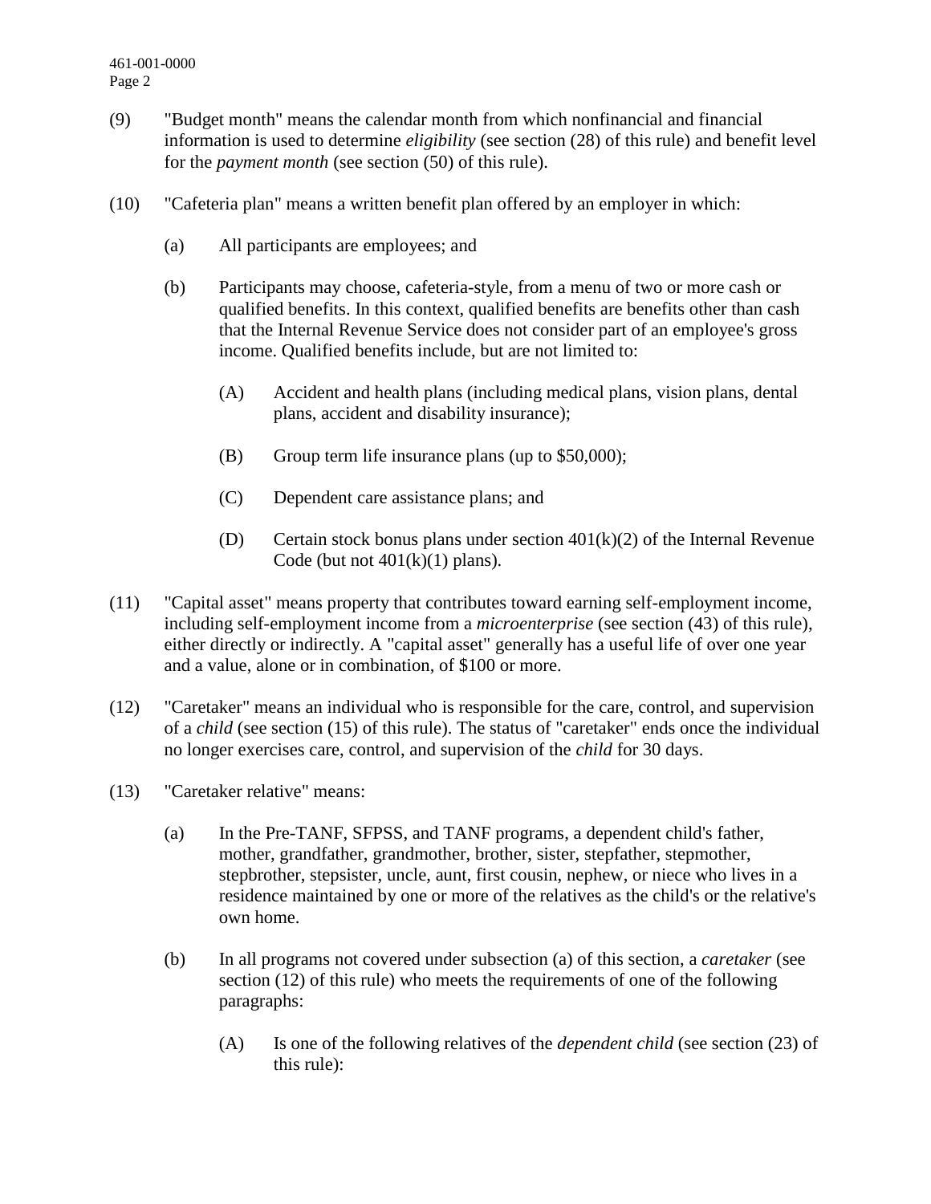(9) "Budget month" means the calendar month from which nonfinancial and financial information is used to determine *eligibility* (see section (28) of this rule) and benefit level for the *payment month* (see section (50) of this rule).

(10) "Cafeteria plan" means a written benefit plan offered by an employer in which:

- (a) All participants are employees; and
- (b) Participants may choose, cafeteria-style, from a menu of two or more cash or qualified benefits. In this context, qualified benefits are benefits other than cash that the Internal Revenue Service does not consider part of an employee's gross income. Qualified benefits include, but are not limited to:
  - (A) Accident and health plans (including medical plans, vision plans, dental plans, accident and disability insurance);
  - (B) Group term life insurance plans (up to $50,000);
  - (C) Dependent care assistance plans; and
  - (D) Certain stock bonus plans under section 401(k)(2) of the Internal Revenue Code (but not 401(k)(1) plans).

(11) "Capital asset" means property that contributes toward earning self-employment income, including self-employment income from a *microenterprise* (see section (43) of this rule), either directly or indirectly. A "capital asset" generally has a useful life of over one year and a value, alone or in combination, of $100 or more.

(12) "Caretaker" means an individual who is responsible for the care, control, and supervision of a *child* (see section (15) of this rule). The status of "caretaker" ends once the individual no longer exercises care, control, and supervision of the *child* for 30 days.

(13) "Caretaker relative" means:

- (a) In the Pre-TANF, SFPSS, and TANF programs, a dependent child's father, mother, grandfather, grandmother, brother, sister, stepfather, stepmother, stepbrother, stepsister, uncle, aunt, first cousin, nephew, or niece who lives in a residence maintained by one or more of the relatives as the child's or the relative's own home.
- (b) In all programs not covered under subsection (a) of this section, a *caretaker* (see section (12) of this rule) who meets the requirements of one of the following paragraphs:
  - (A) Is one of the following relatives of the *dependent child* (see section (23) of this rule):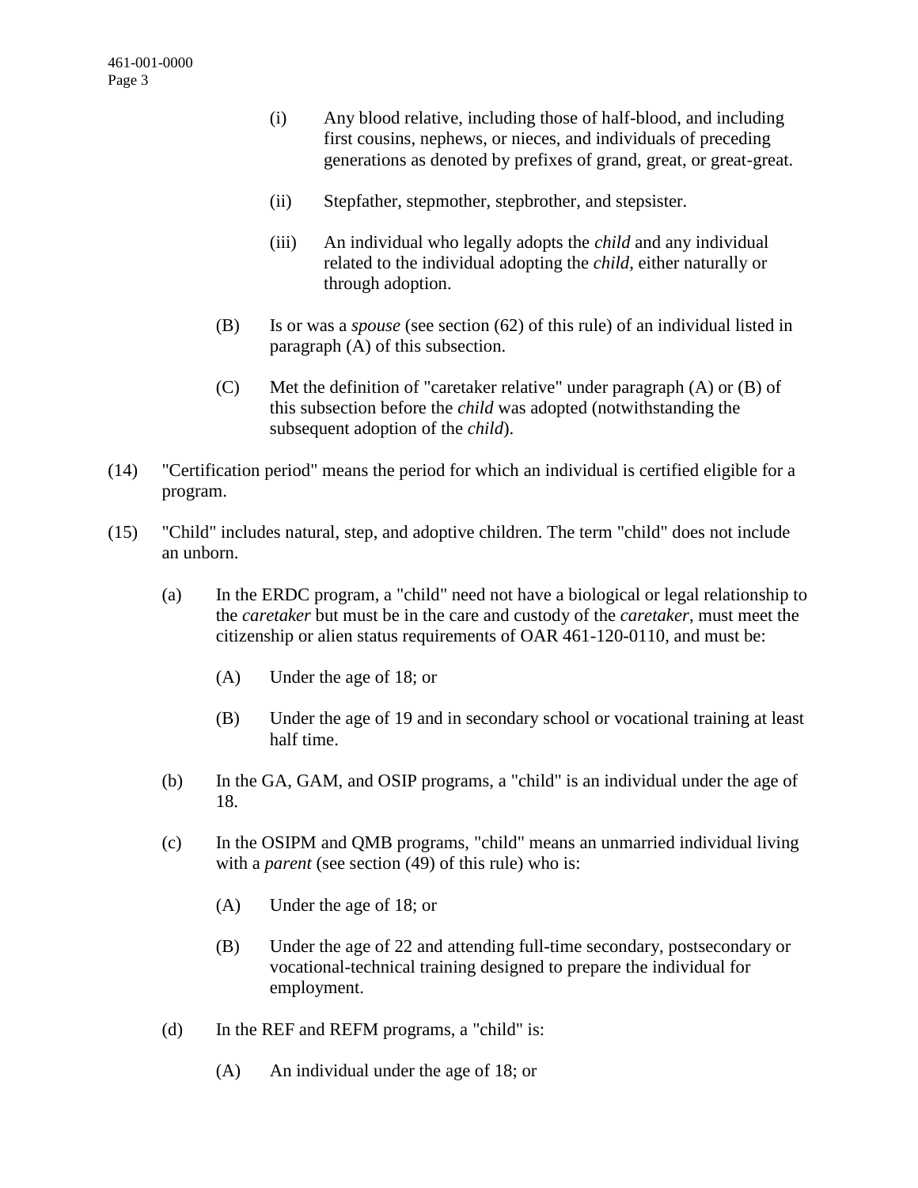(i) Any blood relative, including those of half-blood, and including first cousins, nephews, or nieces, and individuals of preceding generations as denoted by prefixes of grand, great, or great-great.

(ii) Stepfather, stepmother, stepbrother, and stepsister.

(iii) An individual who legally adopts the *child* and any individual related to the individual adopting the *child*, either naturally or through adoption.

(B) Is or was a *spouse* (see section (62) of this rule) of an individual listed in paragraph (A) of this subsection.

(C) Met the definition of "caretaker relative" under paragraph (A) or (B) of this subsection before the *child* was adopted (notwithstanding the subsequent adoption of the *child*).

(14) "Certification period" means the period for which an individual is certified eligible for a program.

(15) "Child" includes natural, step, and adoptive children. The term "child" does not include an unborn.

(a) In the ERDC program, a "child" need not have a biological or legal relationship to the *caretaker* but must be in the care and custody of the *caretaker*, must meet the citizenship or alien status requirements of OAR 461-120-0110, and must be:

(A) Under the age of 18; or

(B) Under the age of 19 and in secondary school or vocational training at least half time.

(b) In the GA, GAM, and OSIP programs, a "child" is an individual under the age of 18.

(c) In the OSIPM and QMB programs, "child" means an unmarried individual living with a *parent* (see section (49) of this rule) who is:

(A) Under the age of 18; or

(B) Under the age of 22 and attending full-time secondary, postsecondary or vocational-technical training designed to prepare the individual for employment.

(d) In the REF and REFM programs, a "child" is:

(A) An individual under the age of 18; or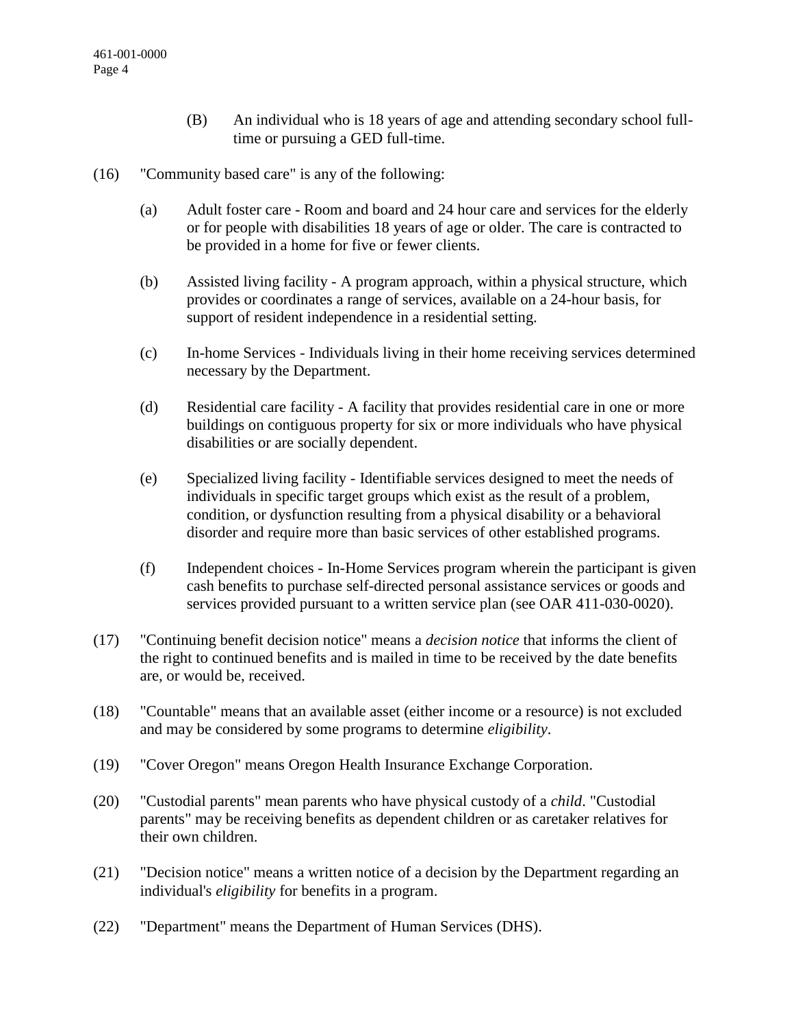(B) An individual who is 18 years of age and attending secondary school full-time or pursuing a GED full-time.

(16) "Community based care" is any of the following:

(a) Adult foster care - Room and board and 24 hour care and services for the elderly or for people with disabilities 18 years of age or older. The care is contracted to be provided in a home for five or fewer clients.

(b) Assisted living facility - A program approach, within a physical structure, which provides or coordinates a range of services, available on a 24-hour basis, for support of resident independence in a residential setting.

(c) In-home Services - Individuals living in their home receiving services determined necessary by the Department.

(d) Residential care facility - A facility that provides residential care in one or more buildings on contiguous property for six or more individuals who have physical disabilities or are socially dependent.

(e) Specialized living facility - Identifiable services designed to meet the needs of individuals in specific target groups which exist as the result of a problem, condition, or dysfunction resulting from a physical disability or a behavioral disorder and require more than basic services of other established programs.

(f) Independent choices - In-Home Services program wherein the participant is given cash benefits to purchase self-directed personal assistance services or goods and services provided pursuant to a written service plan (see OAR 411-030-0020).

(17) "Continuing benefit decision notice" means a *decision notice* that informs the client of the right to continued benefits and is mailed in time to be received by the date benefits are, or would be, received.

(18) "Countable" means that an available asset (either income or a resource) is not excluded and may be considered by some programs to determine *eligibility*.

(19) "Cover Oregon" means Oregon Health Insurance Exchange Corporation.

(20) "Custodial parents" mean parents who have physical custody of a *child*. "Custodial parents" may be receiving benefits as dependent children or as caretaker relatives for their own children.

(21) "Decision notice" means a written notice of a decision by the Department regarding an individual's *eligibility* for benefits in a program.

(22) "Department" means the Department of Human Services (DHS).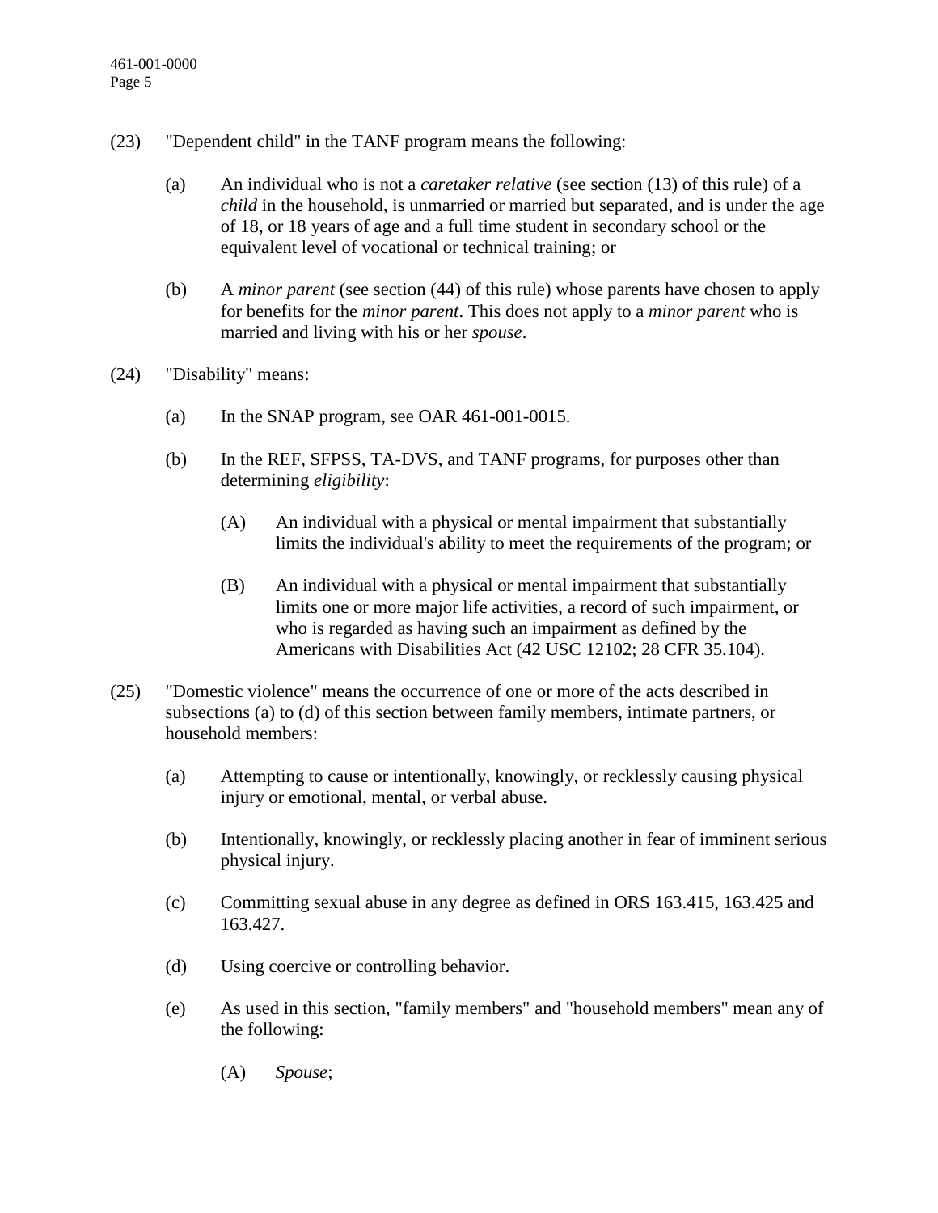(23) "Dependent child" in the TANF program means the following:

(a) An individual who is not a *caretaker relative* (see section (13) of this rule) of a *child* in the household, is unmarried or married but separated, and is under the age of 18, or 18 years of age and a full time student in secondary school or the equivalent level of vocational or technical training; or

(b) A *minor parent* (see section (44) of this rule) whose parents have chosen to apply for benefits for the *minor parent*. This does not apply to a *minor parent* who is married and living with his or her *spouse*.

(24) "Disability" means:

(a) In the SNAP program, see OAR 461-001-0015.

(b) In the REF, SFPSS, TA-DVS, and TANF programs, for purposes other than determining *eligibility*:

(A) An individual with a physical or mental impairment that substantially limits the individual's ability to meet the requirements of the program; or

(B) An individual with a physical or mental impairment that substantially limits one or more major life activities, a record of such impairment, or who is regarded as having such an impairment as defined by the Americans with Disabilities Act (42 USC 12102; 28 CFR 35.104).

(25) "Domestic violence" means the occurrence of one or more of the acts described in subsections (a) to (d) of this section between family members, intimate partners, or household members:

(a) Attempting to cause or intentionally, knowingly, or recklessly causing physical injury or emotional, mental, or verbal abuse.

(b) Intentionally, knowingly, or recklessly placing another in fear of imminent serious physical injury.

(c) Committing sexual abuse in any degree as defined in ORS 163.415, 163.425 and 163.427.

(d) Using coercive or controlling behavior.

(e) As used in this section, "family members" and "household members" mean any of the following:

(A) *Spouse*;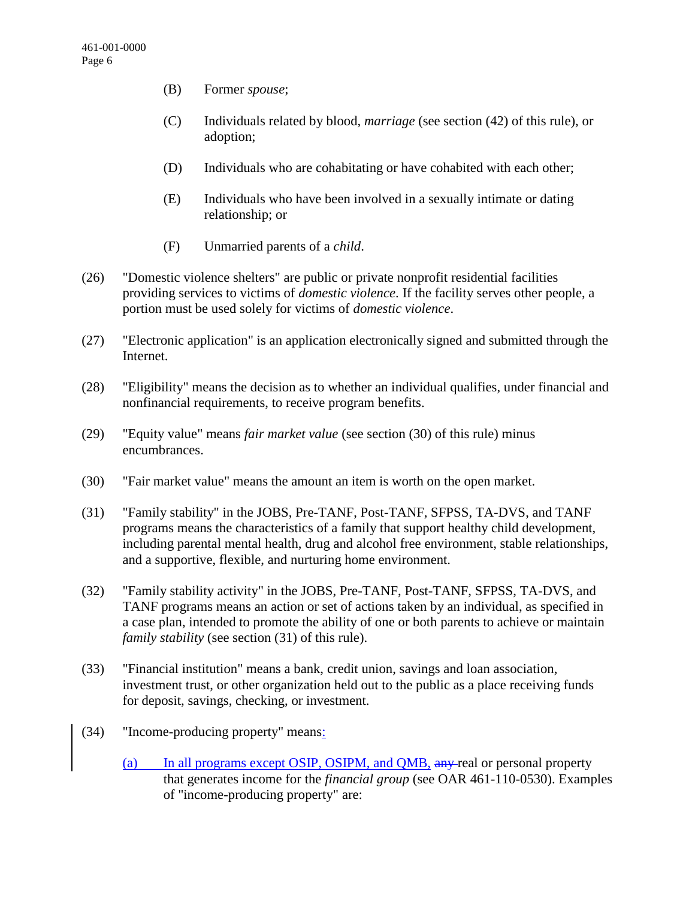(B) Former *spouse*;

(C) Individuals related by blood, *marriage* (see section (42) of this rule), or adoption;

(D) Individuals who are cohabitating or have cohabited with each other;

(E) Individuals who have been involved in a sexually intimate or dating relationship; or

(F) Unmarried parents of a *child*.

(26) "Domestic violence shelters" are public or private nonprofit residential facilities providing services to victims of *domestic violence*. If the facility serves other people, a portion must be used solely for victims of *domestic violence*.

(27) "Electronic application" is an application electronically signed and submitted through the Internet.

(28) "Eligibility" means the decision as to whether an individual qualifies, under financial and nonfinancial requirements, to receive program benefits.

(29) "Equity value" means *fair market value* (see section (30) of this rule) minus encumbrances.

(30) "Fair market value" means the amount an item is worth on the open market.

(31) "Family stability" in the JOBS, Pre-TANF, Post-TANF, SFPSS, TA-DVS, and TANF programs means the characteristics of a family that support healthy child development, including parental mental health, drug and alcohol free environment, stable relationships, and a supportive, flexible, and nurturing home environment.

(32) "Family stability activity" in the JOBS, Pre-TANF, Post-TANF, SFPSS, TA-DVS, and TANF programs means an action or set of actions taken by an individual, as specified in a case plan, intended to promote the ability of one or both parents to achieve or maintain *family stability* (see section (31) of this rule).

(33) "Financial institution" means a bank, credit union, savings and loan association, investment trust, or other organization held out to the public as a place receiving funds for deposit, savings, checking, or investment.

(34) "Income-producing property" means:

(a) In all programs except OSIP, OSIPM, and QMB, ~~any~~ real or personal property that generates income for the *financial group* (see OAR 461-110-0530). Examples of "income-producing property" are: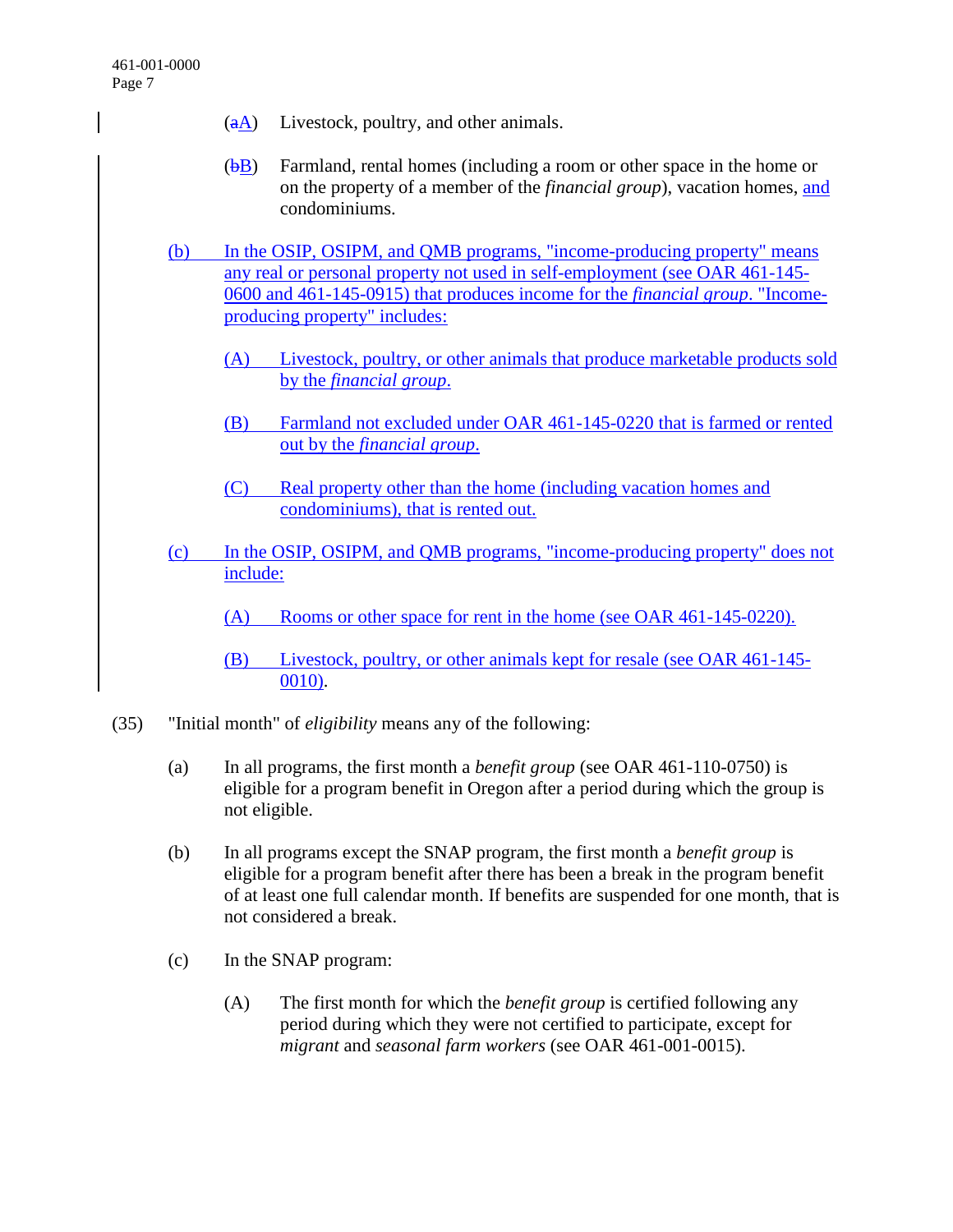(~~a~~A) Livestock, poultry, and other animals.

(~~b~~B) Farmland, rental homes (including a room or other space in the home or on the property of a member of the *financial group*), vacation homes, and condominiums.

(b) In the OSIP, OSIPM, and QMB programs, "income-producing property" means any real or personal property not used in self-employment (see OAR 461-145-0600 and 461-145-0915) that produces income for the *financial group*. "Income-producing property" includes:

(A) Livestock, poultry, or other animals that produce marketable products sold by the *financial group*.

(B) Farmland not excluded under OAR 461-145-0220 that is farmed or rented out by the *financial group*.

(C) Real property other than the home (including vacation homes and condominiums), that is rented out.

(c) In the OSIP, OSIPM, and QMB programs, "income-producing property" does not include:

(A) Rooms or other space for rent in the home (see OAR 461-145-0220).

(B) Livestock, poultry, or other animals kept for resale (see OAR 461-145-0010).

(35) "Initial month" of *eligibility* means any of the following:

(a) In all programs, the first month a *benefit group* (see OAR 461-110-0750) is eligible for a program benefit in Oregon after a period during which the group is not eligible.

(b) In all programs except the SNAP program, the first month a *benefit group* is eligible for a program benefit after there has been a break in the program benefit of at least one full calendar month. If benefits are suspended for one month, that is not considered a break.

(c) In the SNAP program:

(A) The first month for which the *benefit group* is certified following any period during which they were not certified to participate, except for *migrant* and *seasonal farm workers* (see OAR 461-001-0015).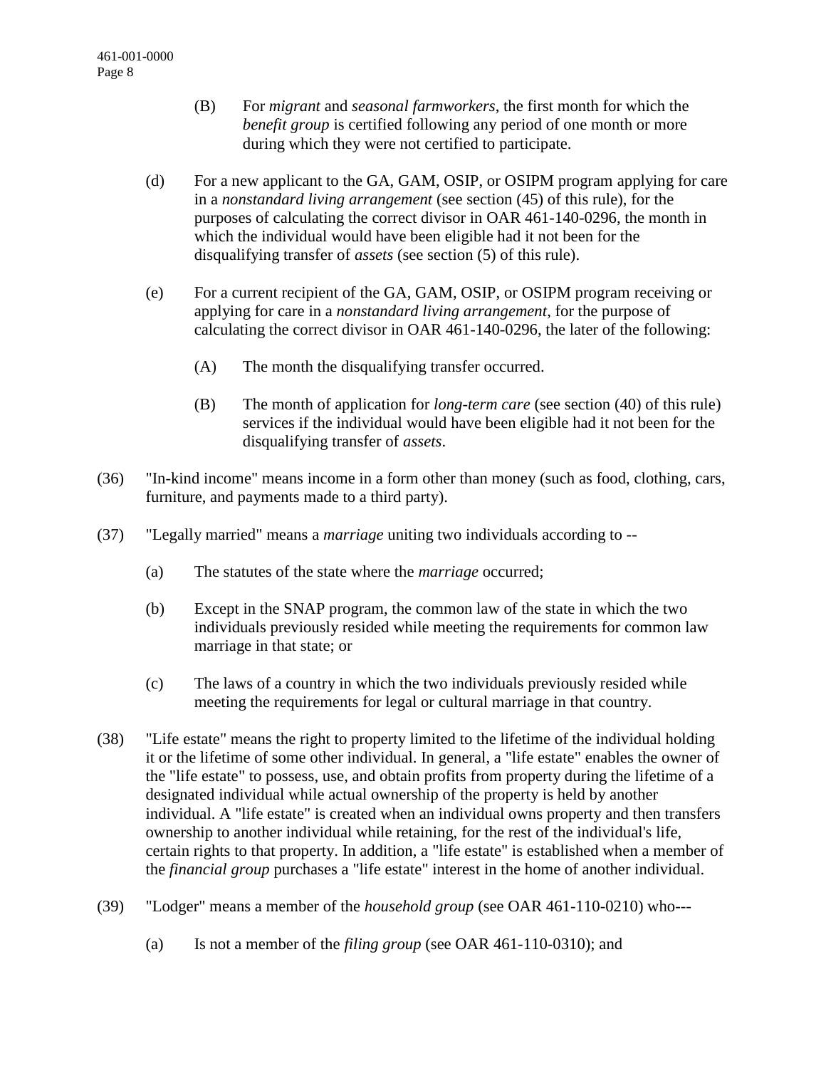(B) For *migrant* and *seasonal farmworkers*, the first month for which the *benefit group* is certified following any period of one month or more during which they were not certified to participate.

(d) For a new applicant to the GA, GAM, OSIP, or OSIPM program applying for care in a *nonstandard living arrangement* (see section (45) of this rule), for the purposes of calculating the correct divisor in OAR 461-140-0296, the month in which the individual would have been eligible had it not been for the disqualifying transfer of *assets* (see section (5) of this rule).

(e) For a current recipient of the GA, GAM, OSIP, or OSIPM program receiving or applying for care in a *nonstandard living arrangement*, for the purpose of calculating the correct divisor in OAR 461-140-0296, the later of the following:

(A) The month the disqualifying transfer occurred.

(B) The month of application for *long-term care* (see section (40) of this rule) services if the individual would have been eligible had it not been for the disqualifying transfer of *assets*.

(36) "In-kind income" means income in a form other than money (such as food, clothing, cars, furniture, and payments made to a third party).

(37) "Legally married" means a *marriage* uniting two individuals according to --

(a) The statutes of the state where the *marriage* occurred;

(b) Except in the SNAP program, the common law of the state in which the two individuals previously resided while meeting the requirements for common law marriage in that state; or

(c) The laws of a country in which the two individuals previously resided while meeting the requirements for legal or cultural marriage in that country.

(38) "Life estate" means the right to property limited to the lifetime of the individual holding it or the lifetime of some other individual. In general, a "life estate" enables the owner of the "life estate" to possess, use, and obtain profits from property during the lifetime of a designated individual while actual ownership of the property is held by another individual. A "life estate" is created when an individual owns property and then transfers ownership to another individual while retaining, for the rest of the individual's life, certain rights to that property. In addition, a "life estate" is established when a member of the *financial group* purchases a "life estate" interest in the home of another individual.

(39) "Lodger" means a member of the *household group* (see OAR 461-110-0210) who---

(a) Is not a member of the *filing group* (see OAR 461-110-0310); and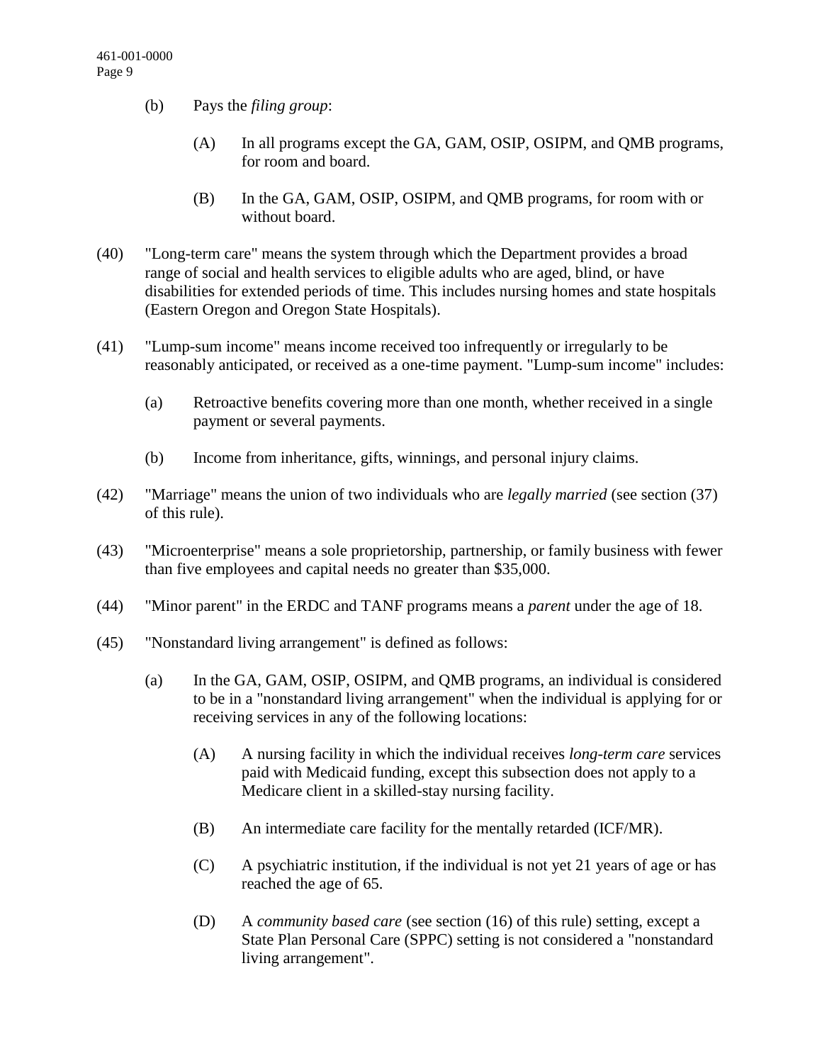(b) Pays the *filing group*:

(A) In all programs except the GA, GAM, OSIP, OSIPM, and QMB programs, for room and board.

(B) In the GA, GAM, OSIP, OSIPM, and QMB programs, for room with or without board.

(40) "Long-term care" means the system through which the Department provides a broad range of social and health services to eligible adults who are aged, blind, or have disabilities for extended periods of time. This includes nursing homes and state hospitals (Eastern Oregon and Oregon State Hospitals).

(41) "Lump-sum income" means income received too infrequently or irregularly to be reasonably anticipated, or received as a one-time payment. "Lump-sum income" includes:

(a) Retroactive benefits covering more than one month, whether received in a single payment or several payments.

(b) Income from inheritance, gifts, winnings, and personal injury claims.

(42) "Marriage" means the union of two individuals who are *legally married* (see section (37) of this rule).

(43) "Microenterprise" means a sole proprietorship, partnership, or family business with fewer than five employees and capital needs no greater than $35,000.

(44) "Minor parent" in the ERDC and TANF programs means a *parent* under the age of 18.

(45) "Nonstandard living arrangement" is defined as follows:

(a) In the GA, GAM, OSIP, OSIPM, and QMB programs, an individual is considered to be in a "nonstandard living arrangement" when the individual is applying for or receiving services in any of the following locations:

(A) A nursing facility in which the individual receives *long-term care* services paid with Medicaid funding, except this subsection does not apply to a Medicare client in a skilled-stay nursing facility.

(B) An intermediate care facility for the mentally retarded (ICF/MR).

(C) A psychiatric institution, if the individual is not yet 21 years of age or has reached the age of 65.

(D) A *community based care* (see section (16) of this rule) setting, except a State Plan Personal Care (SPPC) setting is not considered a "nonstandard living arrangement".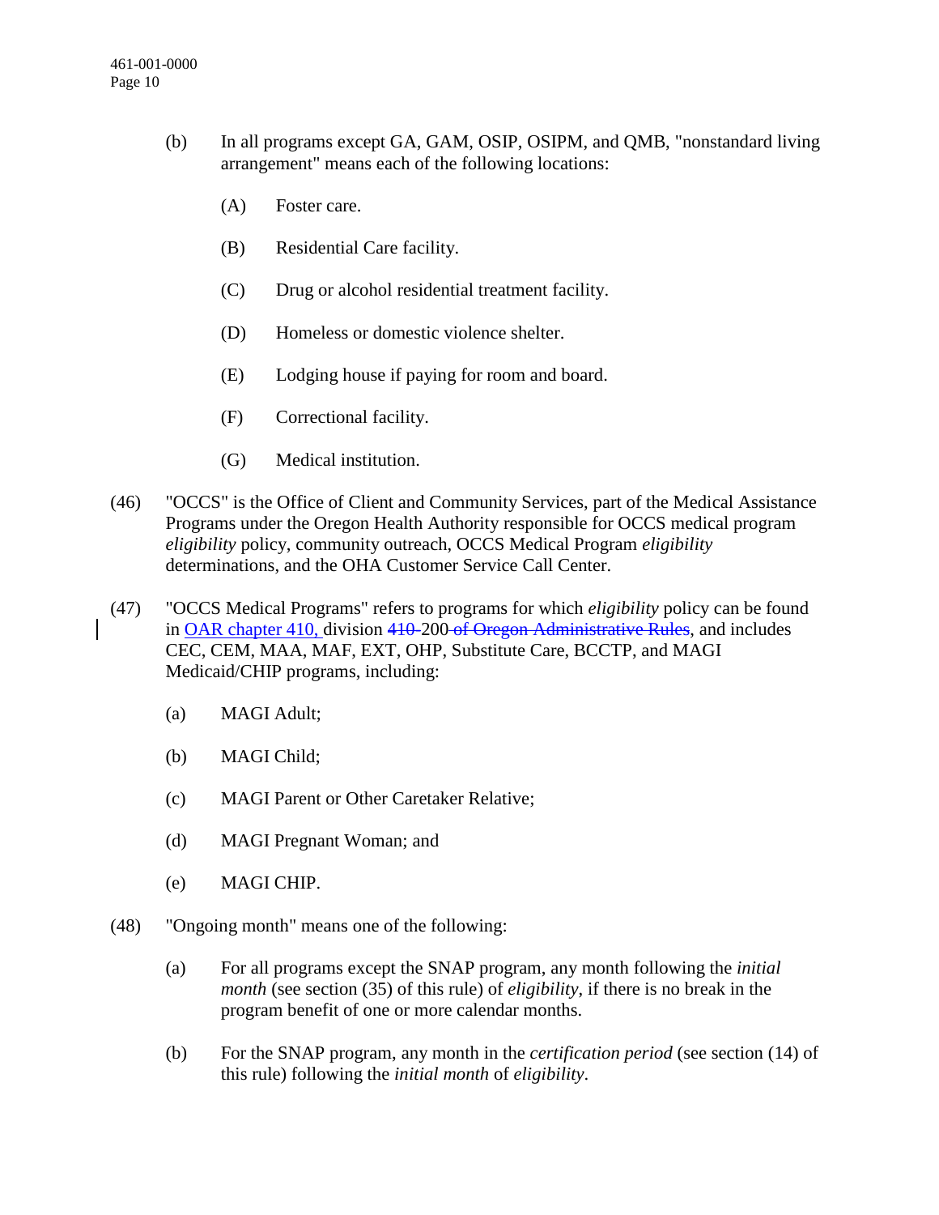(b) In all programs except GA, GAM, OSIP, OSIPM, and QMB, "nonstandard living arrangement" means each of the following locations:

(A) Foster care.

(B) Residential Care facility.

(C) Drug or alcohol residential treatment facility.

(D) Homeless or domestic violence shelter.

(E) Lodging house if paying for room and board.

(F) Correctional facility.

(G) Medical institution.

(46) "OCCS" is the Office of Client and Community Services, part of the Medical Assistance Programs under the Oregon Health Authority responsible for OCCS medical program *eligibility* policy, community outreach, OCCS Medical Program *eligibility* determinations, and the OHA Customer Service Call Center.

(47) "OCCS Medical Programs" refers to programs for which *eligibility* policy can be found in OAR chapter 410, division ~~410~~ 200 ~~of Oregon Administrative Rules~~, and includes CEC, CEM, MAA, MAF, EXT, OHP, Substitute Care, BCCTP, and MAGI Medicaid/CHIP programs, including:

(a) MAGI Adult;

(b) MAGI Child;

(c) MAGI Parent or Other Caretaker Relative;

(d) MAGI Pregnant Woman; and

(e) MAGI CHIP.

(48) "Ongoing month" means one of the following:

(a) For all programs except the SNAP program, any month following the *initial month* (see section (35) of this rule) of *eligibility*, if there is no break in the program benefit of one or more calendar months.

(b) For the SNAP program, any month in the *certification period* (see section (14) of this rule) following the *initial month* of *eligibility*.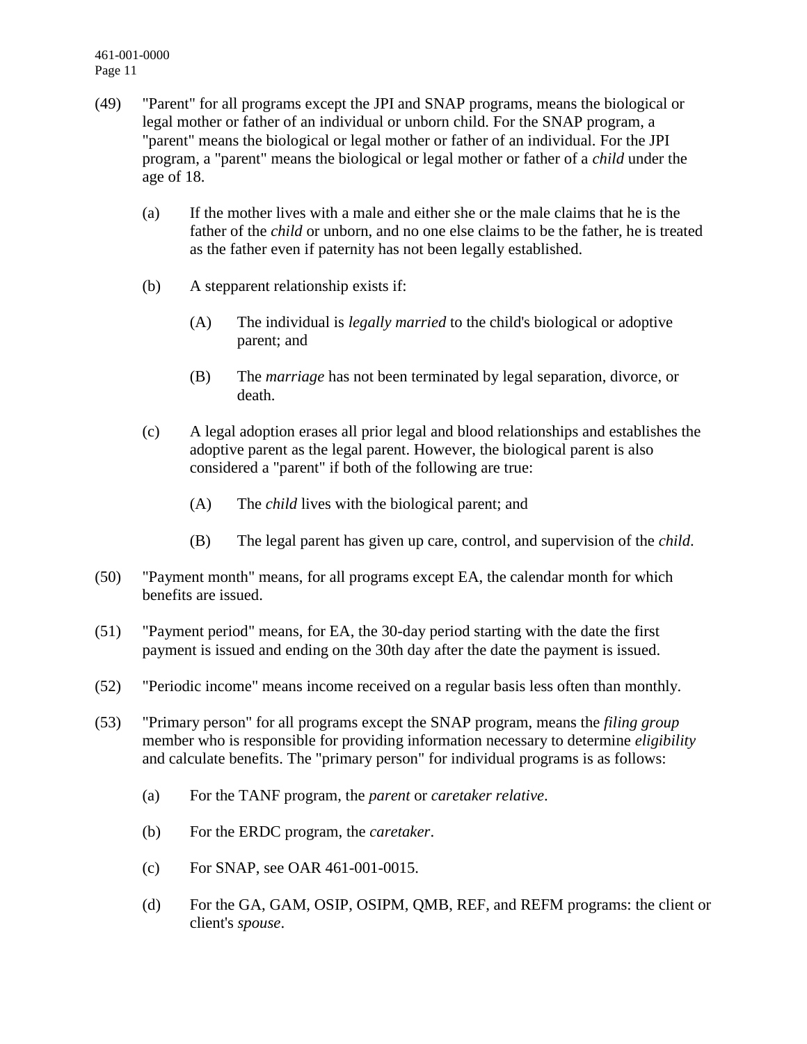(49) "Parent" for all programs except the JPI and SNAP programs, means the biological or legal mother or father of an individual or unborn child. For the SNAP program, a "parent" means the biological or legal mother or father of an individual. For the JPI program, a "parent" means the biological or legal mother or father of a *child* under the age of 18.

   (a) If the mother lives with a male and either she or the male claims that he is the father of the *child* or unborn, and no one else claims to be the father, he is treated as the father even if paternity has not been legally established.

   (b) A stepparent relationship exists if:

      (A) The individual is *legally married* to the child's biological or adoptive parent; and

      (B) The *marriage* has not been terminated by legal separation, divorce, or death.

   (c) A legal adoption erases all prior legal and blood relationships and establishes the adoptive parent as the legal parent. However, the biological parent is also considered a "parent" if both of the following are true:

      (A) The *child* lives with the biological parent; and

      (B) The legal parent has given up care, control, and supervision of the *child*.

(50) "Payment month" means, for all programs except EA, the calendar month for which benefits are issued.

(51) "Payment period" means, for EA, the 30-day period starting with the date the first payment is issued and ending on the 30th day after the date the payment is issued.

(52) "Periodic income" means income received on a regular basis less often than monthly.

(53) "Primary person" for all programs except the SNAP program, means the *filing group* member who is responsible for providing information necessary to determine *eligibility* and calculate benefits. The "primary person" for individual programs is as follows:

   (a) For the TANF program, the *parent* or *caretaker relative*.

   (b) For the ERDC program, the *caretaker*.

   (c) For SNAP, see OAR 461-001-0015.

   (d) For the GA, GAM, OSIP, OSIPM, QMB, REF, and REFM programs: the client or client's *spouse*.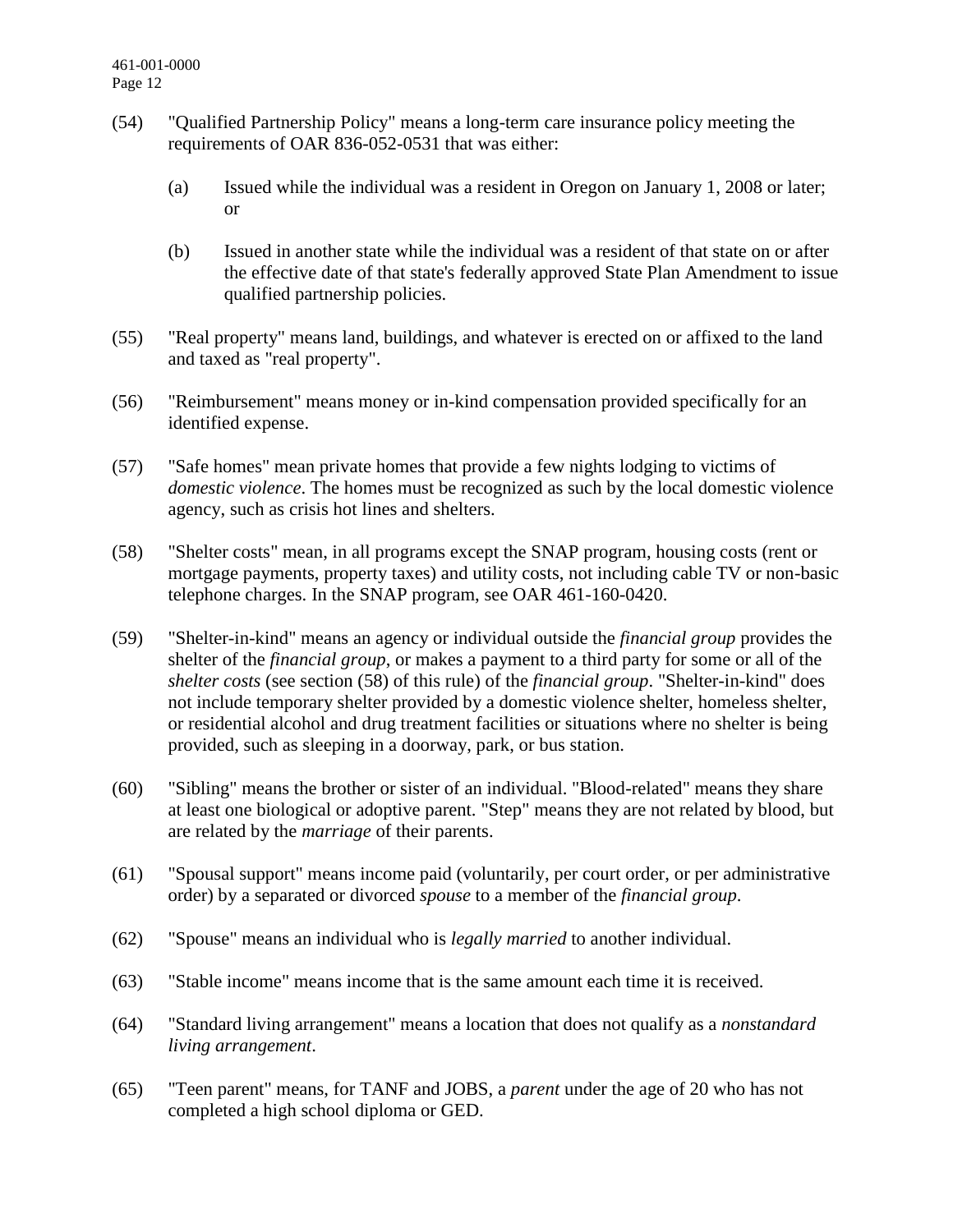(54) "Qualified Partnership Policy" means a long-term care insurance policy meeting the requirements of OAR 836-052-0531 that was either:

   (a) Issued while the individual was a resident in Oregon on January 1, 2008 or later; or

   (b) Issued in another state while the individual was a resident of that state on or after the effective date of that state's federally approved State Plan Amendment to issue qualified partnership policies.

(55) "Real property" means land, buildings, and whatever is erected on or affixed to the land and taxed as "real property".

(56) "Reimbursement" means money or in-kind compensation provided specifically for an identified expense.

(57) "Safe homes" mean private homes that provide a few nights lodging to victims of *domestic violence*. The homes must be recognized as such by the local domestic violence agency, such as crisis hot lines and shelters.

(58) "Shelter costs" mean, in all programs except the SNAP program, housing costs (rent or mortgage payments, property taxes) and utility costs, not including cable TV or non-basic telephone charges. In the SNAP program, see OAR 461-160-0420.

(59) "Shelter-in-kind" means an agency or individual outside the *financial group* provides the shelter of the *financial group*, or makes a payment to a third party for some or all of the *shelter costs* (see section (58) of this rule) of the *financial group*. "Shelter-in-kind" does not include temporary shelter provided by a domestic violence shelter, homeless shelter, or residential alcohol and drug treatment facilities or situations where no shelter is being provided, such as sleeping in a doorway, park, or bus station.

(60) "Sibling" means the brother or sister of an individual. "Blood-related" means they share at least one biological or adoptive parent. "Step" means they are not related by blood, but are related by the *marriage* of their parents.

(61) "Spousal support" means income paid (voluntarily, per court order, or per administrative order) by a separated or divorced *spouse* to a member of the *financial group*.

(62) "Spouse" means an individual who is *legally married* to another individual.

(63) "Stable income" means income that is the same amount each time it is received.

(64) "Standard living arrangement" means a location that does not qualify as a *nonstandard living arrangement*.

(65) "Teen parent" means, for TANF and JOBS, a *parent* under the age of 20 who has not completed a high school diploma or GED.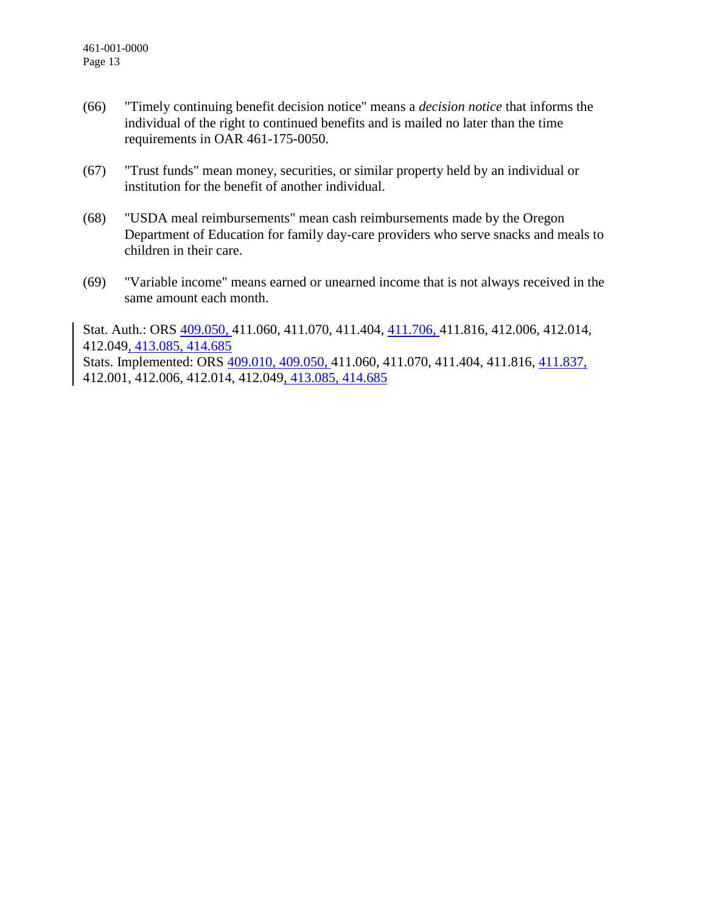(66) "Timely continuing benefit decision notice" means a *decision notice* that informs the individual of the right to continued benefits and is mailed no later than the time requirements in OAR 461-175-0050.

(67) "Trust funds" mean money, securities, or similar property held by an individual or institution for the benefit of another individual.

(68) "USDA meal reimbursements" mean cash reimbursements made by the Oregon Department of Education for family day-care providers who serve snacks and meals to children in their care.

(69) "Variable income" means earned or unearned income that is not always received in the same amount each month.

Stat. Auth.: ORS 409.050, 411.060, 411.070, 411.404, 411.706, 411.816, 412.006, 412.014, 412.049, 413.085, 414.685
Stats. Implemented: ORS 409.010, 409.050, 411.060, 411.070, 411.404, 411.816, 411.837, 412.001, 412.006, 412.014, 412.049, 413.085, 414.685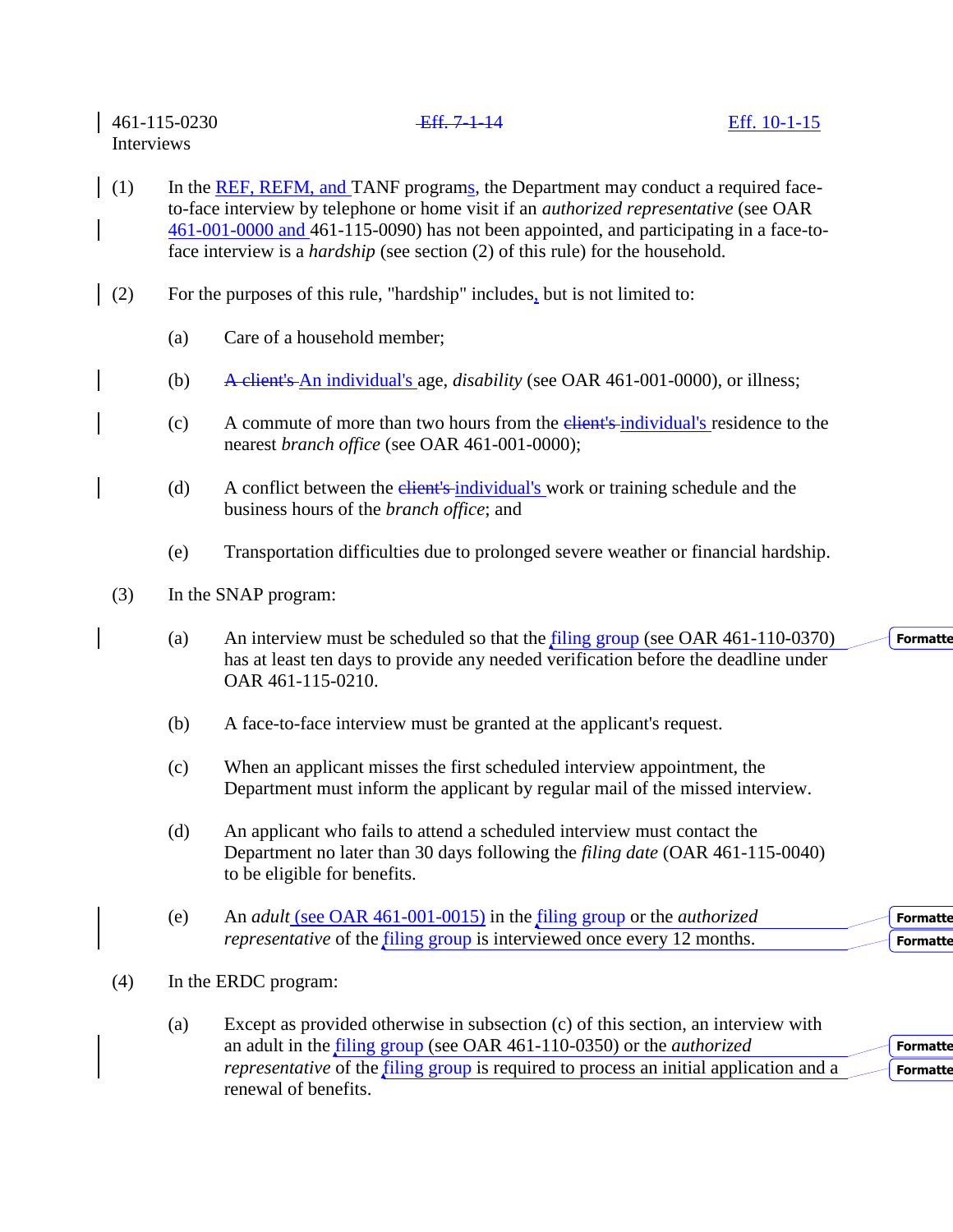461-115-0230 ~~Eff. 7-1-14~~ Eff. 10-1-15
Interviews

(1) In the REF, REFM, and TANF programs, the Department may conduct a required face-to-face interview by telephone or home visit if an *authorized representative* (see OAR 461-001-0000 and 461-115-0090) has not been appointed, and participating in a face-to-face interview is a *hardship* (see section (2) of this rule) for the household.

(2) For the purposes of this rule, "hardship" includes, but is not limited to:

(a) Care of a household member;

(b) ~~A client's~~ An individual's age, *disability* (see OAR 461-001-0000), or illness;

(c) A commute of more than two hours from the ~~client's~~ individual's residence to the nearest *branch office* (see OAR 461-001-0000);

(d) A conflict between the ~~client's~~ individual's work or training schedule and the business hours of the *branch office*; and

(e) Transportation difficulties due to prolonged severe weather or financial hardship.

(3) In the SNAP program:

(a) An interview must be scheduled so that the filing group (see OAR 461-110-0370) has at least ten days to provide any needed verification before the deadline under OAR 461-115-0210.

(b) A face-to-face interview must be granted at the applicant's request.

(c) When an applicant misses the first scheduled interview appointment, the Department must inform the applicant by regular mail of the missed interview.

(d) An applicant who fails to attend a scheduled interview must contact the Department no later than 30 days following the *filing date* (OAR 461-115-0040) to be eligible for benefits.

(e) An *adult* (see OAR 461-001-0015) in the filing group or the *authorized representative* of the filing group is interviewed once every 12 months.

(4) In the ERDC program:

(a) Except as provided otherwise in subsection (c) of this section, an interview with an adult in the filing group (see OAR 461-110-0350) or the *authorized representative* of the filing group is required to process an initial application and a renewal of benefits.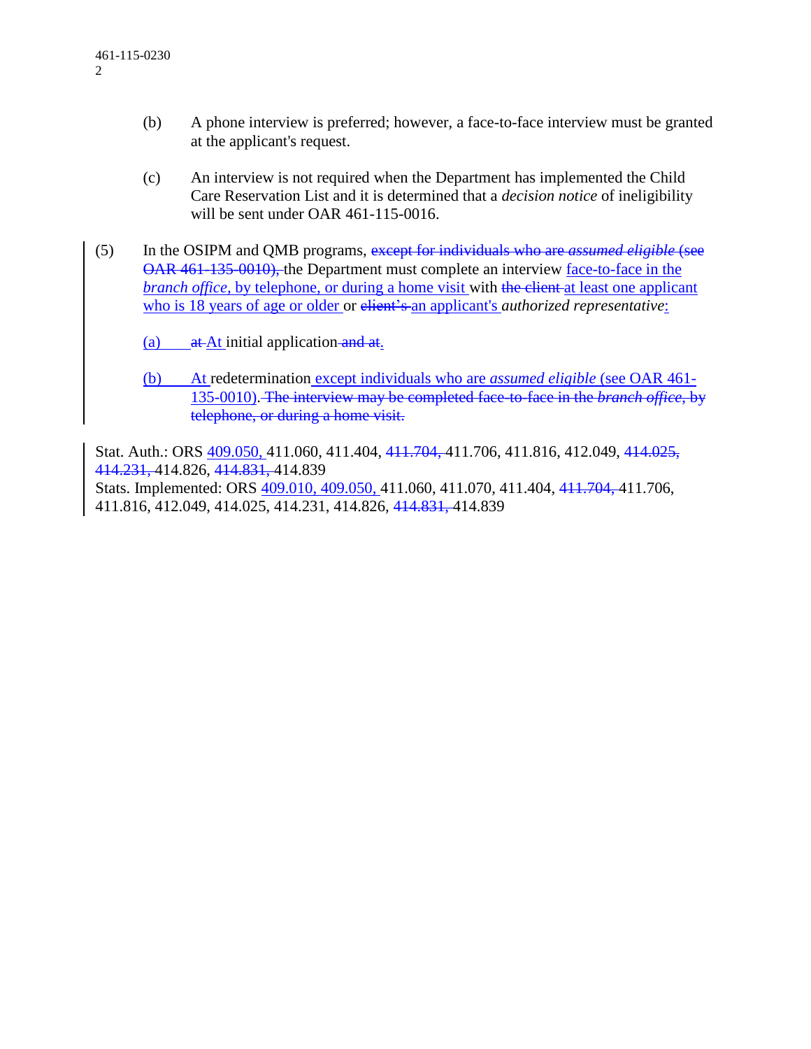(b) A phone interview is preferred; however, a face-to-face interview must be granted at the applicant's request.

(c) An interview is not required when the Department has implemented the Child Care Reservation List and it is determined that a *decision notice* of ineligibility will be sent under OAR 461-115-0016.

(5) In the OSIPM and QMB programs, ~~except for individuals who are *assumed eligible* (see OAR 461-135-0010),~~ the Department must complete an interview face-to-face in the *branch office*, by telephone, or during a home visit with ~~the client~~ at least one applicant who is 18 years of age or older or ~~client's~~ an applicant's *authorized representative*:

(a) ~~at~~ At initial application ~~and at~~.

(b) At redetermination except individuals who are *assumed eligible* (see OAR 461-135-0010). ~~The interview may be completed face-to-face in the *branch office*, by telephone, or during a home visit.~~

Stat. Auth.: ORS 409.050, 411.060, 411.404, ~~411.704,~~ 411.706, 411.816, 412.049, ~~414.025, 414.231,~~ 414.826, ~~414.831,~~ 414.839
Stats. Implemented: ORS 409.010, 409.050, 411.060, 411.070, 411.404, ~~411.704,~~ 411.706, 411.816, 412.049, 414.025, 414.231, 414.826, ~~414.831,~~ 414.839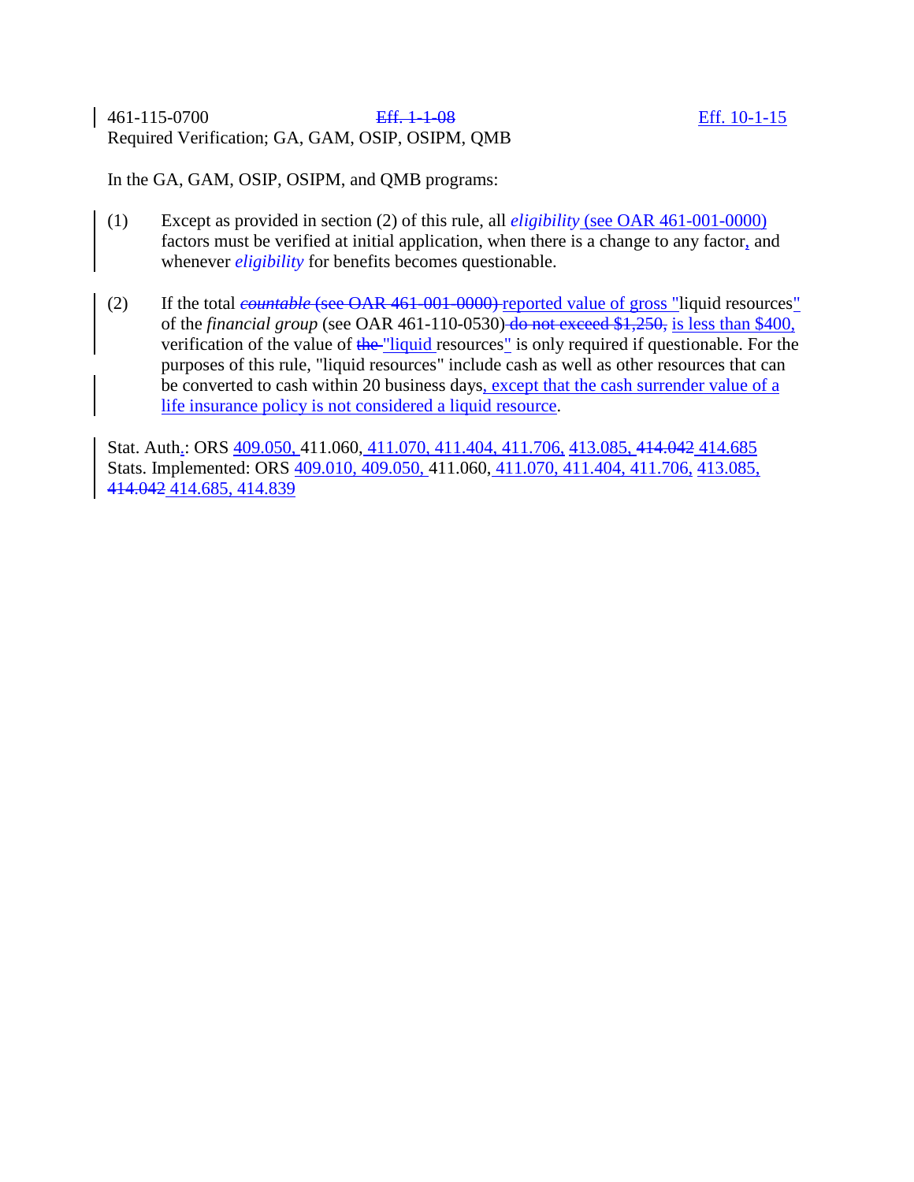461-115-0700 ~~Eff. 1-1-08~~ Eff. 10-1-15
Required Verification; GA, GAM, OSIP, OSIPM, QMB

In the GA, GAM, OSIP, OSIPM, and QMB programs:

(1) Except as provided in section (2) of this rule, all *eligibility* (see OAR 461-001-0000) factors must be verified at initial application, when there is a change to any factor, and whenever *eligibility* for benefits becomes questionable.

(2) If the total ~~*countable* (see OAR 461-001-0000)~~ reported value of gross "liquid resources" of the *financial group* (see OAR 461-110-0530) ~~do not exceed $1,250,~~ is less than $400, verification of the value of ~~the~~ "liquid resources" is only required if questionable. For the purposes of this rule, "liquid resources" include cash as well as other resources that can be converted to cash within 20 business days, except that the cash surrender value of a life insurance policy is not considered a liquid resource.

Stat. Auth.: ORS 409.050, 411.060, 411.070, 411.404, 411.706, 413.085, ~~414.042~~ 414.685
Stats. Implemented: ORS 409.010, 409.050, 411.060, 411.070, 411.404, 411.706, 413.085, ~~414.042~~ 414.685, 414.839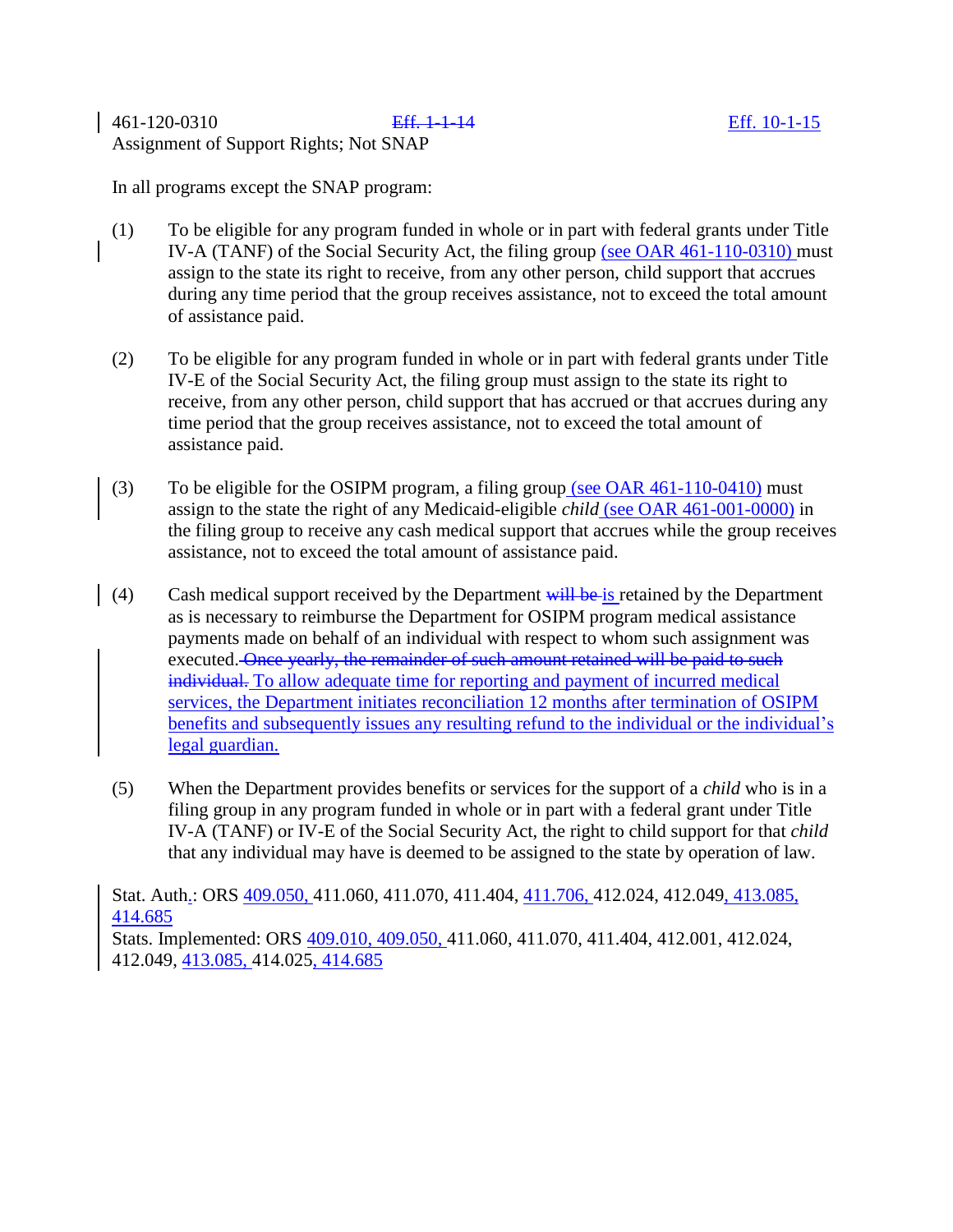461-120-0310 ~~Eff. 1-1-14~~ Eff. 10-1-15
Assignment of Support Rights; Not SNAP

In all programs except the SNAP program:

(1) To be eligible for any program funded in whole or in part with federal grants under Title IV-A (TANF) of the Social Security Act, the filing group (see OAR 461-110-0310) must assign to the state its right to receive, from any other person, child support that accrues during any time period that the group receives assistance, not to exceed the total amount of assistance paid.

(2) To be eligible for any program funded in whole or in part with federal grants under Title IV-E of the Social Security Act, the filing group must assign to the state its right to receive, from any other person, child support that has accrued or that accrues during any time period that the group receives assistance, not to exceed the total amount of assistance paid.

(3) To be eligible for the OSIPM program, a filing group (see OAR 461-110-0410) must assign to the state the right of any Medicaid-eligible *child* (see OAR 461-001-0000) in the filing group to receive any cash medical support that accrues while the group receives assistance, not to exceed the total amount of assistance paid.

(4) Cash medical support received by the Department ~~will be~~ is retained by the Department as is necessary to reimburse the Department for OSIPM program medical assistance payments made on behalf of an individual with respect to whom such assignment was executed. ~~Once yearly, the remainder of such amount retained will be paid to such individual.~~ To allow adequate time for reporting and payment of incurred medical services, the Department initiates reconciliation 12 months after termination of OSIPM benefits and subsequently issues any resulting refund to the individual or the individual's legal guardian.

(5) When the Department provides benefits or services for the support of a *child* who is in a filing group in any program funded in whole or in part with a federal grant under Title IV-A (TANF) or IV-E of the Social Security Act, the right to child support for that *child* that any individual may have is deemed to be assigned to the state by operation of law.

Stat. Auth.: ORS 409.050, 411.060, 411.070, 411.404, 411.706, 412.024, 412.049, 413.085, 414.685
Stats. Implemented: ORS 409.010, 409.050, 411.060, 411.070, 411.404, 412.001, 412.024, 412.049, 413.085, 414.025, 414.685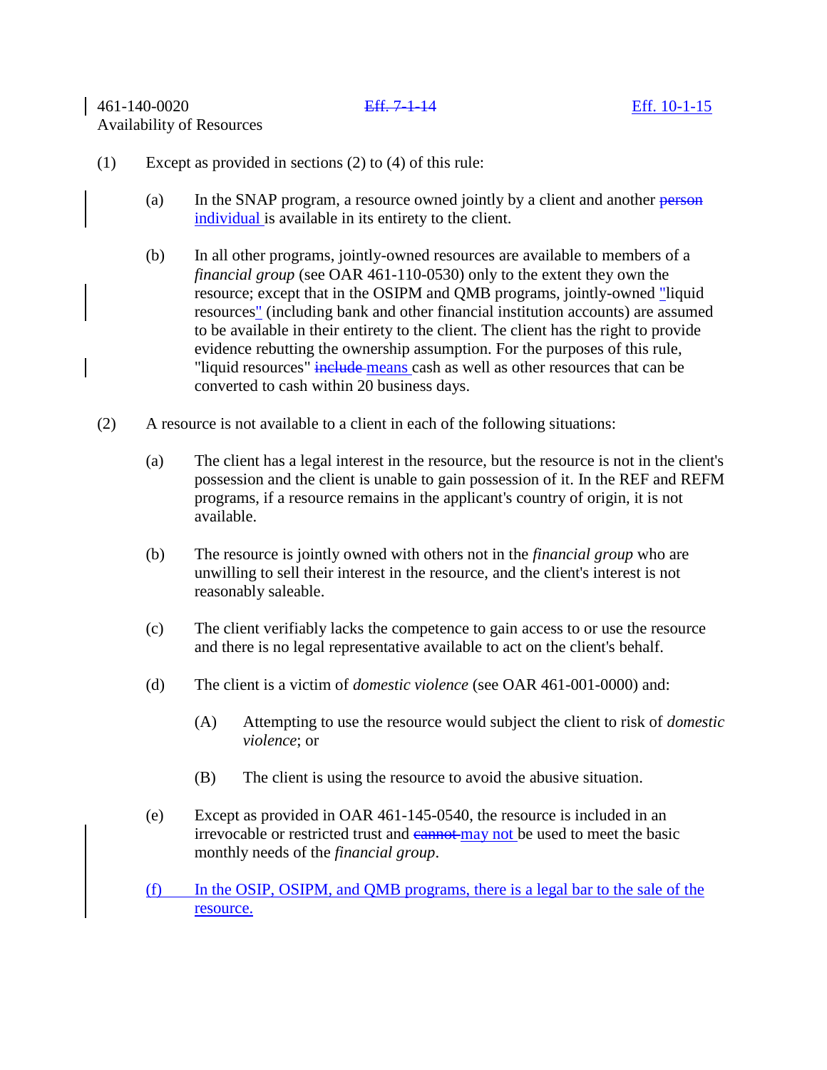461-140-0020 ~~Eff. 7-1-14~~ Eff. 10-1-15

Availability of Resources

(1) Except as provided in sections (2) to (4) of this rule:

(a) In the SNAP program, a resource owned jointly by a client and another ~~person~~ individual is available in its entirety to the client.

(b) In all other programs, jointly-owned resources are available to members of a *financial group* (see OAR 461-110-0530) only to the extent they own the resource; except that in the OSIPM and QMB programs, jointly-owned "liquid resources" (including bank and other financial institution accounts) are assumed to be available in their entirety to the client. The client has the right to provide evidence rebutting the ownership assumption. For the purposes of this rule, "liquid resources" ~~include~~ means cash as well as other resources that can be converted to cash within 20 business days.

(2) A resource is not available to a client in each of the following situations:

(a) The client has a legal interest in the resource, but the resource is not in the client's possession and the client is unable to gain possession of it. In the REF and REFM programs, if a resource remains in the applicant's country of origin, it is not available.

(b) The resource is jointly owned with others not in the *financial group* who are unwilling to sell their interest in the resource, and the client's interest is not reasonably saleable.

(c) The client verifiably lacks the competence to gain access to or use the resource and there is no legal representative available to act on the client's behalf.

(d) The client is a victim of *domestic violence* (see OAR 461-001-0000) and:

(A) Attempting to use the resource would subject the client to risk of *domestic violence*; or

(B) The client is using the resource to avoid the abusive situation.

(e) Except as provided in OAR 461-145-0540, the resource is included in an irrevocable or restricted trust and ~~cannot~~ may not be used to meet the basic monthly needs of the *financial group*.

(f) In the OSIP, OSIPM, and QMB programs, there is a legal bar to the sale of the resource.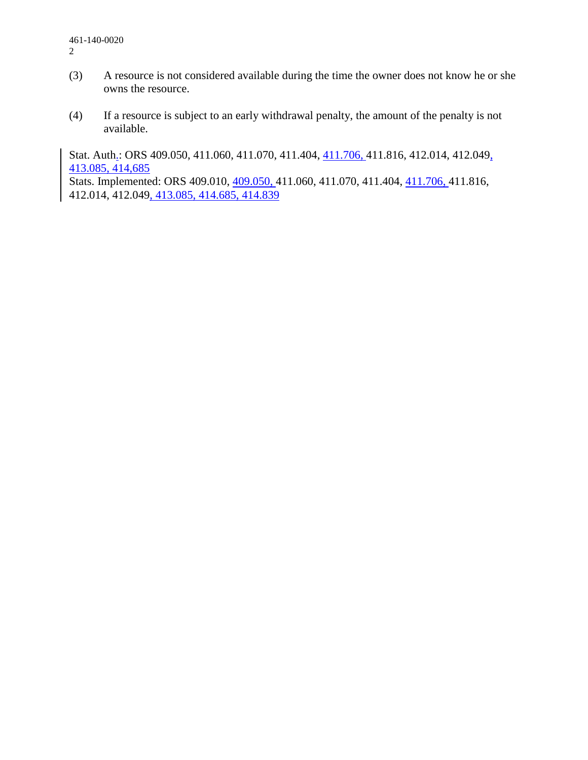(3) A resource is not considered available during the time the owner does not know he or she owns the resource.

(4) If a resource is subject to an early withdrawal penalty, the amount of the penalty is not available.

Stat. Auth.: ORS 409.050, 411.060, 411.070, 411.404, 411.706, 411.816, 412.014, 412.049, 413.085, 414,685
Stats. Implemented: ORS 409.010, 409.050, 411.060, 411.070, 411.404, 411.706, 411.816, 412.014, 412.049, 413.085, 414.685, 414.839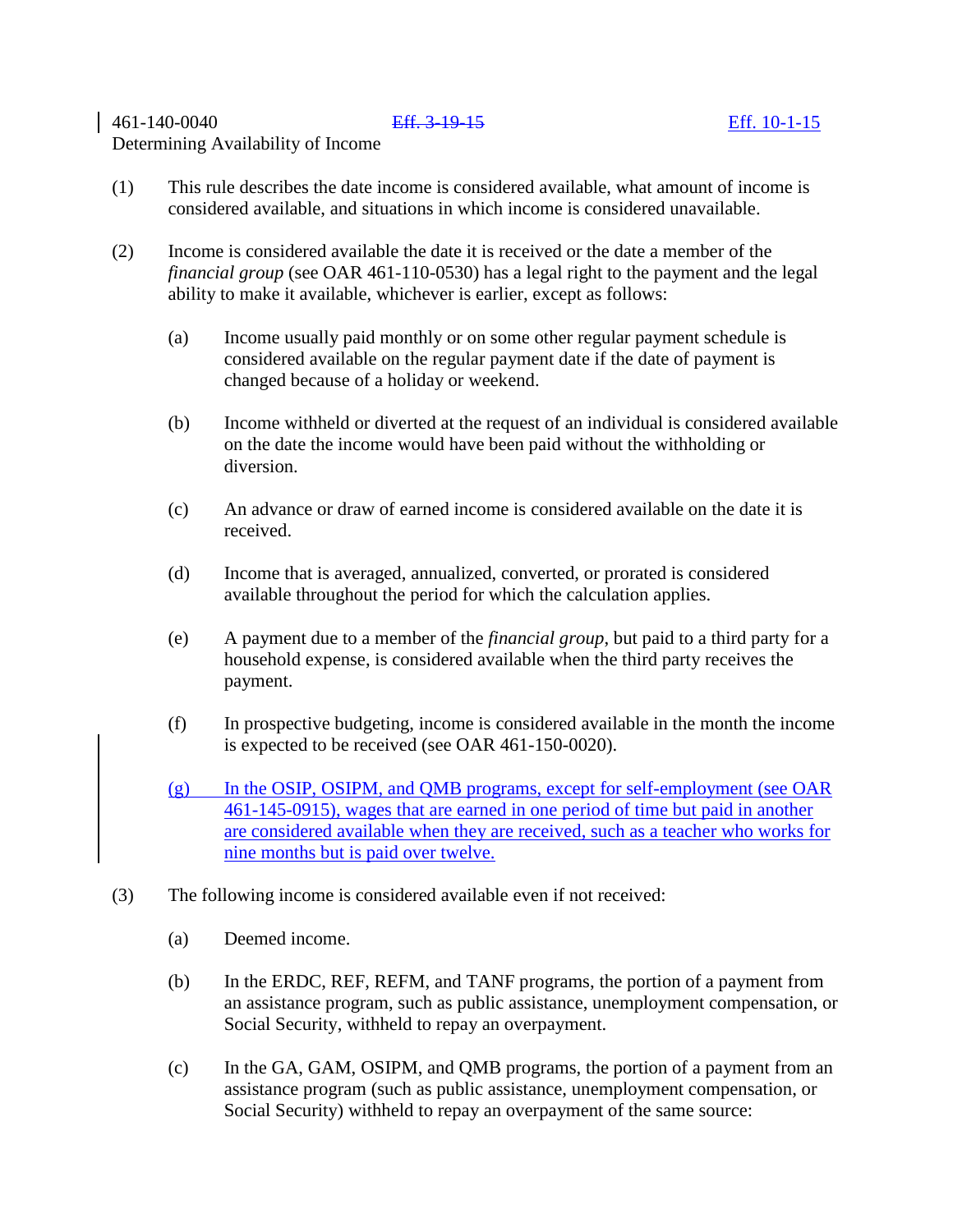461-140-0040 ~~Eff. 3-19-15~~ Eff. 10-1-15
Determining Availability of Income

(1) This rule describes the date income is considered available, what amount of income is considered available, and situations in which income is considered unavailable.

(2) Income is considered available the date it is received or the date a member of the *financial group* (see OAR 461-110-0530) has a legal right to the payment and the legal ability to make it available, whichever is earlier, except as follows:

   (a) Income usually paid monthly or on some other regular payment schedule is considered available on the regular payment date if the date of payment is changed because of a holiday or weekend.

   (b) Income withheld or diverted at the request of an individual is considered available on the date the income would have been paid without the withholding or diversion.

   (c) An advance or draw of earned income is considered available on the date it is received.

   (d) Income that is averaged, annualized, converted, or prorated is considered available throughout the period for which the calculation applies.

   (e) A payment due to a member of the *financial group*, but paid to a third party for a household expense, is considered available when the third party receives the payment.

   (f) In prospective budgeting, income is considered available in the month the income is expected to be received (see OAR 461-150-0020).

   (g) In the OSIP, OSIPM, and QMB programs, except for self-employment (see OAR 461-145-0915), wages that are earned in one period of time but paid in another are considered available when they are received, such as a teacher who works for nine months but is paid over twelve.

(3) The following income is considered available even if not received:

   (a) Deemed income.

   (b) In the ERDC, REF, REFM, and TANF programs, the portion of a payment from an assistance program, such as public assistance, unemployment compensation, or Social Security, withheld to repay an overpayment.

   (c) In the GA, GAM, OSIPM, and QMB programs, the portion of a payment from an assistance program (such as public assistance, unemployment compensation, or Social Security) withheld to repay an overpayment of the same source: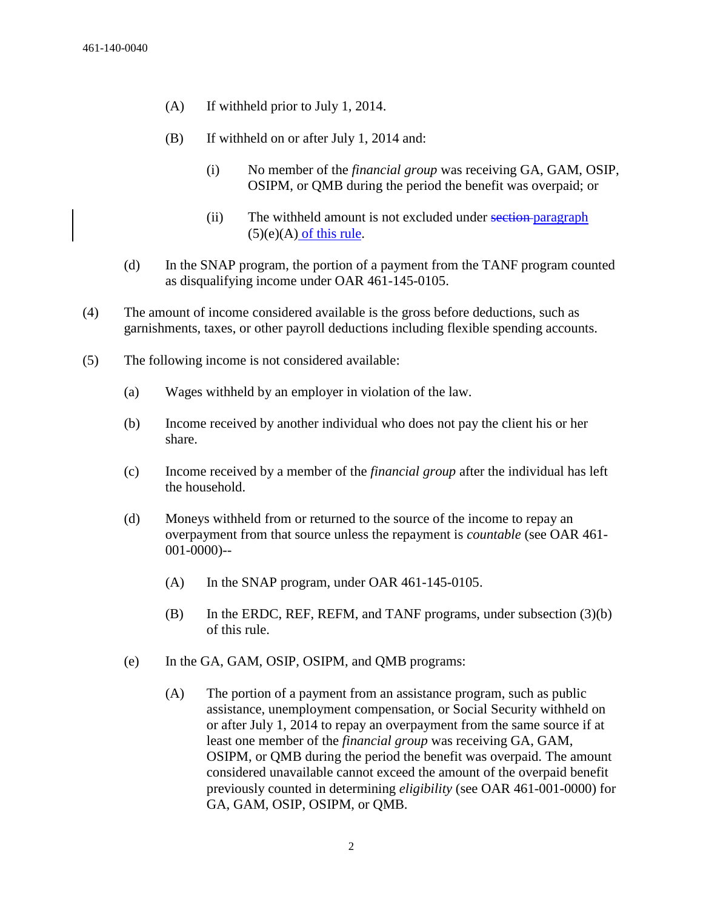(A) If withheld prior to July 1, 2014.

(B) If withheld on or after July 1, 2014 and:

(i) No member of the *financial group* was receiving GA, GAM, OSIP, OSIPM, or QMB during the period the benefit was overpaid; or

(ii) The withheld amount is not excluded under ~~section~~ paragraph (5)(e)(A) of this rule.

(d) In the SNAP program, the portion of a payment from the TANF program counted as disqualifying income under OAR 461-145-0105.

(4) The amount of income considered available is the gross before deductions, such as garnishments, taxes, or other payroll deductions including flexible spending accounts.

(5) The following income is not considered available:

(a) Wages withheld by an employer in violation of the law.

(b) Income received by another individual who does not pay the client his or her share.

(c) Income received by a member of the *financial group* after the individual has left the household.

(d) Moneys withheld from or returned to the source of the income to repay an overpayment from that source unless the repayment is *countable* (see OAR 461-001-0000)--

(A) In the SNAP program, under OAR 461-145-0105.

(B) In the ERDC, REF, REFM, and TANF programs, under subsection (3)(b) of this rule.

(e) In the GA, GAM, OSIP, OSIPM, and QMB programs:

(A) The portion of a payment from an assistance program, such as public assistance, unemployment compensation, or Social Security withheld on or after July 1, 2014 to repay an overpayment from the same source if at least one member of the *financial group* was receiving GA, GAM, OSIPM, or QMB during the period the benefit was overpaid. The amount considered unavailable cannot exceed the amount of the overpaid benefit previously counted in determining *eligibility* (see OAR 461-001-0000) for GA, GAM, OSIP, OSIPM, or QMB.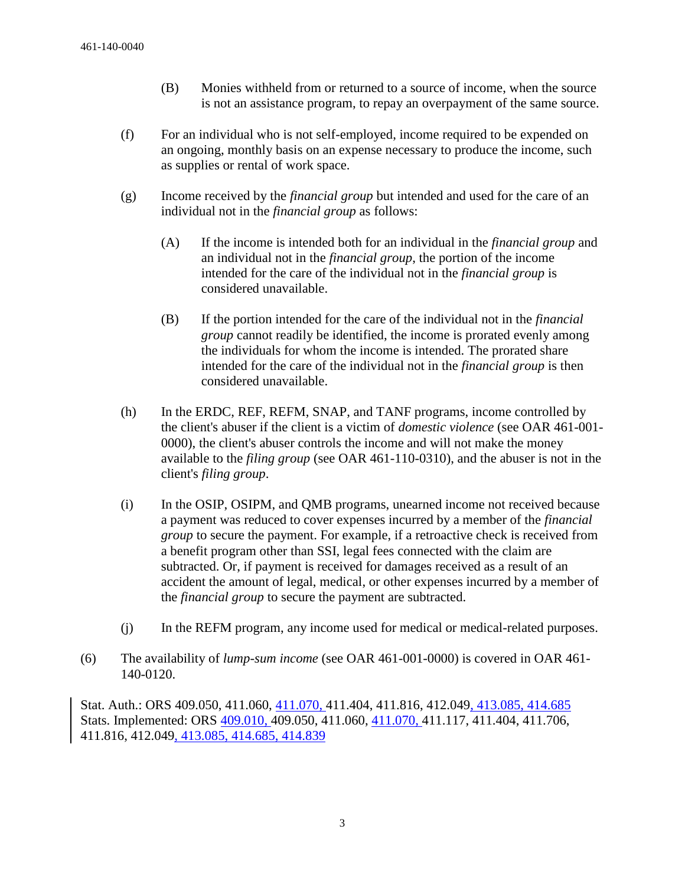(B) Monies withheld from or returned to a source of income, when the source is not an assistance program, to repay an overpayment of the same source.

(f) For an individual who is not self-employed, income required to be expended on an ongoing, monthly basis on an expense necessary to produce the income, such as supplies or rental of work space.

(g) Income received by the *financial group* but intended and used for the care of an individual not in the *financial group* as follows:

(A) If the income is intended both for an individual in the *financial group* and an individual not in the *financial group*, the portion of the income intended for the care of the individual not in the *financial group* is considered unavailable.

(B) If the portion intended for the care of the individual not in the *financial group* cannot readily be identified, the income is prorated evenly among the individuals for whom the income is intended. The prorated share intended for the care of the individual not in the *financial group* is then considered unavailable.

(h) In the ERDC, REF, REFM, SNAP, and TANF programs, income controlled by the client's abuser if the client is a victim of *domestic violence* (see OAR 461-001-0000), the client's abuser controls the income and will not make the money available to the *filing group* (see OAR 461-110-0310), and the abuser is not in the client's *filing group*.

(i) In the OSIP, OSIPM, and QMB programs, unearned income not received because a payment was reduced to cover expenses incurred by a member of the *financial group* to secure the payment. For example, if a retroactive check is received from a benefit program other than SSI, legal fees connected with the claim are subtracted. Or, if payment is received for damages received as a result of an accident the amount of legal, medical, or other expenses incurred by a member of the *financial group* to secure the payment are subtracted.

(j) In the REFM program, any income used for medical or medical-related purposes.

(6) The availability of *lump-sum income* (see OAR 461-001-0000) is covered in OAR 461-140-0120.

Stat. Auth.: ORS 409.050, 411.060, 411.070, 411.404, 411.816, 412.049, 413.085, 414.685
Stats. Implemented: ORS 409.010, 409.050, 411.060, 411.070, 411.117, 411.404, 411.706, 411.816, 412.049, 413.085, 414.685, 414.839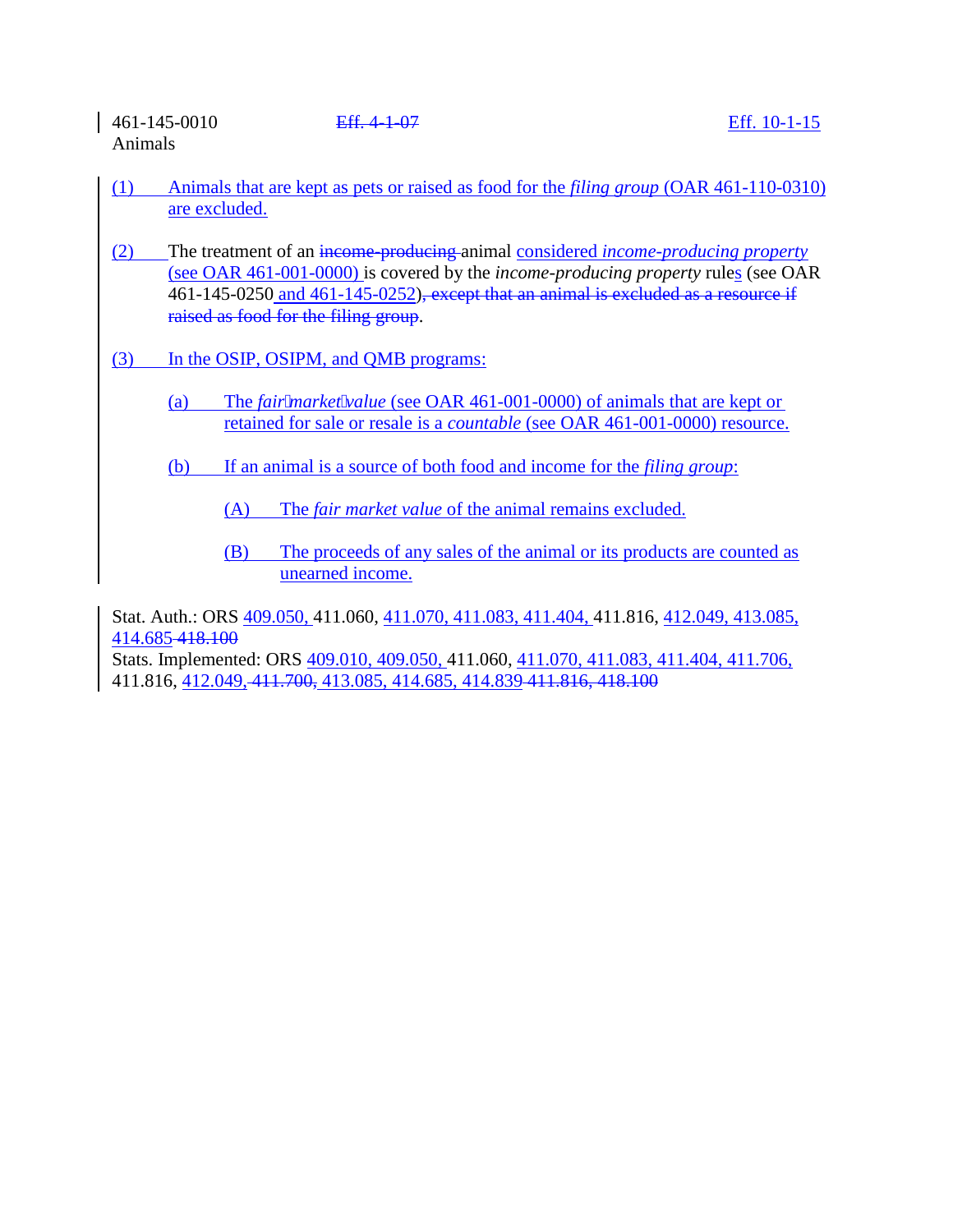461-145-0010 ~~Eff. 4-1-07~~ Eff. 10-1-15
Animals

(1) Animals that are kept as pets or raised as food for the *filing group* (OAR 461-110-0310) are excluded.

(2) The treatment of an ~~income-producing~~ animal considered *income-producing property* (see OAR 461-001-0000) is covered by the *income-producing property* rules (see OAR 461-145-0250 and 461-145-0252)~~, except that an animal is excluded as a resource if raised as food for the filing group~~.

(3) In the OSIP, OSIPM, and QMB programs:

(a) The *fair market value* (see OAR 461-001-0000) of animals that are kept or retained for sale or resale is a *countable* (see OAR 461-001-0000) resource.

(b) If an animal is a source of both food and income for the *filing group*:

(A) The *fair market value* of the animal remains excluded.

(B) The proceeds of any sales of the animal or its products are counted as unearned income.

Stat. Auth.: ORS 409.050, 411.060, 411.070, 411.083, 411.404, 411.816, 412.049, 413.085, 414.685 ~~418.100~~
Stats. Implemented: ORS 409.010, 409.050, 411.060, 411.070, 411.083, 411.404, 411.706, 411.816, 412.049, ~~411.700,~~ 413.085, 414.685, 414.839 ~~411.816, 418.100~~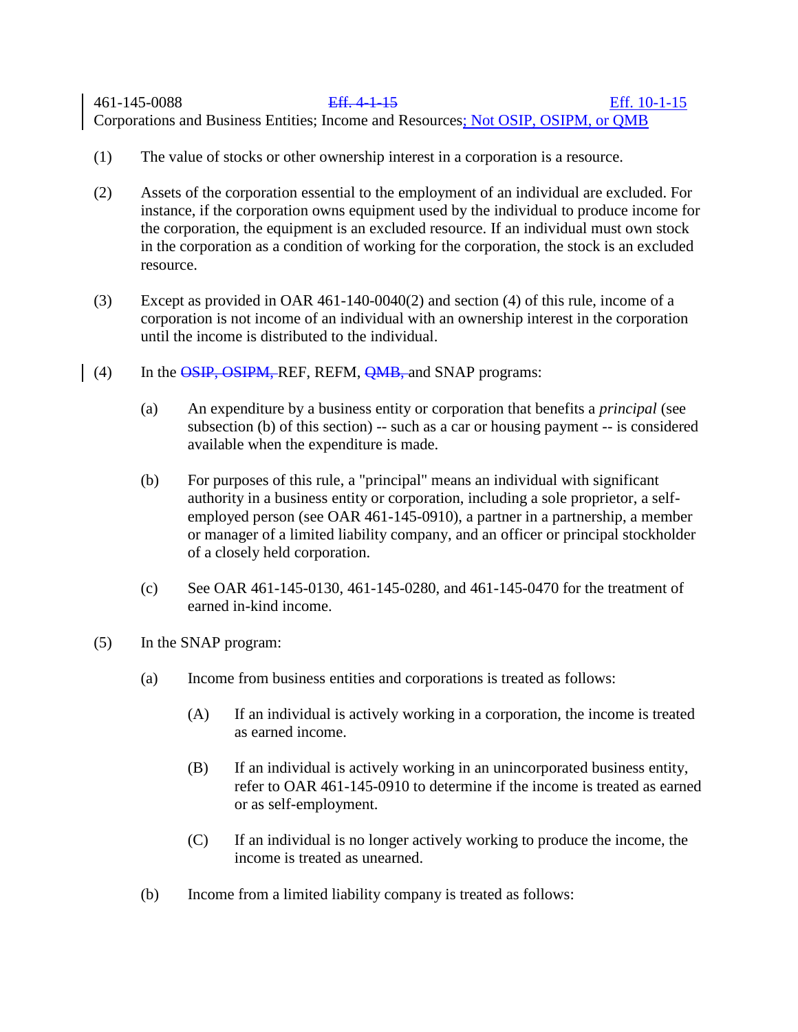461-145-0088 ~~Eff. 4-1-15~~ <u>Eff. 10-1-15</u>
Corporations and Business Entities; Income and Resources<u>; Not OSIP, OSIPM, or QMB</u>

(1) The value of stocks or other ownership interest in a corporation is a resource.

(2) Assets of the corporation essential to the employment of an individual are excluded. For instance, if the corporation owns equipment used by the individual to produce income for the corporation, the equipment is an excluded resource. If an individual must own stock in the corporation as a condition of working for the corporation, the stock is an excluded resource.

(3) Except as provided in OAR 461-140-0040(2) and section (4) of this rule, income of a corporation is not income of an individual with an ownership interest in the corporation until the income is distributed to the individual.

(4) In the ~~OSIP, OSIPM,~~ REF, REFM, ~~QMB,~~ and SNAP programs:

(a) An expenditure by a business entity or corporation that benefits a *principal* (see subsection (b) of this section) -- such as a car or housing payment -- is considered available when the expenditure is made.

(b) For purposes of this rule, a "principal" means an individual with significant authority in a business entity or corporation, including a sole proprietor, a self-employed person (see OAR 461-145-0910), a partner in a partnership, a member or manager of a limited liability company, and an officer or principal stockholder of a closely held corporation.

(c) See OAR 461-145-0130, 461-145-0280, and 461-145-0470 for the treatment of earned in-kind income.

(5) In the SNAP program:

(a) Income from business entities and corporations is treated as follows:

(A) If an individual is actively working in a corporation, the income is treated as earned income.

(B) If an individual is actively working in an unincorporated business entity, refer to OAR 461-145-0910 to determine if the income is treated as earned or as self-employment.

(C) If an individual is no longer actively working to produce the income, the income is treated as unearned.

(b) Income from a limited liability company is treated as follows: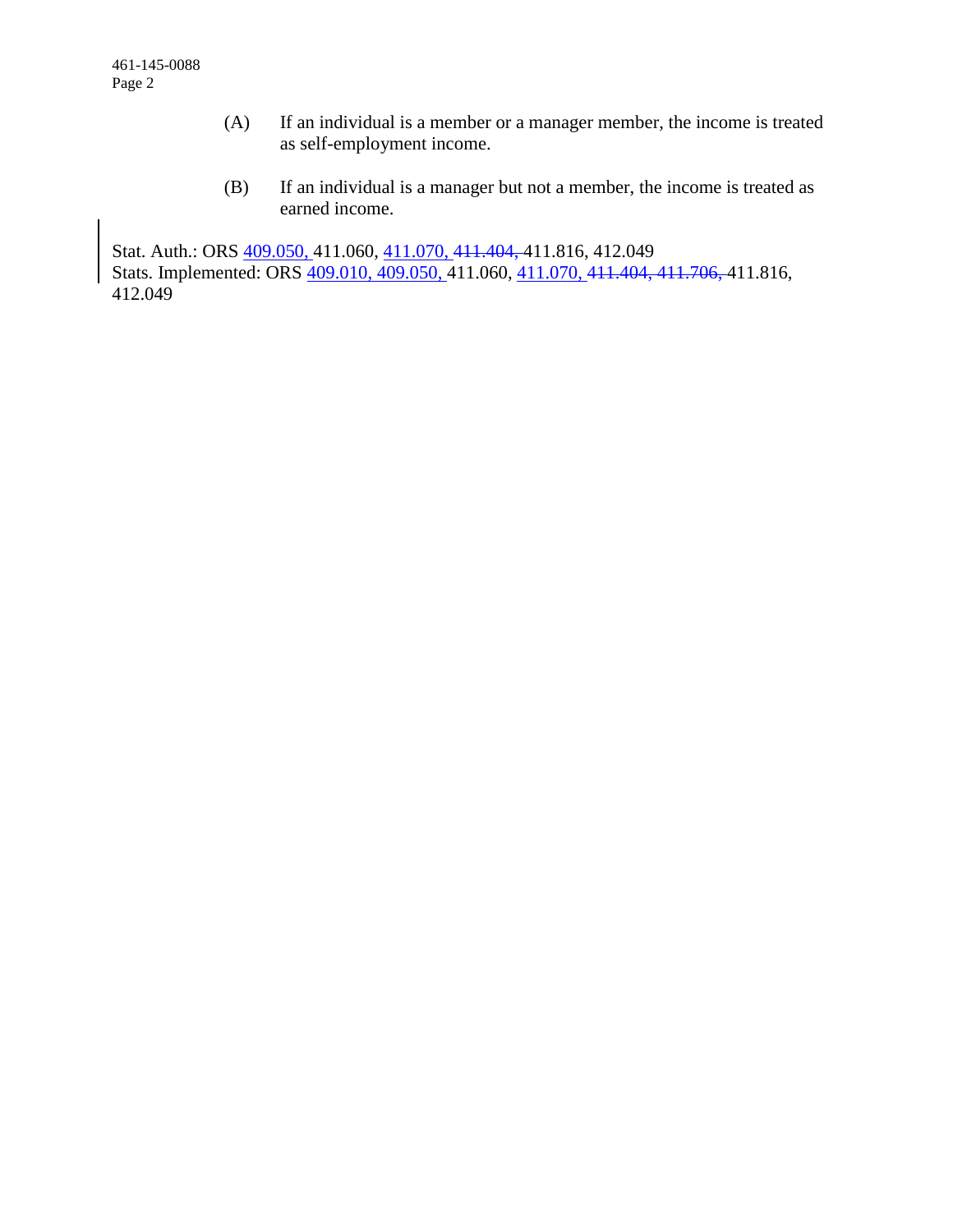(A) If an individual is a member or a manager member, the income is treated as self-employment income.

(B) If an individual is a manager but not a member, the income is treated as earned income.

Stat. Auth.: ORS 409.050, 411.060, 411.070, ~~411.404,~~ 411.816, 412.049
Stats. Implemented: ORS 409.010, 409.050, 411.060, 411.070, ~~411.404, 411.706,~~ 411.816, 412.049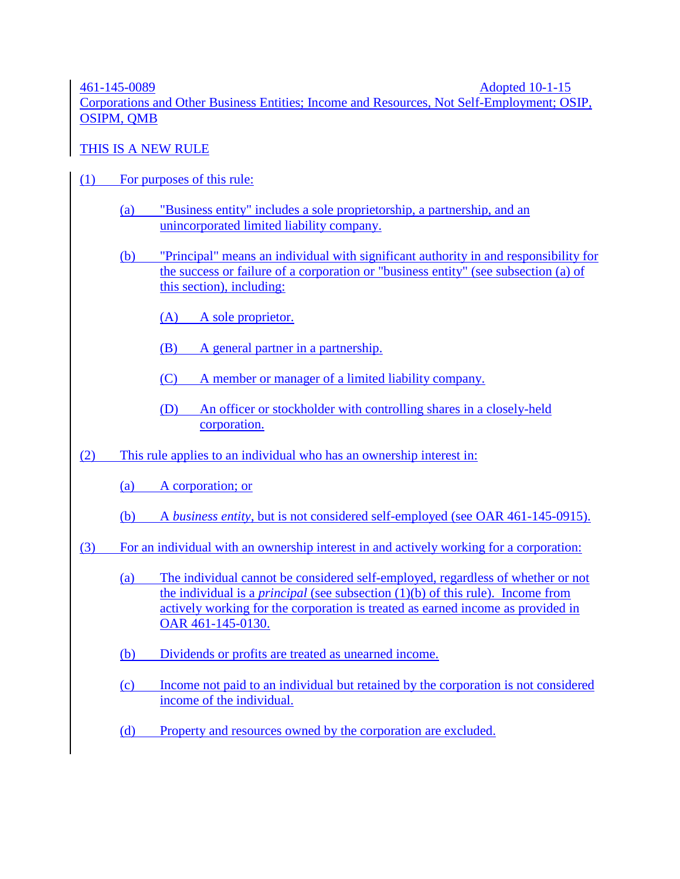461-145-0089 Adopted 10-1-15

Corporations and Other Business Entities; Income and Resources, Not Self-Employment; OSIP, OSIPM, QMB

THIS IS A NEW RULE

(1) For purposes of this rule:

- (a) "Business entity" includes a sole proprietorship, a partnership, and an unincorporated limited liability company.
- (b) "Principal" means an individual with significant authority in and responsibility for the success or failure of a corporation or "business entity" (see subsection (a) of this section), including:
  - (A) A sole proprietor.
  - (B) A general partner in a partnership.
  - (C) A member or manager of a limited liability company.
  - (D) An officer or stockholder with controlling shares in a closely-held corporation.

(2) This rule applies to an individual who has an ownership interest in:

- (a) A corporation; or
- (b) A *business entity*, but is not considered self-employed (see OAR 461-145-0915).

(3) For an individual with an ownership interest in and actively working for a corporation:

- (a) The individual cannot be considered self-employed, regardless of whether or not the individual is a *principal* (see subsection (1)(b) of this rule). Income from actively working for the corporation is treated as earned income as provided in OAR 461-145-0130.
- (b) Dividends or profits are treated as unearned income.
- (c) Income not paid to an individual but retained by the corporation is not considered income of the individual.
- (d) Property and resources owned by the corporation are excluded.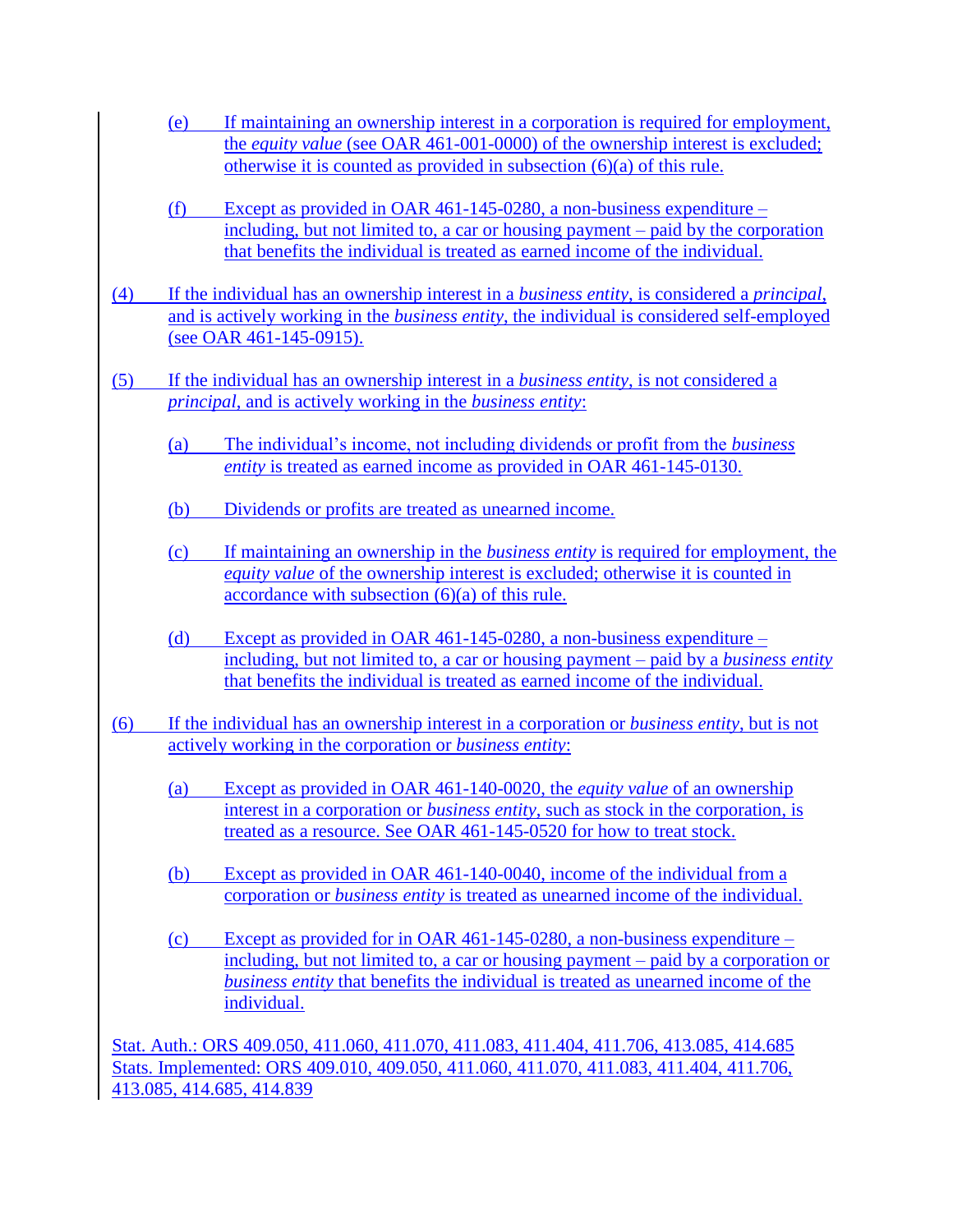(e) If maintaining an ownership interest in a corporation is required for employment, the *equity value* (see OAR 461-001-0000) of the ownership interest is excluded; otherwise it is counted as provided in subsection (6)(a) of this rule.

(f) Except as provided in OAR 461-145-0280, a non-business expenditure – including, but not limited to, a car or housing payment – paid by the corporation that benefits the individual is treated as earned income of the individual.

(4) If the individual has an ownership interest in a *business entity*, is considered a *principal*, and is actively working in the *business entity*, the individual is considered self-employed (see OAR 461-145-0915).

(5) If the individual has an ownership interest in a *business entity*, is not considered a *principal*, and is actively working in the *business entity*:

(a) The individual's income, not including dividends or profit from the *business entity* is treated as earned income as provided in OAR 461-145-0130.

(b) Dividends or profits are treated as unearned income.

(c) If maintaining an ownership in the *business entity* is required for employment, the *equity value* of the ownership interest is excluded; otherwise it is counted in accordance with subsection (6)(a) of this rule.

(d) Except as provided in OAR 461-145-0280, a non-business expenditure – including, but not limited to, a car or housing payment – paid by a *business entity* that benefits the individual is treated as earned income of the individual.

(6) If the individual has an ownership interest in a corporation or *business entity*, but is not actively working in the corporation or *business entity*:

(a) Except as provided in OAR 461-140-0020, the *equity value* of an ownership interest in a corporation or *business entity*, such as stock in the corporation, is treated as a resource. See OAR 461-145-0520 for how to treat stock.

(b) Except as provided in OAR 461-140-0040, income of the individual from a corporation or *business entity* is treated as unearned income of the individual.

(c) Except as provided for in OAR 461-145-0280, a non-business expenditure – including, but not limited to, a car or housing payment – paid by a corporation or *business entity* that benefits the individual is treated as unearned income of the individual.

Stat. Auth.: ORS 409.050, 411.060, 411.070, 411.083, 411.404, 411.706, 413.085, 414.685
Stats. Implemented: ORS 409.010, 409.050, 411.060, 411.070, 411.083, 411.404, 411.706, 413.085, 414.685, 414.839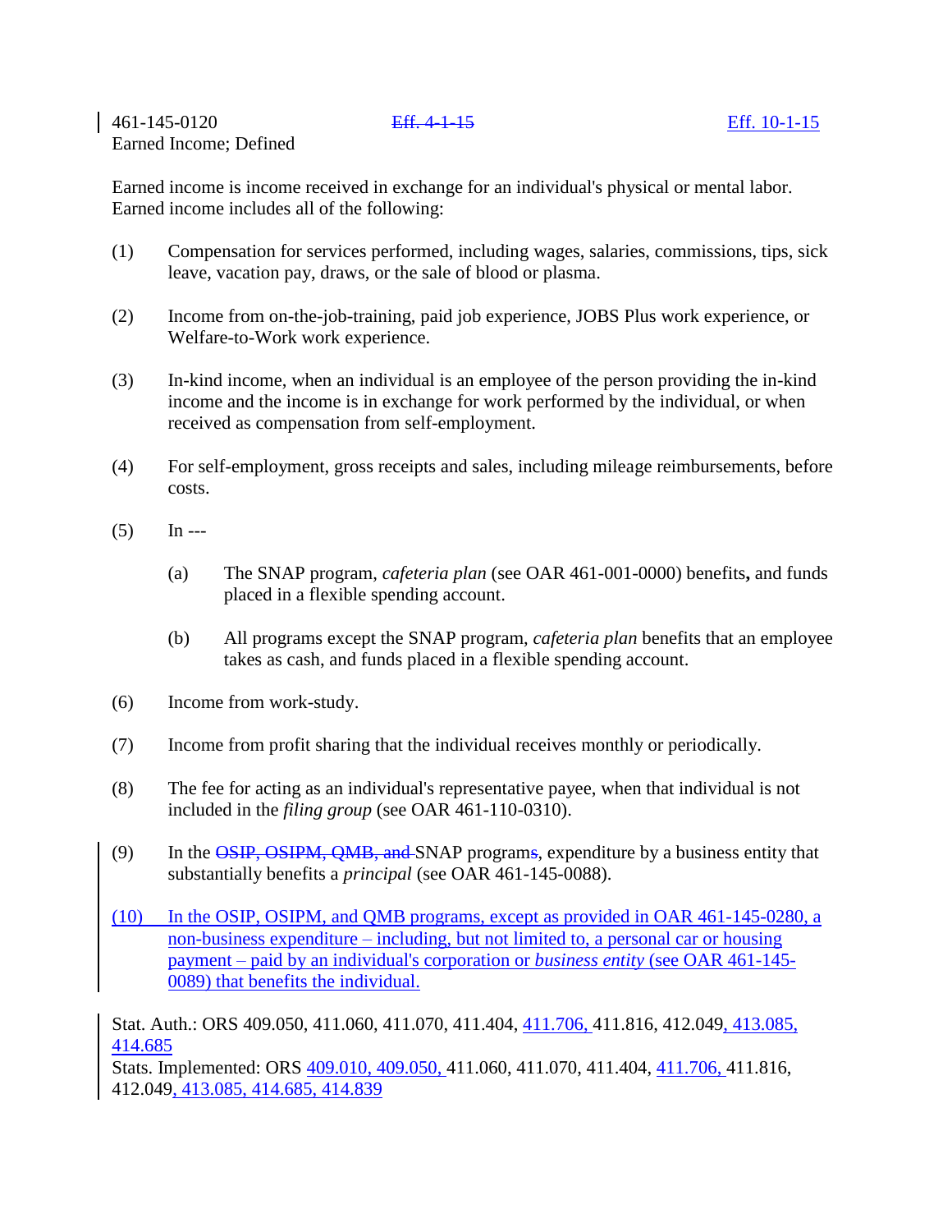461-145-0120 ~~Eff. 4-1-15~~ Eff. 10-1-15
Earned Income; Defined

Earned income is income received in exchange for an individual's physical or mental labor. Earned income includes all of the following:

(1) Compensation for services performed, including wages, salaries, commissions, tips, sick leave, vacation pay, draws, or the sale of blood or plasma.

(2) Income from on-the-job-training, paid job experience, JOBS Plus work experience, or Welfare-to-Work work experience.

(3) In-kind income, when an individual is an employee of the person providing the in-kind income and the income is in exchange for work performed by the individual, or when received as compensation from self-employment.

(4) For self-employment, gross receipts and sales, including mileage reimbursements, before costs.

(5) In ---

(a) The SNAP program, *cafeteria plan* (see OAR 461-001-0000) benefits**,** and funds placed in a flexible spending account.

(b) All programs except the SNAP program, *cafeteria plan* benefits that an employee takes as cash, and funds placed in a flexible spending account.

(6) Income from work-study.

(7) Income from profit sharing that the individual receives monthly or periodically.

(8) The fee for acting as an individual's representative payee, when that individual is not included in the *filing group* (see OAR 461-110-0310).

(9) In the ~~OSIP, OSIPM, QMB, and~~ SNAP program~~s~~, expenditure by a business entity that substantially benefits a *principal* (see OAR 461-145-0088).

(10) In the OSIP, OSIPM, and QMB programs, except as provided in OAR 461-145-0280, a non-business expenditure – including, but not limited to, a personal car or housing payment – paid by an individual's corporation or *business entity* (see OAR 461-145-0089) that benefits the individual.

Stat. Auth.: ORS 409.050, 411.060, 411.070, 411.404, 411.706, 411.816, 412.049, 413.085, 414.685
Stats. Implemented: ORS 409.010, 409.050, 411.060, 411.070, 411.404, 411.706, 411.816, 412.049, 413.085, 414.685, 414.839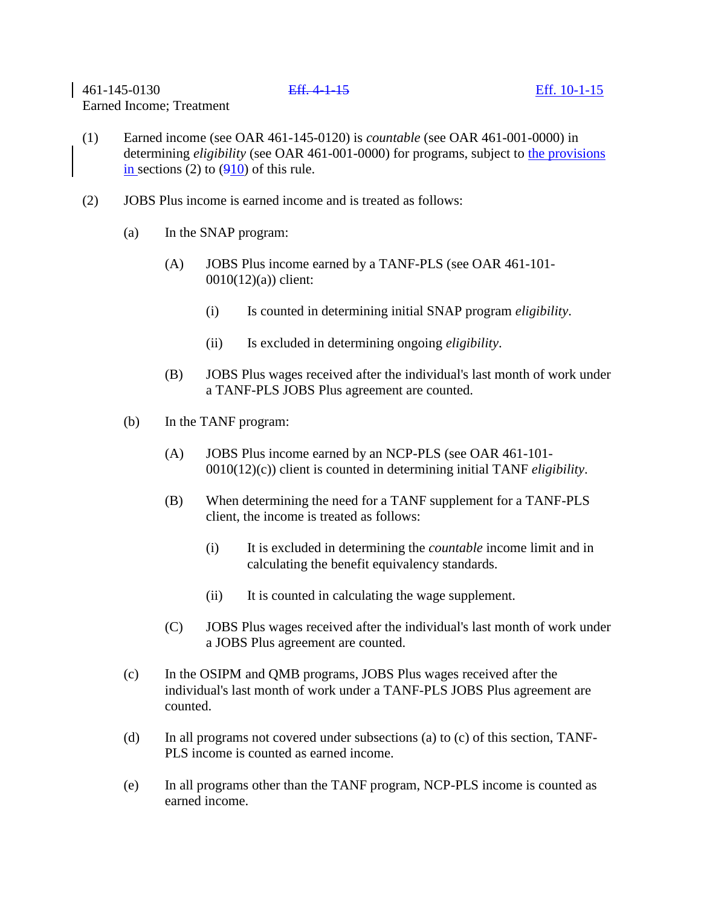461-145-0130 ~~Eff. 4-1-15~~ Eff. 10-1-15

Earned Income; Treatment

(1) Earned income (see OAR 461-145-0120) is *countable* (see OAR 461-001-0000) in determining *eligibility* (see OAR 461-001-0000) for programs, subject to the provisions in sections (2) to (~~9~~10) of this rule.

(2) JOBS Plus income is earned income and is treated as follows:

(a) In the SNAP program:

(A) JOBS Plus income earned by a TANF-PLS (see OAR 461-101-0010(12)(a)) client:

(i) Is counted in determining initial SNAP program *eligibility*.

(ii) Is excluded in determining ongoing *eligibility*.

(B) JOBS Plus wages received after the individual's last month of work under a TANF-PLS JOBS Plus agreement are counted.

(b) In the TANF program:

(A) JOBS Plus income earned by an NCP-PLS (see OAR 461-101-0010(12)(c)) client is counted in determining initial TANF *eligibility*.

(B) When determining the need for a TANF supplement for a TANF-PLS client, the income is treated as follows:

(i) It is excluded in determining the *countable* income limit and in calculating the benefit equivalency standards.

(ii) It is counted in calculating the wage supplement.

(C) JOBS Plus wages received after the individual's last month of work under a JOBS Plus agreement are counted.

(c) In the OSIPM and QMB programs, JOBS Plus wages received after the individual's last month of work under a TANF-PLS JOBS Plus agreement are counted.

(d) In all programs not covered under subsections (a) to (c) of this section, TANF-PLS income is counted as earned income.

(e) In all programs other than the TANF program, NCP-PLS income is counted as earned income.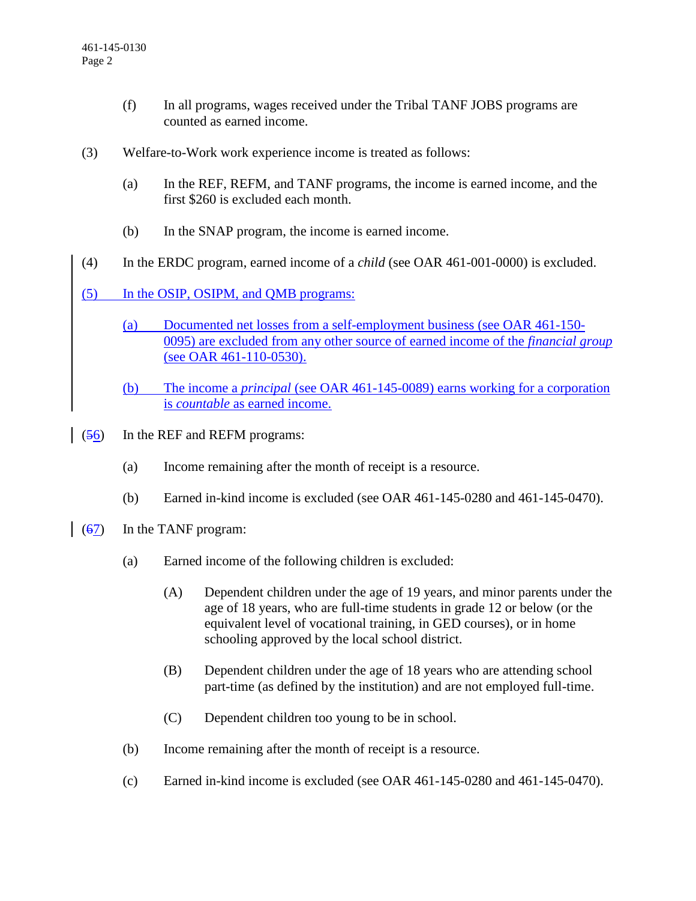(f) In all programs, wages received under the Tribal TANF JOBS programs are counted as earned income.

(3) Welfare-to-Work work experience income is treated as follows:

(a) In the REF, REFM, and TANF programs, the income is earned income, and the first $260 is excluded each month.

(b) In the SNAP program, the income is earned income.

(4) In the ERDC program, earned income of a *child* (see OAR 461-001-0000) is excluded.

(5) In the OSIP, OSIPM, and QMB programs:

(a) Documented net losses from a self-employment business (see OAR 461-150-0095) are excluded from any other source of earned income of the *financial group* (see OAR 461-110-0530).

(b) The income a *principal* (see OAR 461-145-0089) earns working for a corporation is *countable* as earned income.

(~~5~~6) In the REF and REFM programs:

(a) Income remaining after the month of receipt is a resource.

(b) Earned in-kind income is excluded (see OAR 461-145-0280 and 461-145-0470).

(~~6~~7) In the TANF program:

(a) Earned income of the following children is excluded:

(A) Dependent children under the age of 19 years, and minor parents under the age of 18 years, who are full-time students in grade 12 or below (or the equivalent level of vocational training, in GED courses), or in home schooling approved by the local school district.

(B) Dependent children under the age of 18 years who are attending school part-time (as defined by the institution) and are not employed full-time.

(C) Dependent children too young to be in school.

(b) Income remaining after the month of receipt is a resource.

(c) Earned in-kind income is excluded (see OAR 461-145-0280 and 461-145-0470).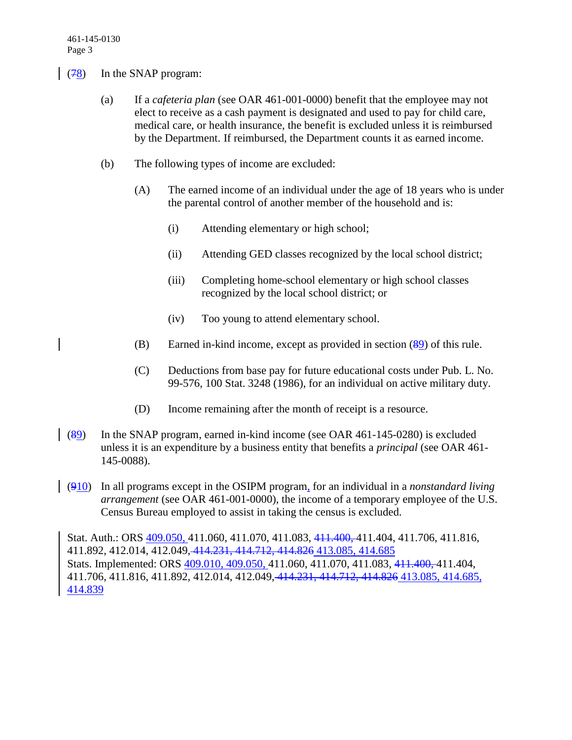(~~7~~8) In the SNAP program:

(a) If a *cafeteria plan* (see OAR 461-001-0000) benefit that the employee may not elect to receive as a cash payment is designated and used to pay for child care, medical care, or health insurance, the benefit is excluded unless it is reimbursed by the Department. If reimbursed, the Department counts it as earned income.

(b) The following types of income are excluded:

(A) The earned income of an individual under the age of 18 years who is under the parental control of another member of the household and is:

(i) Attending elementary or high school;

(ii) Attending GED classes recognized by the local school district;

(iii) Completing home-school elementary or high school classes recognized by the local school district; or

(iv) Too young to attend elementary school.

(B) Earned in-kind income, except as provided in section (~~8~~9) of this rule.

(C) Deductions from base pay for future educational costs under Pub. L. No. 99-576, 100 Stat. 3248 (1986), for an individual on active military duty.

(D) Income remaining after the month of receipt is a resource.

(~~8~~9) In the SNAP program, earned in-kind income (see OAR 461-145-0280) is excluded unless it is an expenditure by a business entity that benefits a *principal* (see OAR 461-145-0088).

(~~9~~10) In all programs except in the OSIPM program, for an individual in a *nonstandard living arrangement* (see OAR 461-001-0000), the income of a temporary employee of the U.S. Census Bureau employed to assist in taking the census is excluded.

Stat. Auth.: ORS 409.050, 411.060, 411.070, 411.083, ~~411.400,~~ 411.404, 411.706, 411.816, 411.892, 412.014, 412.049, ~~414.231, 414.712, 414.826~~ 413.085, 414.685
Stats. Implemented: ORS 409.010, 409.050, 411.060, 411.070, 411.083, ~~411.400,~~ 411.404, 411.706, 411.816, 411.892, 412.014, 412.049, ~~414.231, 414.712, 414.826~~ 413.085, 414.685, 414.839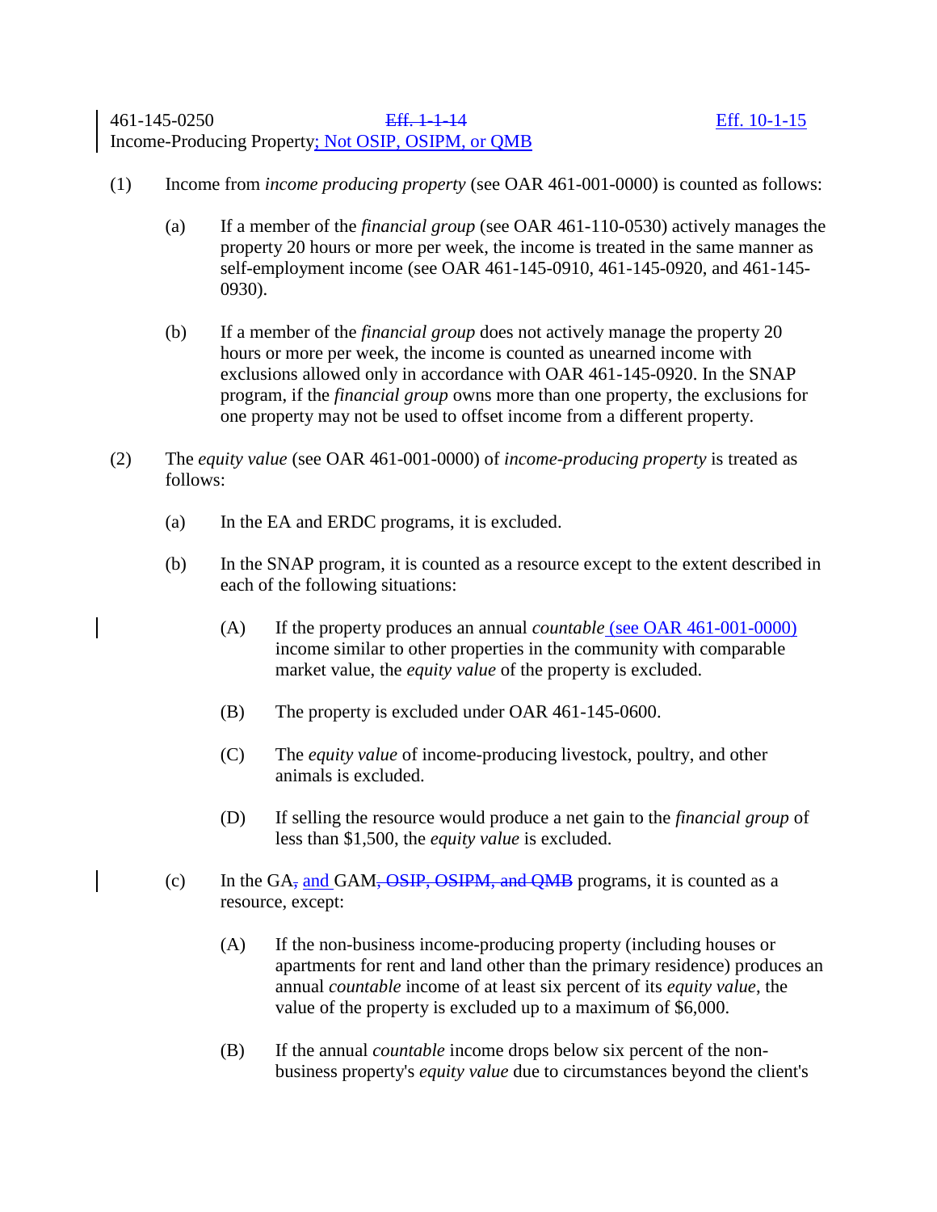461-145-0250 ~~Eff. 1-1-14~~ Eff. 10-1-15

Income-Producing Property; Not OSIP, OSIPM, or QMB

(1) Income from *income producing property* (see OAR 461-001-0000) is counted as follows:

(a) If a member of the *financial group* (see OAR 461-110-0530) actively manages the property 20 hours or more per week, the income is treated in the same manner as self-employment income (see OAR 461-145-0910, 461-145-0920, and 461-145-0930).

(b) If a member of the *financial group* does not actively manage the property 20 hours or more per week, the income is counted as unearned income with exclusions allowed only in accordance with OAR 461-145-0920. In the SNAP program, if the *financial group* owns more than one property, the exclusions for one property may not be used to offset income from a different property.

(2) The *equity value* (see OAR 461-001-0000) of *income-producing property* is treated as follows:

(a) In the EA and ERDC programs, it is excluded.

(b) In the SNAP program, it is counted as a resource except to the extent described in each of the following situations:

(A) If the property produces an annual *countable* (see OAR 461-001-0000) income similar to other properties in the community with comparable market value, the *equity value* of the property is excluded.

(B) The property is excluded under OAR 461-145-0600.

(C) The *equity value* of income-producing livestock, poultry, and other animals is excluded.

(D) If selling the resource would produce a net gain to the *financial group* of less than $1,500, the *equity value* is excluded.

(c) In the GA~~,~~ and GAM~~, OSIP, OSIPM, and QMB~~ programs, it is counted as a resource, except:

(A) If the non-business income-producing property (including houses or apartments for rent and land other than the primary residence) produces an annual *countable* income of at least six percent of its *equity value*, the value of the property is excluded up to a maximum of $6,000.

(B) If the annual *countable* income drops below six percent of the non-business property's *equity value* due to circumstances beyond the client's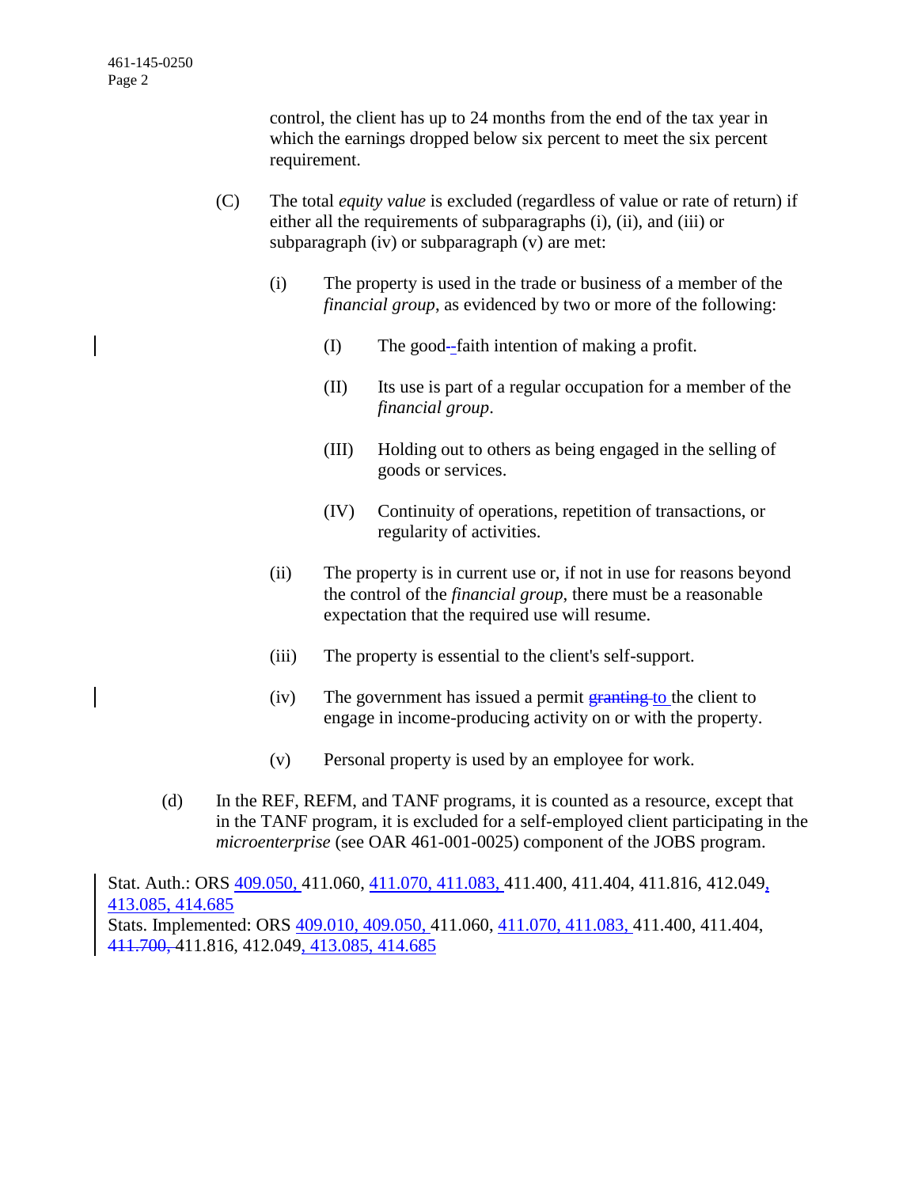control, the client has up to 24 months from the end of the tax year in which the earnings dropped below six percent to meet the six percent requirement.

(C) The total *equity value* is excluded (regardless of value or rate of return) if either all the requirements of subparagraphs (i), (ii), and (iii) or subparagraph (iv) or subparagraph (v) are met:

(i) The property is used in the trade or business of a member of the *financial group*, as evidenced by two or more of the following:

(I) The good-faith intention of making a profit.

(II) Its use is part of a regular occupation for a member of the *financial group*.

(III) Holding out to others as being engaged in the selling of goods or services.

(IV) Continuity of operations, repetition of transactions, or regularity of activities.

(ii) The property is in current use or, if not in use for reasons beyond the control of the *financial group*, there must be a reasonable expectation that the required use will resume.

(iii) The property is essential to the client's self-support.

(iv) The government has issued a permit ~~granting~~ to the client to engage in income-producing activity on or with the property.

(v) Personal property is used by an employee for work.

(d) In the REF, REFM, and TANF programs, it is counted as a resource, except that in the TANF program, it is excluded for a self-employed client participating in the *microenterprise* (see OAR 461-001-0025) component of the JOBS program.

Stat. Auth.: ORS 409.050, 411.060, 411.070, 411.083, 411.400, 411.404, 411.816, 412.049, 413.085, 414.685
Stats. Implemented: ORS 409.010, 409.050, 411.060, 411.070, 411.083, 411.400, 411.404, ~~411.700,~~ 411.816, 412.049, 413.085, 414.685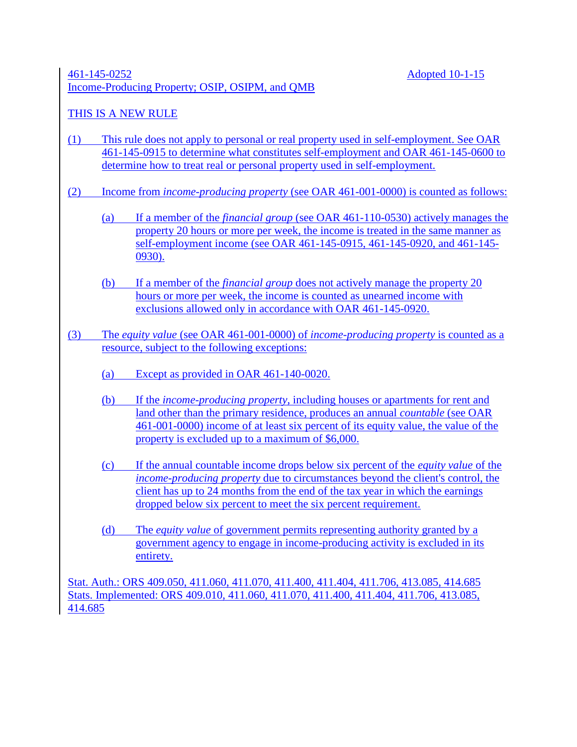461-145-0252 Adopted 10-1-15

Income-Producing Property; OSIP, OSIPM, and QMB

THIS IS A NEW RULE

(1) This rule does not apply to personal or real property used in self-employment. See OAR 461-145-0915 to determine what constitutes self-employment and OAR 461-145-0600 to determine how to treat real or personal property used in self-employment.

(2) Income from *income-producing property* (see OAR 461-001-0000) is counted as follows:

- (a) If a member of the *financial group* (see OAR 461-110-0530) actively manages the property 20 hours or more per week, the income is treated in the same manner as self-employment income (see OAR 461-145-0915, 461-145-0920, and 461-145-0930).

- (b) If a member of the *financial group* does not actively manage the property 20 hours or more per week, the income is counted as unearned income with exclusions allowed only in accordance with OAR 461-145-0920.

(3) The *equity value* (see OAR 461-001-0000) of *income-producing property* is counted as a resource, subject to the following exceptions:

- (a) Except as provided in OAR 461-140-0020.

- (b) If the *income-producing property*, including houses or apartments for rent and land other than the primary residence, produces an annual *countable* (see OAR 461-001-0000) income of at least six percent of its equity value, the value of the property is excluded up to a maximum of $6,000.

- (c) If the annual countable income drops below six percent of the *equity value* of the *income-producing property* due to circumstances beyond the client's control, the client has up to 24 months from the end of the tax year in which the earnings dropped below six percent to meet the six percent requirement.

- (d) The *equity value* of government permits representing authority granted by a government agency to engage in income-producing activity is excluded in its entirety.

Stat. Auth.: ORS 409.050, 411.060, 411.070, 411.400, 411.404, 411.706, 413.085, 414.685
Stats. Implemented: ORS 409.010, 411.060, 411.070, 411.400, 411.404, 411.706, 413.085, 414.685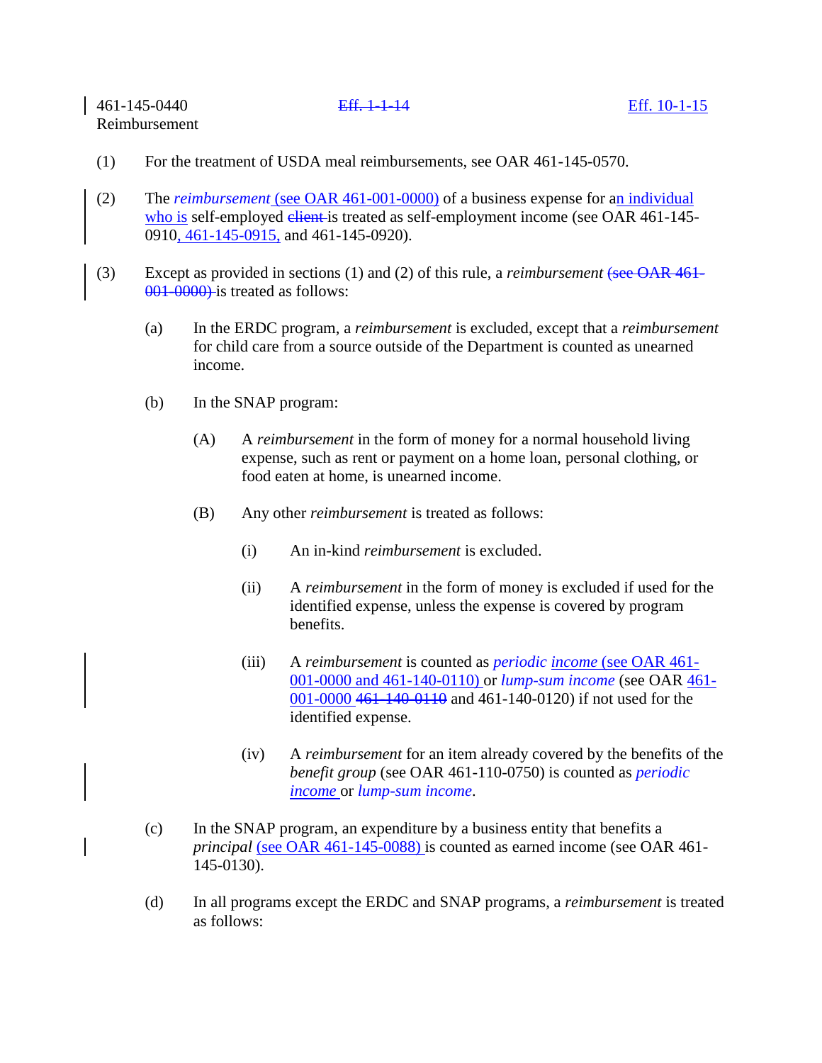461-145-0440 ~~Eff. 1-1-14~~ Eff. 10-1-15
Reimbursement

(1) For the treatment of USDA meal reimbursements, see OAR 461-145-0570.

(2) The *reimbursement* (see OAR 461-001-0000) of a business expense for an individual who is self-employed ~~client~~ is treated as self-employment income (see OAR 461-145-0910, 461-145-0915, and 461-145-0920).

(3) Except as provided in sections (1) and (2) of this rule, a *reimbursement* ~~(see OAR 461-001-0000)~~ is treated as follows:

(a) In the ERDC program, a *reimbursement* is excluded, except that a *reimbursement* for child care from a source outside of the Department is counted as unearned income.

(b) In the SNAP program:

(A) A *reimbursement* in the form of money for a normal household living expense, such as rent or payment on a home loan, personal clothing, or food eaten at home, is unearned income.

(B) Any other *reimbursement* is treated as follows:

(i) An in-kind *reimbursement* is excluded.

(ii) A *reimbursement* in the form of money is excluded if used for the identified expense, unless the expense is covered by program benefits.

(iii) A *reimbursement* is counted as *periodic income* (see OAR 461-001-0000 and 461-140-0110) or *lump-sum income* (see OAR 461-001-0000 ~~461-140-0110~~ and 461-140-0120) if not used for the identified expense.

(iv) A *reimbursement* for an item already covered by the benefits of the *benefit group* (see OAR 461-110-0750) is counted as *periodic income* or *lump-sum income*.

(c) In the SNAP program, an expenditure by a business entity that benefits a *principal* (see OAR 461-145-0088) is counted as earned income (see OAR 461-145-0130).

(d) In all programs except the ERDC and SNAP programs, a *reimbursement* is treated as follows: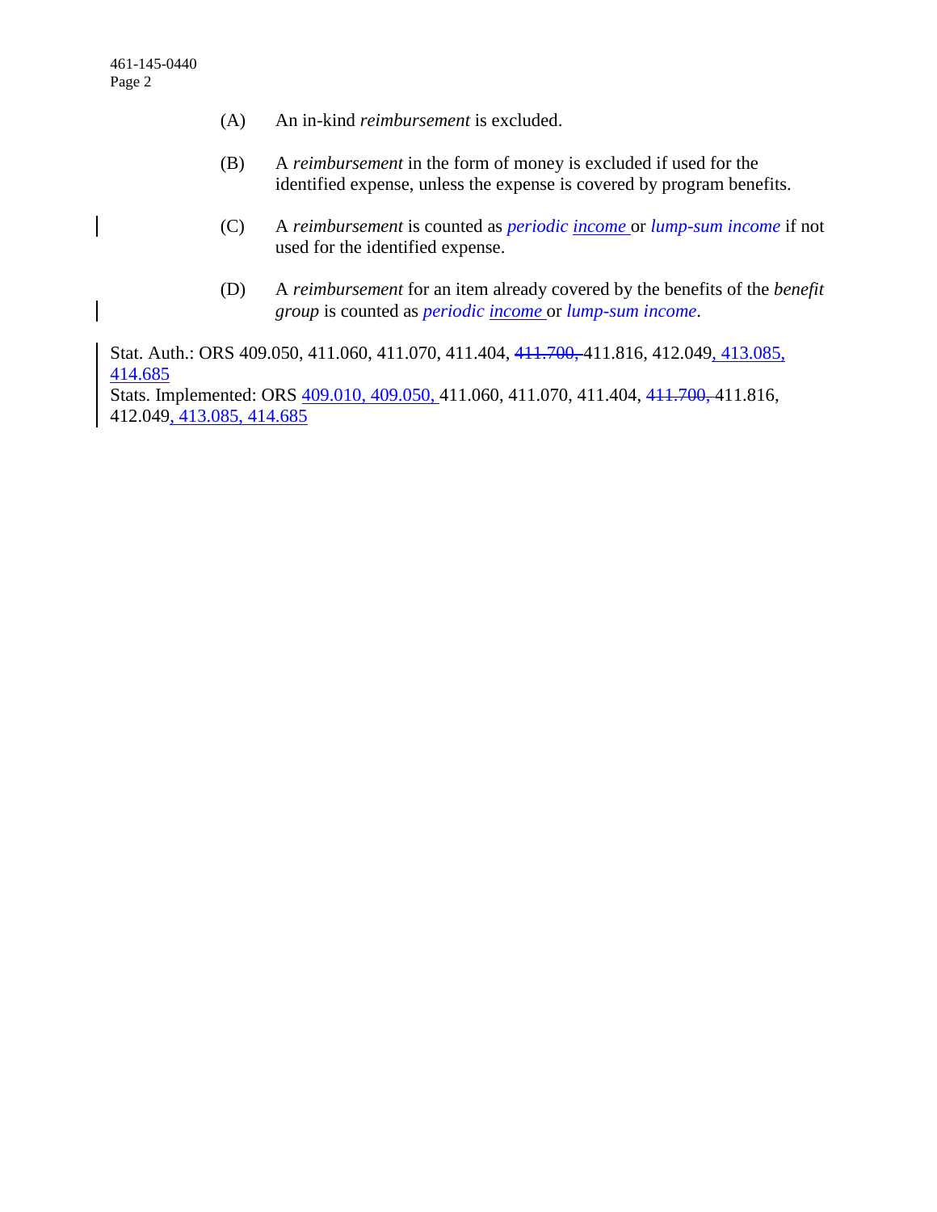(A) An in-kind *reimbursement* is excluded.

(B) A *reimbursement* in the form of money is excluded if used for the identified expense, unless the expense is covered by program benefits.

(C) A *reimbursement* is counted as *periodic income* or *lump-sum income* if not used for the identified expense.

(D) A *reimbursement* for an item already covered by the benefits of the *benefit group* is counted as *periodic income* or *lump-sum income*.

Stat. Auth.: ORS 409.050, 411.060, 411.070, 411.404, ~~411.700,~~ 411.816, 412.049, 413.085, 414.685
Stats. Implemented: ORS 409.010, 409.050, 411.060, 411.070, 411.404, ~~411.700,~~ 411.816, 412.049, 413.085, 414.685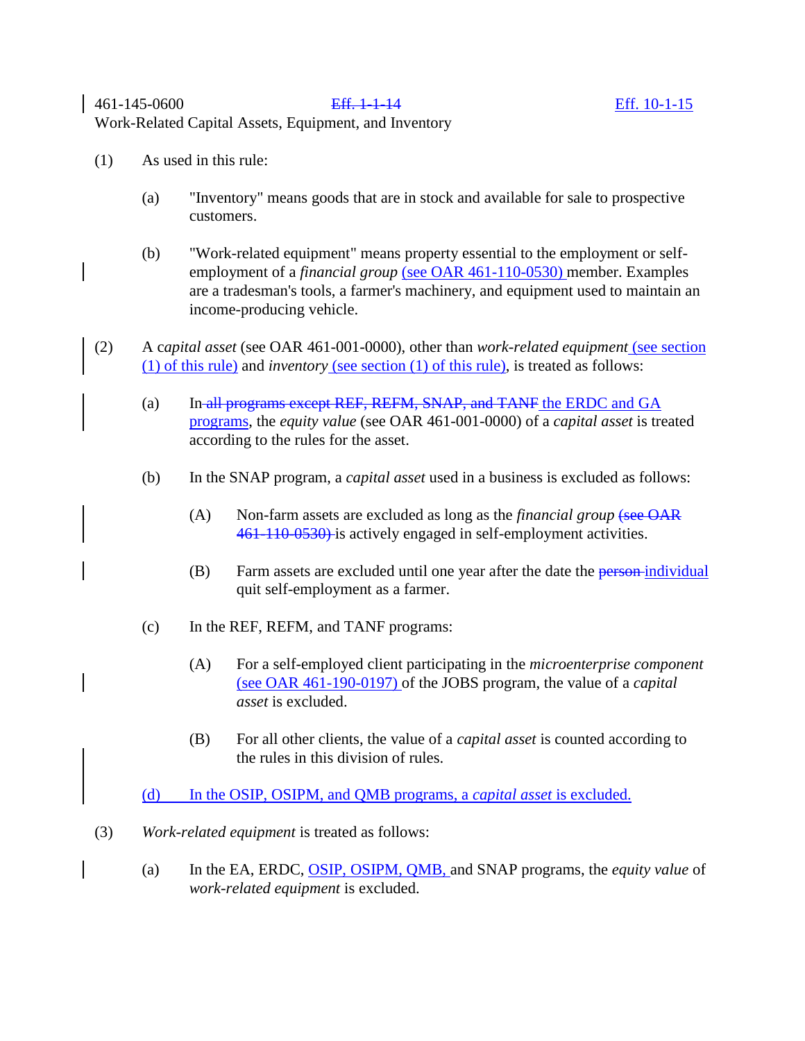461-145-0600 ~~Eff. 1-1-14~~ Eff. 10-1-15
Work-Related Capital Assets, Equipment, and Inventory

(1) As used in this rule:

(a) "Inventory" means goods that are in stock and available for sale to prospective customers.

(b) "Work-related equipment" means property essential to the employment or self-employment of a *financial group* (see OAR 461-110-0530) member. Examples are a tradesman's tools, a farmer's machinery, and equipment used to maintain an income-producing vehicle.

(2) A *capital asset* (see OAR 461-001-0000), other than *work-related equipment* (see section (1) of this rule) and *inventory* (see section (1) of this rule), is treated as follows:

(a) In ~~all programs except REF, REFM, SNAP, and TANF~~ the ERDC and GA programs, the *equity value* (see OAR 461-001-0000) of a *capital asset* is treated according to the rules for the asset.

(b) In the SNAP program, a *capital asset* used in a business is excluded as follows:

(A) Non-farm assets are excluded as long as the *financial group* ~~(see OAR 461-110-0530)~~ is actively engaged in self-employment activities.

(B) Farm assets are excluded until one year after the date the ~~person~~ individual quit self-employment as a farmer.

(c) In the REF, REFM, and TANF programs:

(A) For a self-employed client participating in the *microenterprise component* (see OAR 461-190-0197) of the JOBS program, the value of a *capital asset* is excluded.

(B) For all other clients, the value of a *capital asset* is counted according to the rules in this division of rules.

(d) In the OSIP, OSIPM, and QMB programs, a *capital asset* is excluded.

(3) *Work-related equipment* is treated as follows:

(a) In the EA, ERDC, OSIP, OSIPM, QMB, and SNAP programs, the *equity value* of *work-related equipment* is excluded.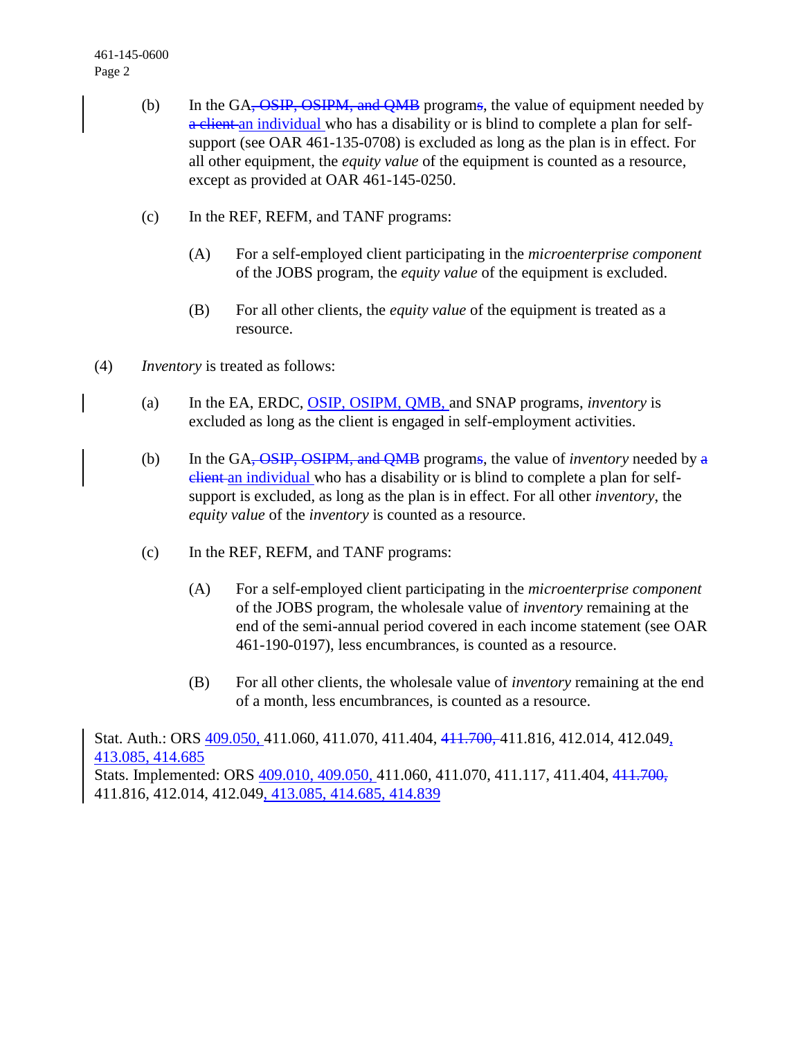(b) In the GA~~, OSIP, OSIPM, and QMB~~ program~~s~~, the value of equipment needed by ~~a client~~ an individual who has a disability or is blind to complete a plan for self-support (see OAR 461-135-0708) is excluded as long as the plan is in effect. For all other equipment, the *equity value* of the equipment is counted as a resource, except as provided at OAR 461-145-0250.

(c) In the REF, REFM, and TANF programs:

(A) For a self-employed client participating in the *microenterprise component* of the JOBS program, the *equity value* of the equipment is excluded.

(B) For all other clients, the *equity value* of the equipment is treated as a resource.

(4) *Inventory* is treated as follows:

(a) In the EA, ERDC, OSIP, OSIPM, QMB, and SNAP programs, *inventory* is excluded as long as the client is engaged in self-employment activities.

(b) In the GA~~, OSIP, OSIPM, and QMB~~ program~~s~~, the value of *inventory* needed by ~~a client~~ an individual who has a disability or is blind to complete a plan for self-support is excluded, as long as the plan is in effect. For all other *inventory*, the *equity value* of the *inventory* is counted as a resource.

(c) In the REF, REFM, and TANF programs:

(A) For a self-employed client participating in the *microenterprise component* of the JOBS program, the wholesale value of *inventory* remaining at the end of the semi-annual period covered in each income statement (see OAR 461-190-0197), less encumbrances, is counted as a resource.

(B) For all other clients, the wholesale value of *inventory* remaining at the end of a month, less encumbrances, is counted as a resource.

Stat. Auth.: ORS 409.050, 411.060, 411.070, 411.404, ~~411.700,~~ 411.816, 412.014, 412.049, 413.085, 414.685
Stats. Implemented: ORS 409.010, 409.050, 411.060, 411.070, 411.117, 411.404, ~~411.700,~~ 411.816, 412.014, 412.049, 413.085, 414.685, 414.839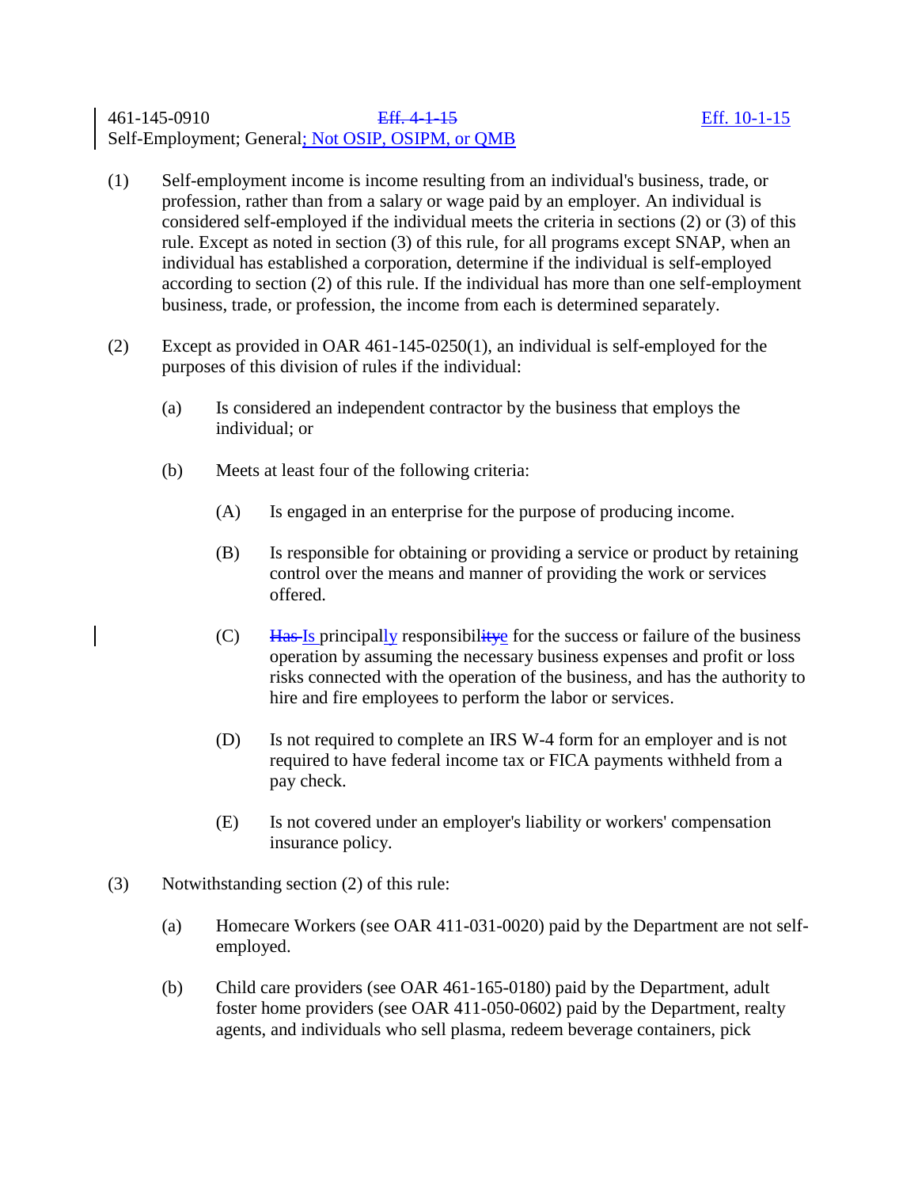461-145-0910 ~~Eff. 4-1-15~~ Eff. 10-1-15

Self-Employment; General; Not OSIP, OSIPM, or QMB

(1) Self-employment income is income resulting from an individual's business, trade, or profession, rather than from a salary or wage paid by an employer. An individual is considered self-employed if the individual meets the criteria in sections (2) or (3) of this rule. Except as noted in section (3) of this rule, for all programs except SNAP, when an individual has established a corporation, determine if the individual is self-employed according to section (2) of this rule. If the individual has more than one self-employment business, trade, or profession, the income from each is determined separately.

(2) Except as provided in OAR 461-145-0250(1), an individual is self-employed for the purposes of this division of rules if the individual:

(a) Is considered an independent contractor by the business that employs the individual; or

(b) Meets at least four of the following criteria:

(A) Is engaged in an enterprise for the purpose of producing income.

(B) Is responsible for obtaining or providing a service or product by retaining control over the means and manner of providing the work or services offered.

(C) ~~Has~~ Is principally responsibilit~~y~~e for the success or failure of the business operation by assuming the necessary business expenses and profit or loss risks connected with the operation of the business, and has the authority to hire and fire employees to perform the labor or services.

(D) Is not required to complete an IRS W-4 form for an employer and is not required to have federal income tax or FICA payments withheld from a pay check.

(E) Is not covered under an employer's liability or workers' compensation insurance policy.

(3) Notwithstanding section (2) of this rule:

(a) Homecare Workers (see OAR 411-031-0020) paid by the Department are not self-employed.

(b) Child care providers (see OAR 461-165-0180) paid by the Department, adult foster home providers (see OAR 411-050-0602) paid by the Department, realty agents, and individuals who sell plasma, redeem beverage containers, pick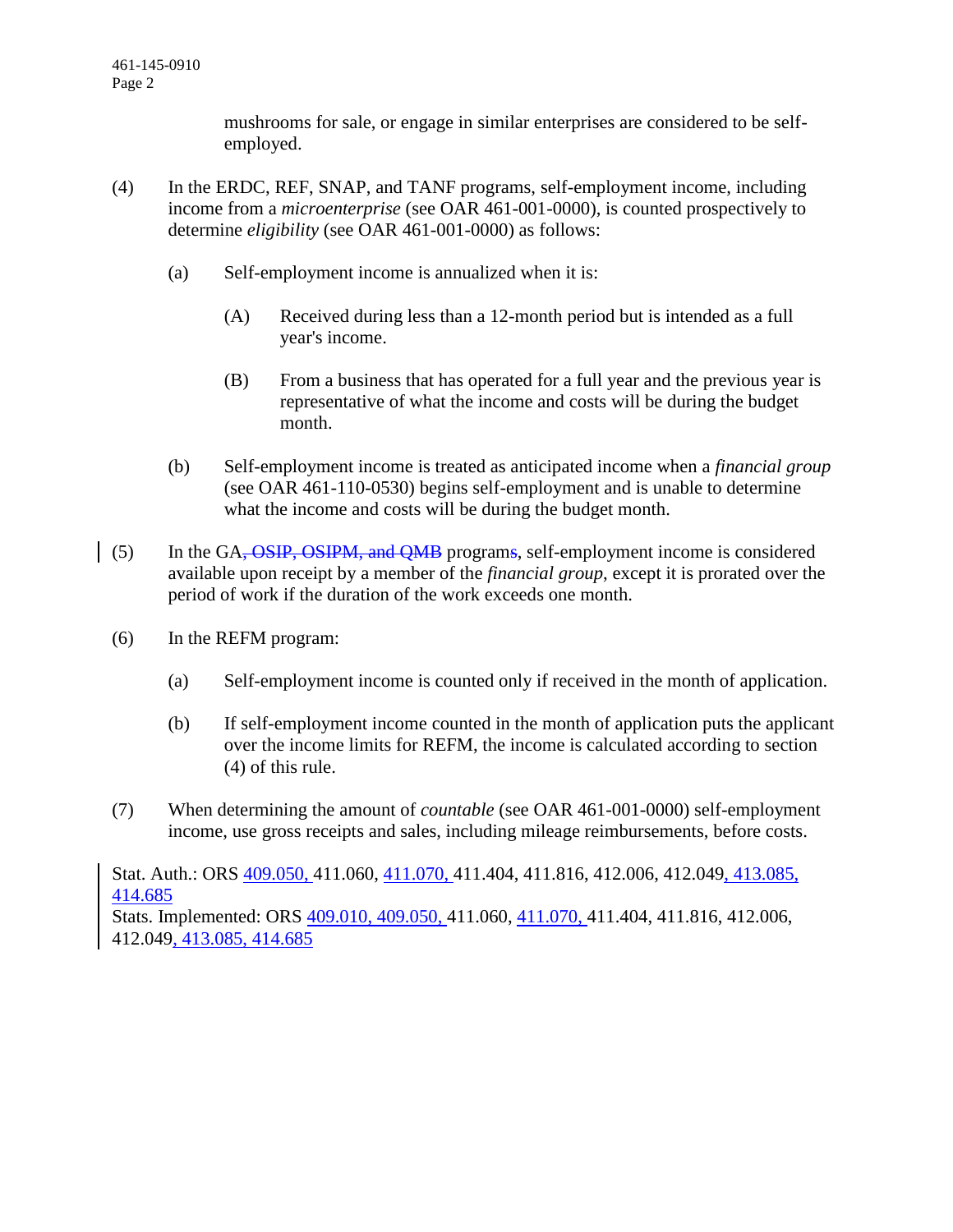mushrooms for sale, or engage in similar enterprises are considered to be self-employed.

(4) In the ERDC, REF, SNAP, and TANF programs, self-employment income, including income from a *microenterprise* (see OAR 461-001-0000), is counted prospectively to determine *eligibility* (see OAR 461-001-0000) as follows:

(a) Self-employment income is annualized when it is:

(A) Received during less than a 12-month period but is intended as a full year's income.

(B) From a business that has operated for a full year and the previous year is representative of what the income and costs will be during the budget month.

(b) Self-employment income is treated as anticipated income when a *financial group* (see OAR 461-110-0530) begins self-employment and is unable to determine what the income and costs will be during the budget month.

(5) In the GA~~, OSIP, OSIPM, and QMB~~ program~~s~~, self-employment income is considered available upon receipt by a member of the *financial group*, except it is prorated over the period of work if the duration of the work exceeds one month.

(6) In the REFM program:

(a) Self-employment income is counted only if received in the month of application.

(b) If self-employment income counted in the month of application puts the applicant over the income limits for REFM, the income is calculated according to section (4) of this rule.

(7) When determining the amount of *countable* (see OAR 461-001-0000) self-employment income, use gross receipts and sales, including mileage reimbursements, before costs.

Stat. Auth.: ORS 409.050, 411.060, 411.070, 411.404, 411.816, 412.006, 412.049, 413.085, 414.685
Stats. Implemented: ORS 409.010, 409.050, 411.060, 411.070, 411.404, 411.816, 412.006, 412.049, 413.085, 414.685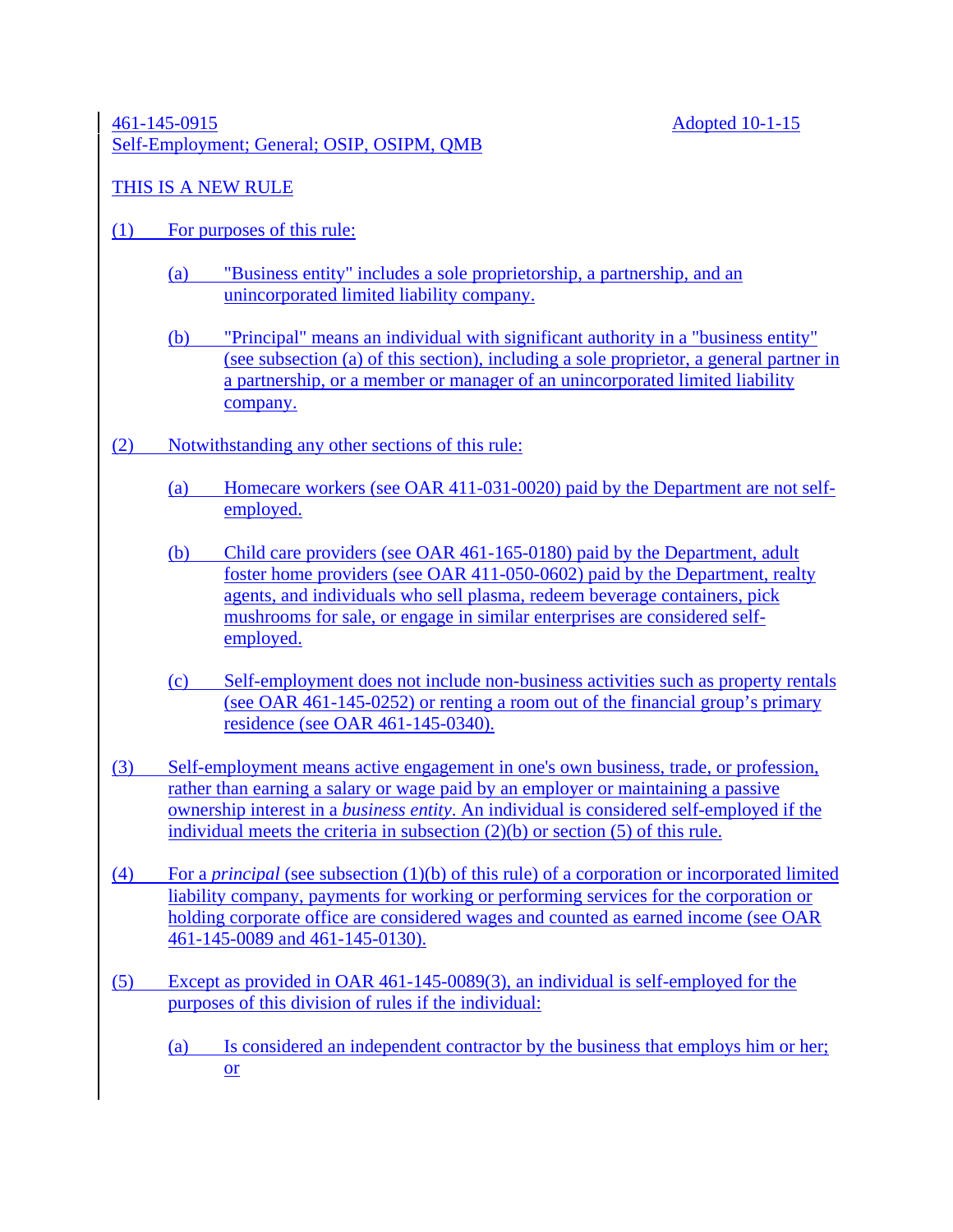461-145-0915 Adopted 10-1-15

Self-Employment; General; OSIP, OSIPM, QMB

THIS IS A NEW RULE

(1) For purposes of this rule:

- (a) "Business entity" includes a sole proprietorship, a partnership, and an unincorporated limited liability company.

- (b) "Principal" means an individual with significant authority in a "business entity" (see subsection (a) of this section), including a sole proprietor, a general partner in a partnership, or a member or manager of an unincorporated limited liability company.

(2) Notwithstanding any other sections of this rule:

- (a) Homecare workers (see OAR 411-031-0020) paid by the Department are not self-employed.

- (b) Child care providers (see OAR 461-165-0180) paid by the Department, adult foster home providers (see OAR 411-050-0602) paid by the Department, realty agents, and individuals who sell plasma, redeem beverage containers, pick mushrooms for sale, or engage in similar enterprises are considered self-employed.

- (c) Self-employment does not include non-business activities such as property rentals (see OAR 461-145-0252) or renting a room out of the financial group's primary residence (see OAR 461-145-0340).

(3) Self-employment means active engagement in one's own business, trade, or profession, rather than earning a salary or wage paid by an employer or maintaining a passive ownership interest in a *business entity*. An individual is considered self-employed if the individual meets the criteria in subsection (2)(b) or section (5) of this rule.

(4) For a *principal* (see subsection (1)(b) of this rule) of a corporation or incorporated limited liability company, payments for working or performing services for the corporation or holding corporate office are considered wages and counted as earned income (see OAR 461-145-0089 and 461-145-0130).

(5) Except as provided in OAR 461-145-0089(3), an individual is self-employed for the purposes of this division of rules if the individual:

- (a) Is considered an independent contractor by the business that employs him or her; or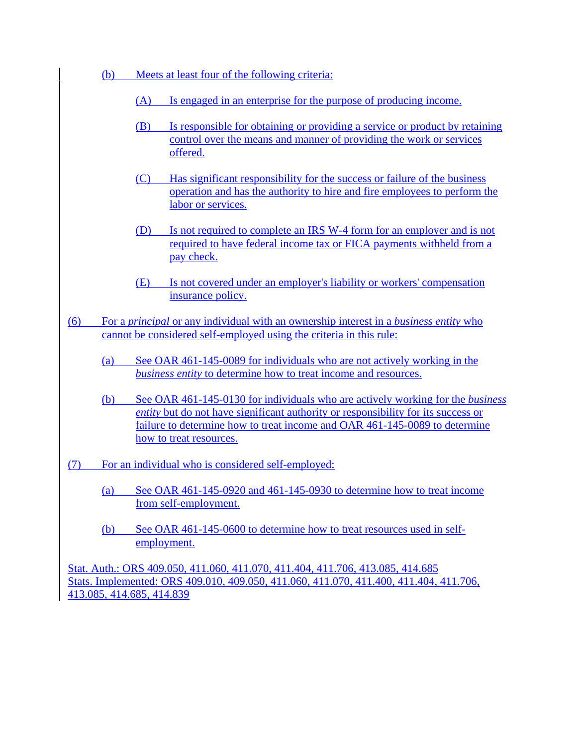(b) Meets at least four of the following criteria:

   (A) Is engaged in an enterprise for the purpose of producing income.

   (B) Is responsible for obtaining or providing a service or product by retaining control over the means and manner of providing the work or services offered.

   (C) Has significant responsibility for the success or failure of the business operation and has the authority to hire and fire employees to perform the labor or services.

   (D) Is not required to complete an IRS W-4 form for an employer and is not required to have federal income tax or FICA payments withheld from a pay check.

   (E) Is not covered under an employer's liability or workers' compensation insurance policy.

(6) For a *principal* or any individual with an ownership interest in a *business entity* who cannot be considered self-employed using the criteria in this rule:

   (a) See OAR 461-145-0089 for individuals who are not actively working in the *business entity* to determine how to treat income and resources.

   (b) See OAR 461-145-0130 for individuals who are actively working for the *business entity* but do not have significant authority or responsibility for its success or failure to determine how to treat income and OAR 461-145-0089 to determine how to treat resources.

(7) For an individual who is considered self-employed:

   (a) See OAR 461-145-0920 and 461-145-0930 to determine how to treat income from self-employment.

   (b) See OAR 461-145-0600 to determine how to treat resources used in self-employment.

Stat. Auth.: ORS 409.050, 411.060, 411.070, 411.404, 411.706, 413.085, 414.685
Stats. Implemented: ORS 409.010, 409.050, 411.060, 411.070, 411.400, 411.404, 411.706, 413.085, 414.685, 414.839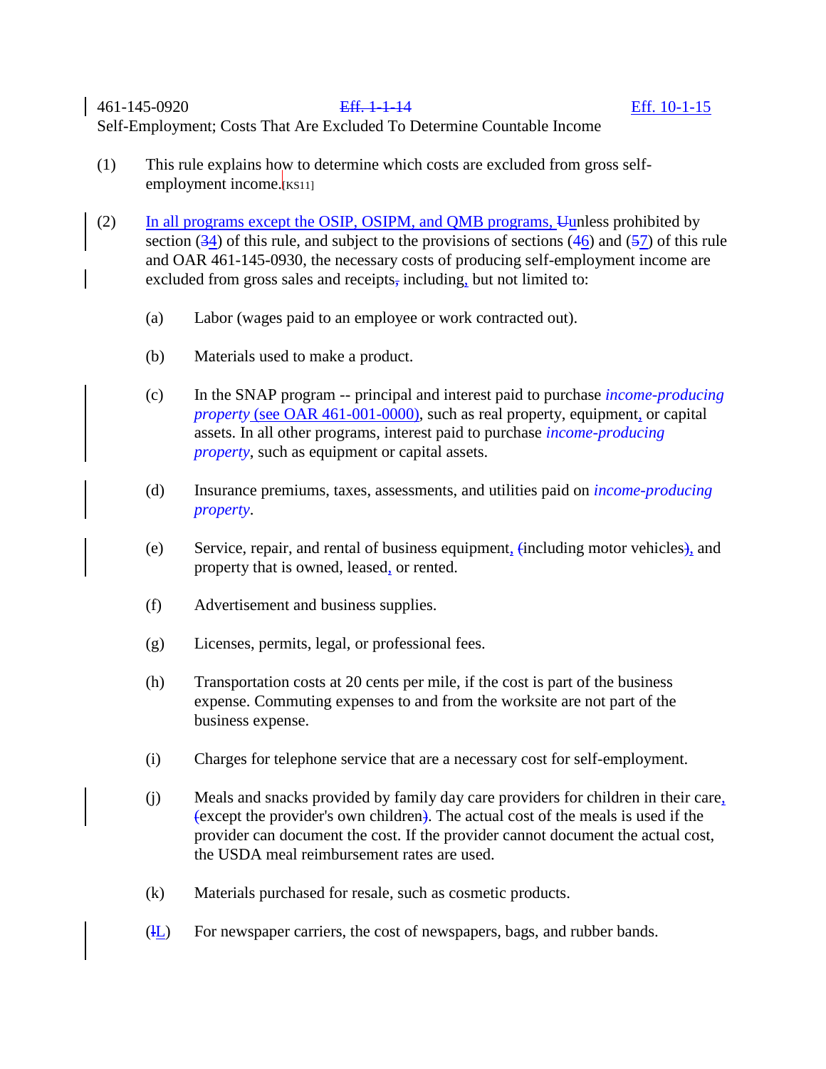461-145-0920 ~~Eff. 1-1-14~~ Eff. 10-1-15

Self-Employment; Costs That Are Excluded To Determine Countable Income

(1) This rule explains how to determine which costs are excluded from gross self-employment income.[KS11]

(2) In all programs except the OSIP, OSIPM, and QMB programs, ~~U~~unless prohibited by section (~~3~~4) of this rule, and subject to the provisions of sections (~~4~~6) and (~~5~~7) of this rule and OAR 461-145-0930, the necessary costs of producing self-employment income are excluded from gross sales and receipts~~,~~ including, but not limited to:

(a) Labor (wages paid to an employee or work contracted out).

(b) Materials used to make a product.

(c) In the SNAP program -- principal and interest paid to purchase *income-producing property* (see OAR 461-001-0000), such as real property, equipment, or capital assets. In all other programs, interest paid to purchase *income-producing property*, such as equipment or capital assets.

(d) Insurance premiums, taxes, assessments, and utilities paid on *income-producing property*.

(e) Service, repair, and rental of business equipment, ~~(~~including motor vehicles~~)~~, and property that is owned, leased, or rented.

(f) Advertisement and business supplies.

(g) Licenses, permits, legal, or professional fees.

(h) Transportation costs at 20 cents per mile, if the cost is part of the business expense. Commuting expenses to and from the worksite are not part of the business expense.

(i) Charges for telephone service that are a necessary cost for self-employment.

(j) Meals and snacks provided by family day care providers for children in their care, ~~(~~except the provider's own children~~)~~. The actual cost of the meals is used if the provider can document the cost. If the provider cannot document the actual cost, the USDA meal reimbursement rates are used.

(k) Materials purchased for resale, such as cosmetic products.

(~~l~~L) For newspaper carriers, the cost of newspapers, bags, and rubber bands.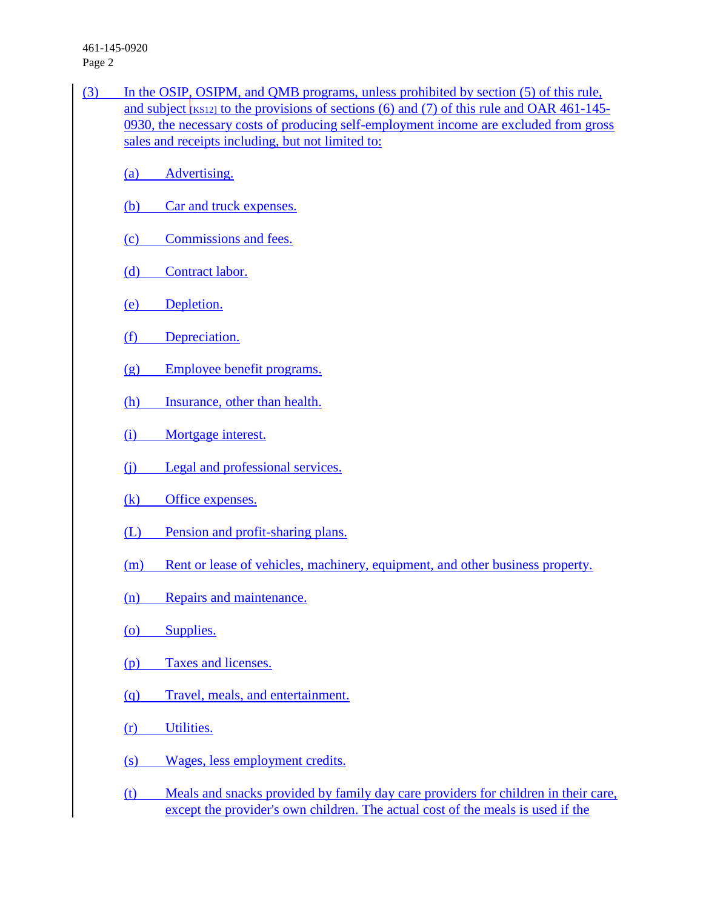(3) In the OSIP, OSIPM, and QMB programs, unless prohibited by section (5) of this rule, and subject [KS12] to the provisions of sections (6) and (7) of this rule and OAR 461-145-0930, the necessary costs of producing self-employment income are excluded from gross sales and receipts including, but not limited to:

- (a) Advertising.
- (b) Car and truck expenses.
- (c) Commissions and fees.
- (d) Contract labor.
- (e) Depletion.
- (f) Depreciation.
- (g) Employee benefit programs.
- (h) Insurance, other than health.
- (i) Mortgage interest.
- (j) Legal and professional services.
- (k) Office expenses.
- (L) Pension and profit-sharing plans.
- (m) Rent or lease of vehicles, machinery, equipment, and other business property.
- (n) Repairs and maintenance.
- (o) Supplies.
- (p) Taxes and licenses.
- (q) Travel, meals, and entertainment.
- (r) Utilities.
- (s) Wages, less employment credits.
- (t) Meals and snacks provided by family day care providers for children in their care, except the provider's own children. The actual cost of the meals is used if the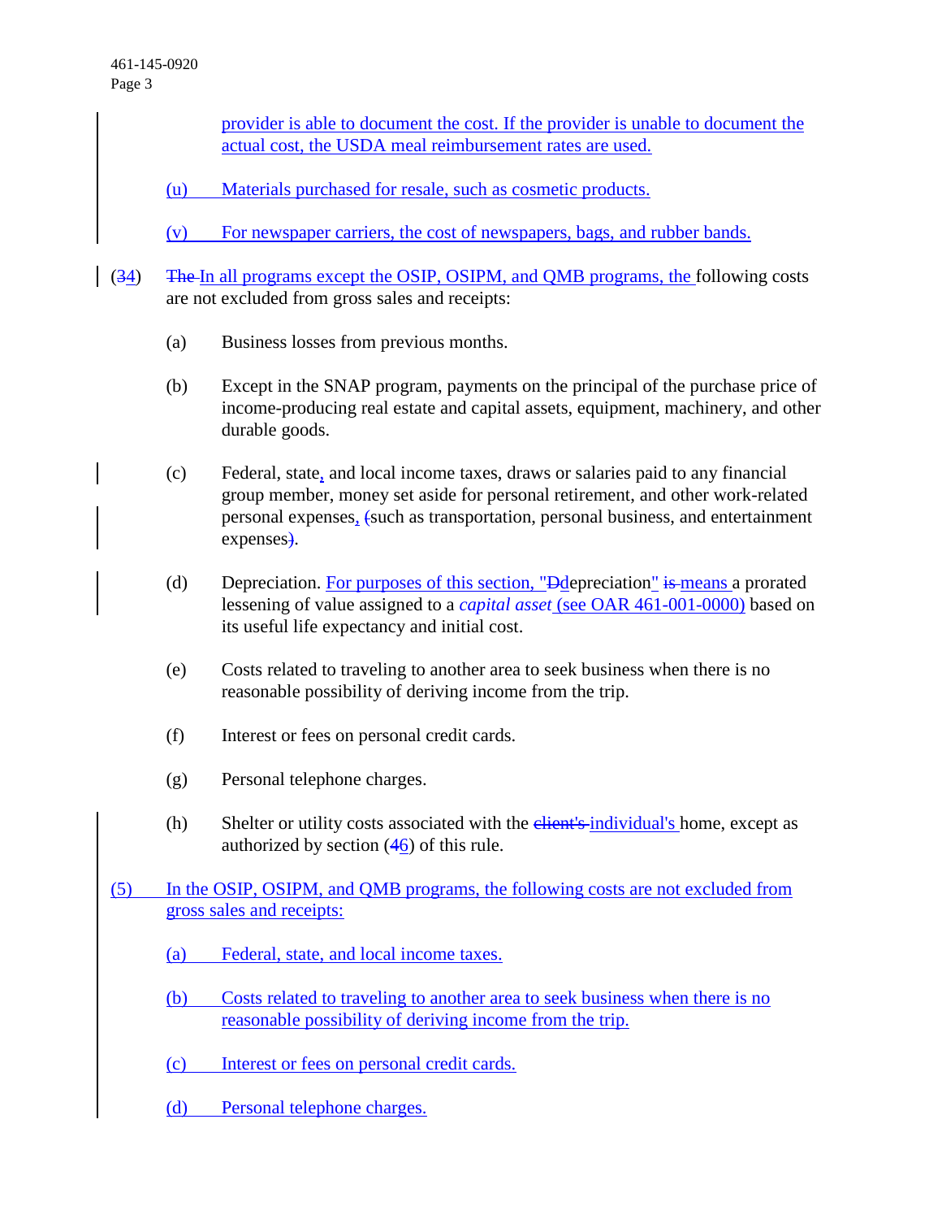provider is able to document the cost. If the provider is unable to document the actual cost, the USDA meal reimbursement rates are used.

(u) Materials purchased for resale, such as cosmetic products.

(v) For newspaper carriers, the cost of newspapers, bags, and rubber bands.

(~~3~~4) ~~The~~ In all programs except the OSIP, OSIPM, and QMB programs, the following costs are not excluded from gross sales and receipts:

(a) Business losses from previous months.

(b) Except in the SNAP program, payments on the principal of the purchase price of income-producing real estate and capital assets, equipment, machinery, and other durable goods.

(c) Federal, state, and local income taxes, draws or salaries paid to any financial group member, money set aside for personal retirement, and other work-related personal expenses, ~~(~~such as transportation, personal business, and entertainment expenses~~)~~.

(d) Depreciation. For purposes of this section, "~~D~~depreciation" ~~is~~ means a prorated lessening of value assigned to a *capital asset* (see OAR 461-001-0000) based on its useful life expectancy and initial cost.

(e) Costs related to traveling to another area to seek business when there is no reasonable possibility of deriving income from the trip.

(f) Interest or fees on personal credit cards.

(g) Personal telephone charges.

(h) Shelter or utility costs associated with the ~~client's~~ individual's home, except as authorized by section (~~4~~6) of this rule.

(5) In the OSIP, OSIPM, and QMB programs, the following costs are not excluded from gross sales and receipts:

(a) Federal, state, and local income taxes.

(b) Costs related to traveling to another area to seek business when there is no reasonable possibility of deriving income from the trip.

(c) Interest or fees on personal credit cards.

(d) Personal telephone charges.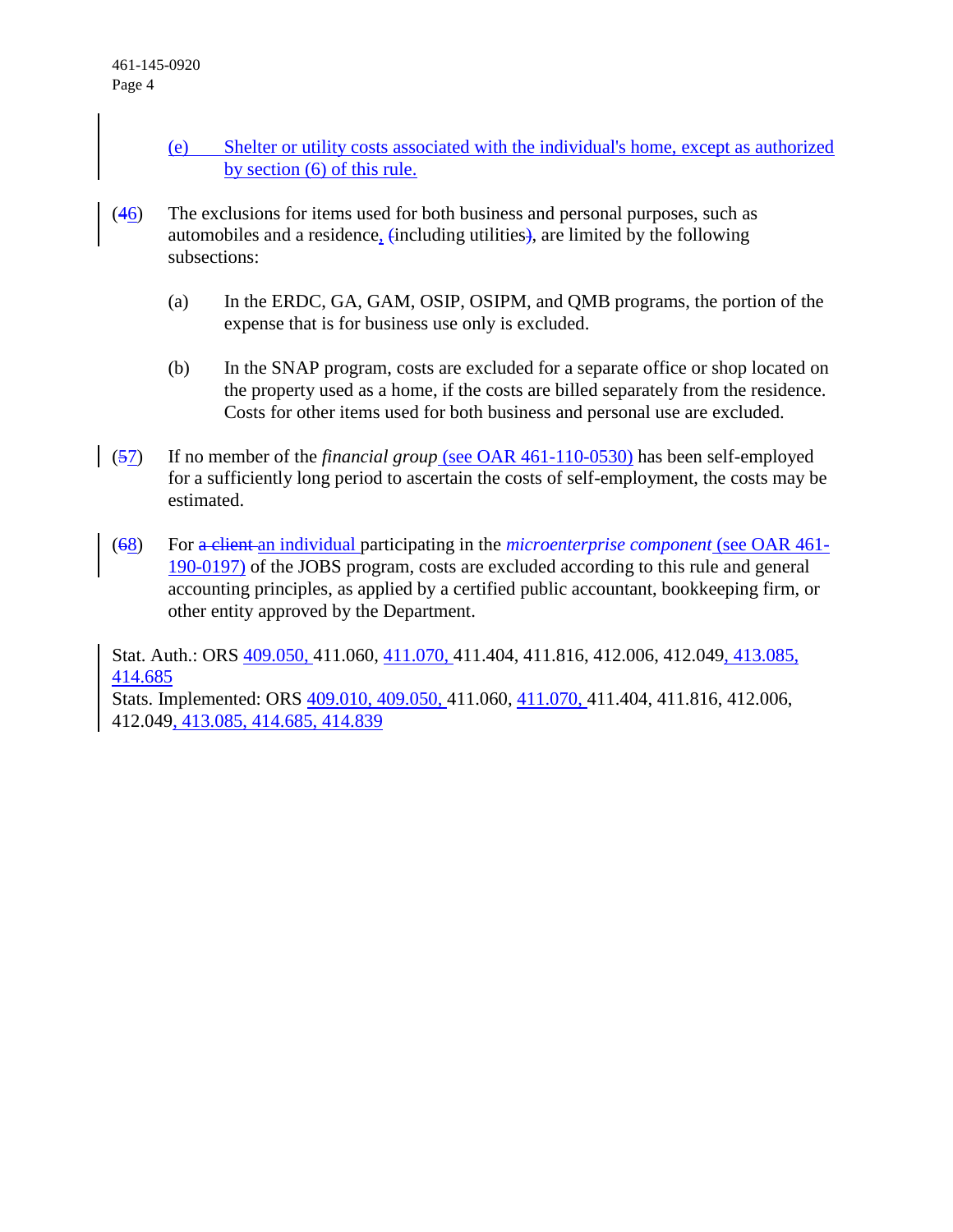(e) Shelter or utility costs associated with the individual's home, except as authorized by section (6) of this rule.

(~~4~~6) The exclusions for items used for both business and personal purposes, such as automobiles and a residence, ~~(~~including utilities~~)~~, are limited by the following subsections:

(a) In the ERDC, GA, GAM, OSIP, OSIPM, and QMB programs, the portion of the expense that is for business use only is excluded.

(b) In the SNAP program, costs are excluded for a separate office or shop located on the property used as a home, if the costs are billed separately from the residence. Costs for other items used for both business and personal use are excluded.

(~~5~~7) If no member of the *financial group* (see OAR 461-110-0530) has been self-employed for a sufficiently long period to ascertain the costs of self-employment, the costs may be estimated.

(~~6~~8) For ~~a client~~ an individual participating in the *microenterprise component* (see OAR 461-190-0197) of the JOBS program, costs are excluded according to this rule and general accounting principles, as applied by a certified public accountant, bookkeeping firm, or other entity approved by the Department.

Stat. Auth.: ORS 409.050, 411.060, 411.070, 411.404, 411.816, 412.006, 412.049, 413.085, 414.685
Stats. Implemented: ORS 409.010, 409.050, 411.060, 411.070, 411.404, 411.816, 412.006, 412.049, 413.085, 414.685, 414.839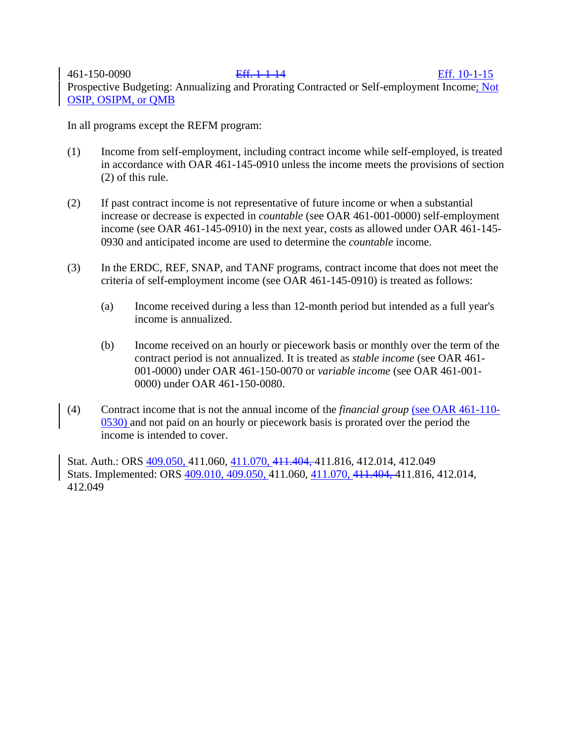461-150-0090 ~~Eff. 1-1-14~~ Eff. 10-1-15

Prospective Budgeting: Annualizing and Prorating Contracted or Self-employment Income; Not OSIP, OSIPM, or QMB

In all programs except the REFM program:

(1) Income from self-employment, including contract income while self-employed, is treated in accordance with OAR 461-145-0910 unless the income meets the provisions of section (2) of this rule.

(2) If past contract income is not representative of future income or when a substantial increase or decrease is expected in *countable* (see OAR 461-001-0000) self-employment income (see OAR 461-145-0910) in the next year, costs as allowed under OAR 461-145-0930 and anticipated income are used to determine the *countable* income.

(3) In the ERDC, REF, SNAP, and TANF programs, contract income that does not meet the criteria of self-employment income (see OAR 461-145-0910) is treated as follows:

   (a) Income received during a less than 12-month period but intended as a full year's income is annualized.

   (b) Income received on an hourly or piecework basis or monthly over the term of the contract period is not annualized. It is treated as *stable income* (see OAR 461-001-0000) under OAR 461-150-0070 or *variable income* (see OAR 461-001-0000) under OAR 461-150-0080.

(4) Contract income that is not the annual income of the *financial group* (see OAR 461-110-0530) and not paid on an hourly or piecework basis is prorated over the period the income is intended to cover.

Stat. Auth.: ORS 409.050, 411.060, 411.070, ~~411.404,~~ 411.816, 412.014, 412.049
Stats. Implemented: ORS 409.010, 409.050, 411.060, 411.070, ~~411.404,~~ 411.816, 412.014, 412.049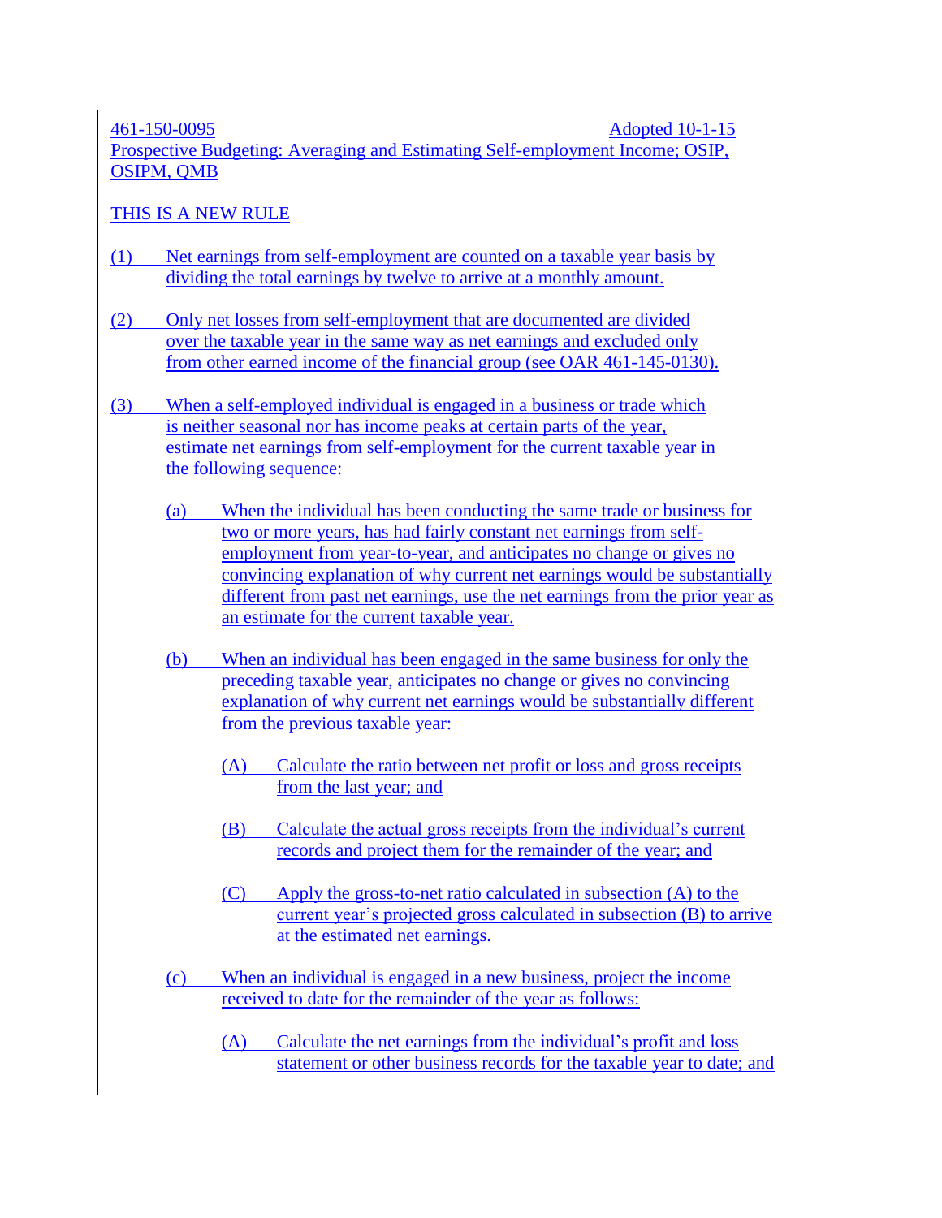461-150-0095 Adopted 10-1-15

Prospective Budgeting: Averaging and Estimating Self-employment Income; OSIP, OSIPM, QMB

THIS IS A NEW RULE

(1) Net earnings from self-employment are counted on a taxable year basis by dividing the total earnings by twelve to arrive at a monthly amount.

(2) Only net losses from self-employment that are documented are divided over the taxable year in the same way as net earnings and excluded only from other earned income of the financial group (see OAR 461-145-0130).

(3) When a self-employed individual is engaged in a business or trade which is neither seasonal nor has income peaks at certain parts of the year, estimate net earnings from self-employment for the current taxable year in the following sequence:

- (a) When the individual has been conducting the same trade or business for two or more years, has had fairly constant net earnings from self-employment from year-to-year, and anticipates no change or gives no convincing explanation of why current net earnings would be substantially different from past net earnings, use the net earnings from the prior year as an estimate for the current taxable year.

- (b) When an individual has been engaged in the same business for only the preceding taxable year, anticipates no change or gives no convincing explanation of why current net earnings would be substantially different from the previous taxable year:

  - (A) Calculate the ratio between net profit or loss and gross receipts from the last year; and

  - (B) Calculate the actual gross receipts from the individual's current records and project them for the remainder of the year; and

  - (C) Apply the gross-to-net ratio calculated in subsection (A) to the current year's projected gross calculated in subsection (B) to arrive at the estimated net earnings.

- (c) When an individual is engaged in a new business, project the income received to date for the remainder of the year as follows:

  - (A) Calculate the net earnings from the individual's profit and loss statement or other business records for the taxable year to date; and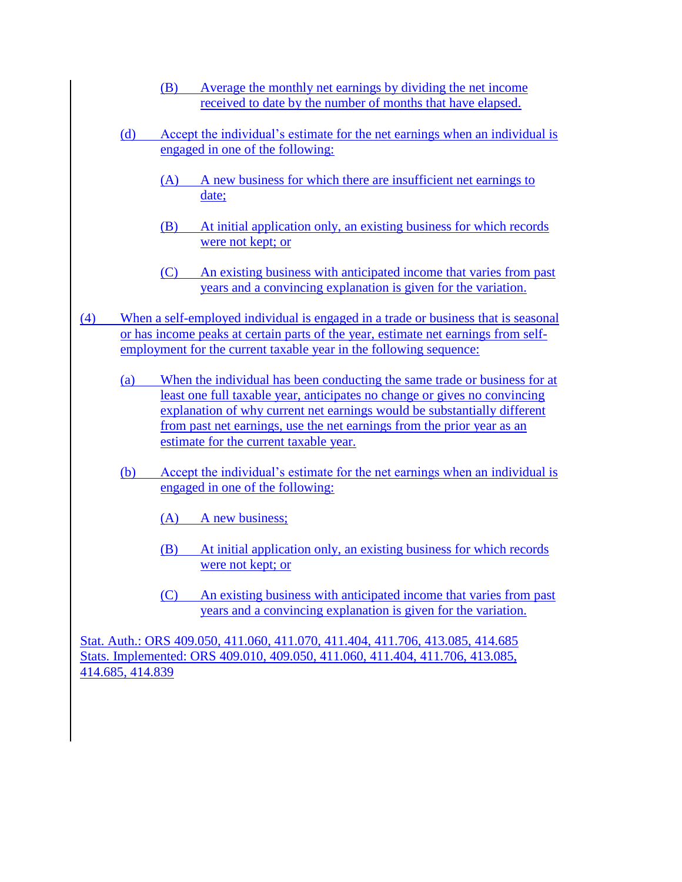(B) Average the monthly net earnings by dividing the net income received to date by the number of months that have elapsed.

(d) Accept the individual's estimate for the net earnings when an individual is engaged in one of the following:

(A) A new business for which there are insufficient net earnings to date;

(B) At initial application only, an existing business for which records were not kept; or

(C) An existing business with anticipated income that varies from past years and a convincing explanation is given for the variation.

(4) When a self-employed individual is engaged in a trade or business that is seasonal or has income peaks at certain parts of the year, estimate net earnings from self-employment for the current taxable year in the following sequence:

(a) When the individual has been conducting the same trade or business for at least one full taxable year, anticipates no change or gives no convincing explanation of why current net earnings would be substantially different from past net earnings, use the net earnings from the prior year as an estimate for the current taxable year.

(b) Accept the individual's estimate for the net earnings when an individual is engaged in one of the following:

(A) A new business;

(B) At initial application only, an existing business for which records were not kept; or

(C) An existing business with anticipated income that varies from past years and a convincing explanation is given for the variation.

Stat. Auth.: ORS 409.050, 411.060, 411.070, 411.404, 411.706, 413.085, 414.685
Stats. Implemented: ORS 409.010, 409.050, 411.060, 411.404, 411.706, 413.085, 414.685, 414.839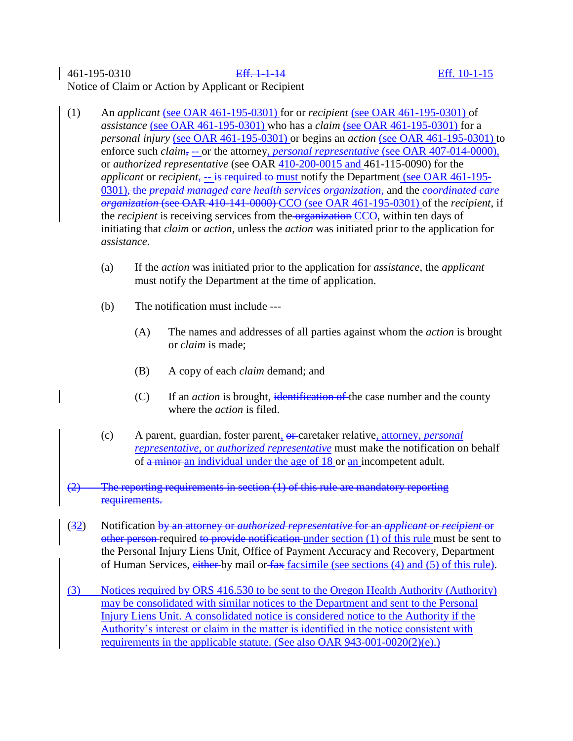461-195-0310 ~~Eff. 1-1-14~~ Eff. 10-1-15

Notice of Claim or Action by Applicant or Recipient

(1) An *applicant* (see OAR 461-195-0301) for or *recipient* (see OAR 461-195-0301) of *assistance* (see OAR 461-195-0301) who has a *claim* (see OAR 461-195-0301) for a *personal injury* (see OAR 461-195-0301) or begins an *action* (see OAR 461-195-0301) to enforce such *claim*~~,~~ -- or the attorney, *personal representative* (see OAR 407-014-0000), or *authorized representative* (see OAR 410-200-0015 and 461-115-0090) for the *applicant* or *recipient*~~,~~ -- ~~is required to~~ must notify the Department (see OAR 461-195-0301)~~, the *prepaid managed care health services organization*,~~ and the ~~*coordinated care organization* (see OAR 410-141-0000)~~ CCO (see OAR 461-195-0301) of the *recipient*, if the *recipient* is receiving services from the ~~organization~~ CCO, within ten days of initiating that *claim* or *action*, unless the *action* was initiated prior to the application for *assistance*.

(a) If the *action* was initiated prior to the application for *assistance*, the *applicant* must notify the Department at the time of application.

(b) The notification must include ---

(A) The names and addresses of all parties against whom the *action* is brought or *claim* is made;

(B) A copy of each *claim* demand; and

(C) If an *action* is brought, ~~identification of~~ the case number and the county where the *action* is filed.

(c) A parent, guardian, foster parent, ~~or~~ caretaker relative, attorney, *personal representative*, or *authorized representative* must make the notification on behalf of ~~a minor~~ an individual under the age of 18 or an incompetent adult.

~~(2) The reporting requirements in section (1) of this rule are mandatory reporting requirements.~~

(~~3~~2) Notification ~~by an attorney or *authorized representative* for an *applicant* or *recipient* or other person~~ required ~~to provide notification~~ under section (1) of this rule must be sent to the Personal Injury Liens Unit, Office of Payment Accuracy and Recovery, Department of Human Services, ~~either~~ by mail or ~~fax~~ facsimile (see sections (4) and (5) of this rule).

(3) Notices required by ORS 416.530 to be sent to the Oregon Health Authority (Authority) may be consolidated with similar notices to the Department and sent to the Personal Injury Liens Unit. A consolidated notice is considered notice to the Authority if the Authority's interest or claim in the matter is identified in the notice consistent with requirements in the applicable statute. (See also OAR 943-001-0020(2)(e).)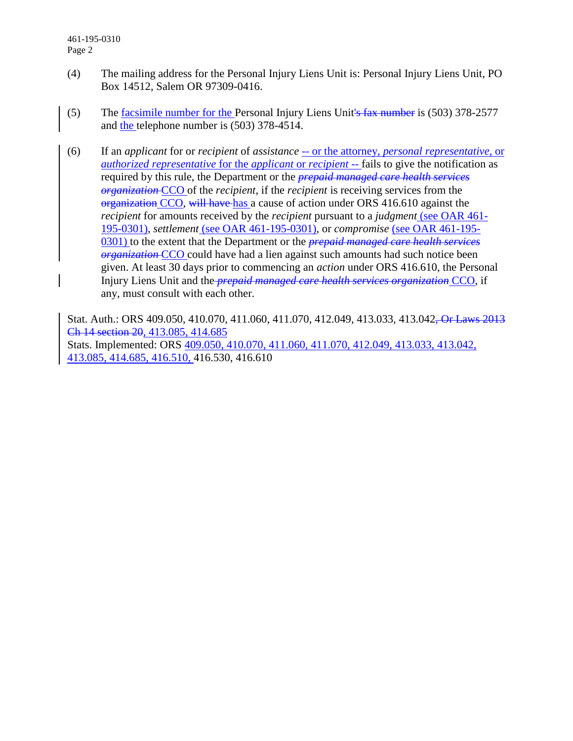(4) The mailing address for the Personal Injury Liens Unit is: Personal Injury Liens Unit, PO Box 14512, Salem OR 97309-0416.

(5) The facsimile number for the Personal Injury Liens Unit~~'s fax number~~ is (503) 378-2577 and the telephone number is (503) 378-4514.

(6) If an *applicant* for or *recipient* of *assistance* -- or the attorney, *personal representative*, or *authorized representative* for the *applicant* or *recipient* -- fails to give the notification as required by this rule, the Department or the ~~*prepaid managed care health services organization*~~ CCO of the *recipient*, if the *recipient* is receiving services from the ~~organization~~ CCO, ~~will have~~ has a cause of action under ORS 416.610 against the *recipient* for amounts received by the *recipient* pursuant to a *judgment* (see OAR 461-195-0301), *settlement* (see OAR 461-195-0301), or *compromise* (see OAR 461-195-0301) to the extent that the Department or the ~~*prepaid managed care health services organization*~~ CCO could have had a lien against such amounts had such notice been given. At least 30 days prior to commencing an *action* under ORS 416.610, the Personal Injury Liens Unit and the ~~*prepaid managed care health services organization*~~ CCO, if any, must consult with each other.

Stat. Auth.: ORS 409.050, 410.070, 411.060, 411.070, 412.049, 413.033, 413.042~~, Or Laws 2013 Ch 14 section 20~~, 413.085, 414.685
Stats. Implemented: ORS 409.050, 410.070, 411.060, 411.070, 412.049, 413.033, 413.042, 413.085, 414.685, 416.510, 416.530, 416.610